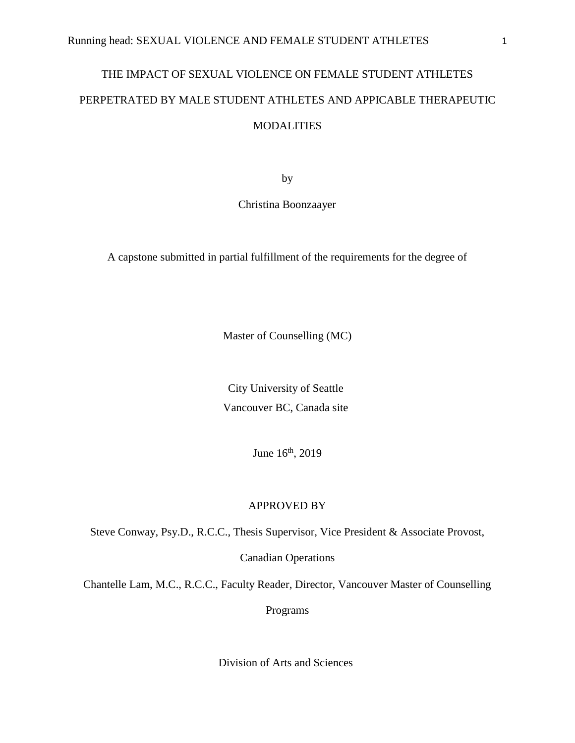# THE IMPACT OF SEXUAL VIOLENCE ON FEMALE STUDENT ATHLETES PERPETRATED BY MALE STUDENT ATHLETES AND APPICABLE THERAPEUTIC MODALITIES

by

Christina Boonzaayer

A capstone submitted in partial fulfillment of the requirements for the degree of

Master of Counselling (MC)

City University of Seattle

Vancouver BC, Canada site

June 16th, 2019

APPROVED BY

Steve Conway, Psy.D., R.C.C., Thesis Supervisor, Vice President & Associate Provost, Canadian Operations

Chantelle Lam, M.C., R.C.C., Faculty Reader, Director, Vancouver Master of Counselling Programs

Division of Arts and Sciences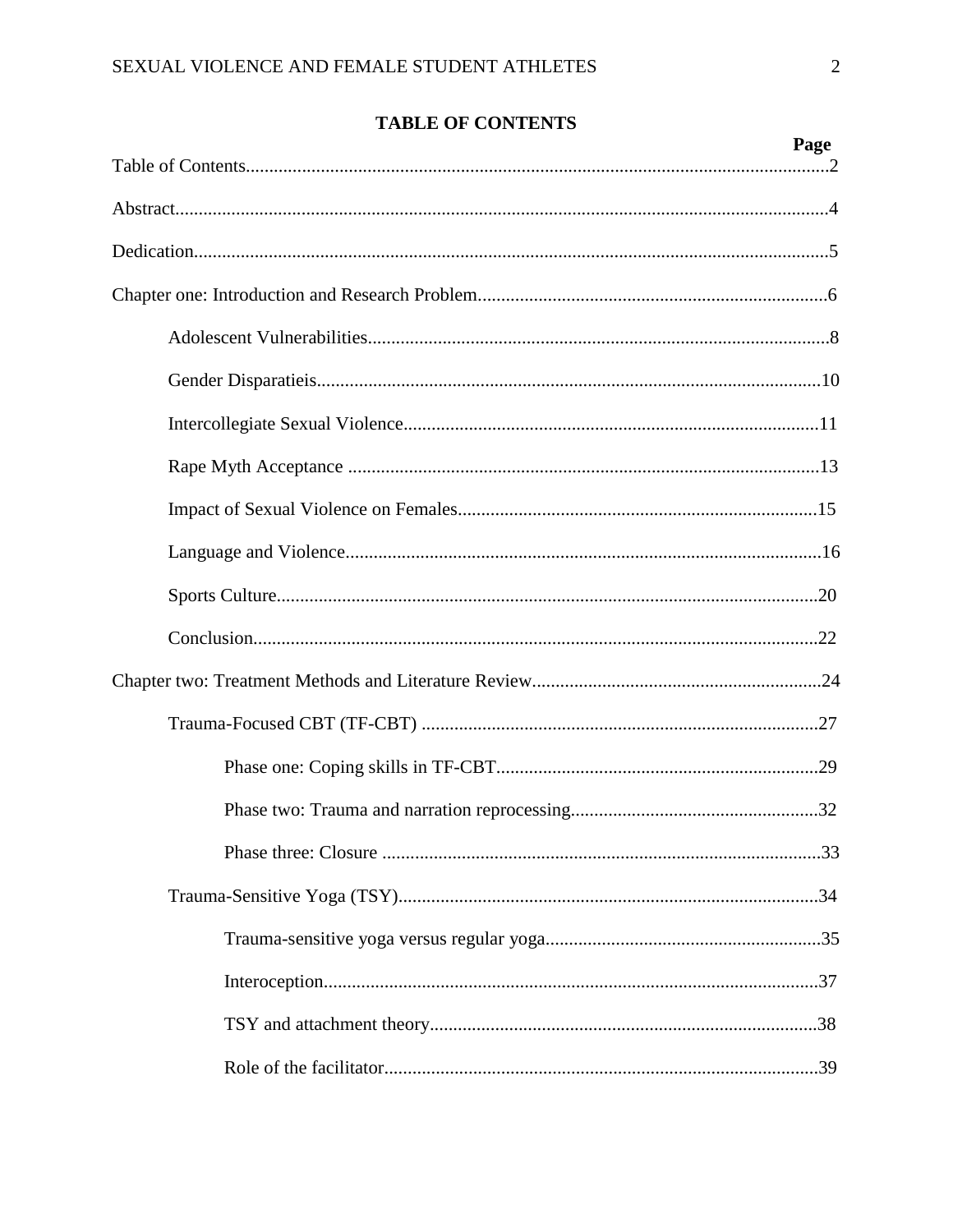# TABLE OF CONTENTS

| | Page |
|---|---|
| Table of Contents | 2 |
| Abstract | 4 |
| Dedication | 5 |
| Chapter one: Introduction and Research Problem | 6 |
| Adolescent Vulnerabilities | 8 |
| Gender Disparatieis | 10 |
| Intercollegiate Sexual Violence | 11 |
| Rape Myth Acceptance | 13 |
| Impact of Sexual Violence on Females | 15 |
| Language and Violence | 16 |
| Sports Culture | 20 |
| Conclusion | 22 |
| Chapter two: Treatment Methods and Literature Review | 24 |
| Trauma-Focused CBT (TF-CBT) | 27 |
| Phase one: Coping skills in TF-CBT | 29 |
| Phase two: Trauma and narration reprocessing | 32 |
| Phase three: Closure | 33 |
| Trauma-Sensitive Yoga (TSY) | 34 |
| Trauma-sensitive yoga versus regular yoga | 35 |
| Interoception | 37 |
| TSY and attachment theory | 38 |
| Role of the facilitator | 39 |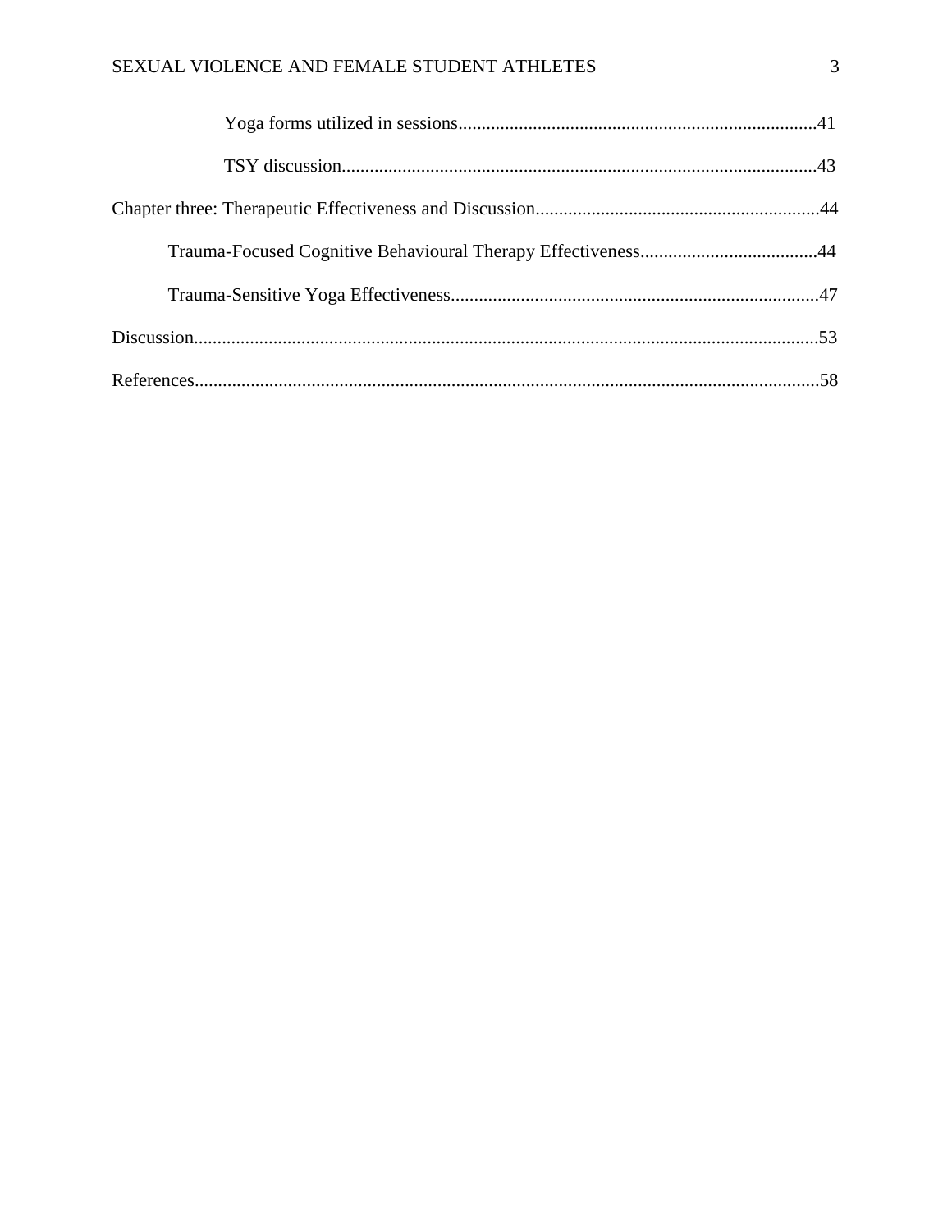Yoga forms utilized in sessions............................................................................41

TSY discussion.....................................................................................................43

Chapter three: Therapeutic Effectiveness and Discussion............................................................44

Trauma-Focused Cognitive Behavioural Therapy Effectiveness......................................44

Trauma-Sensitive Yoga Effectiveness..............................................................................47

Discussion.....................................................................................................................................53

References.....................................................................................................................................58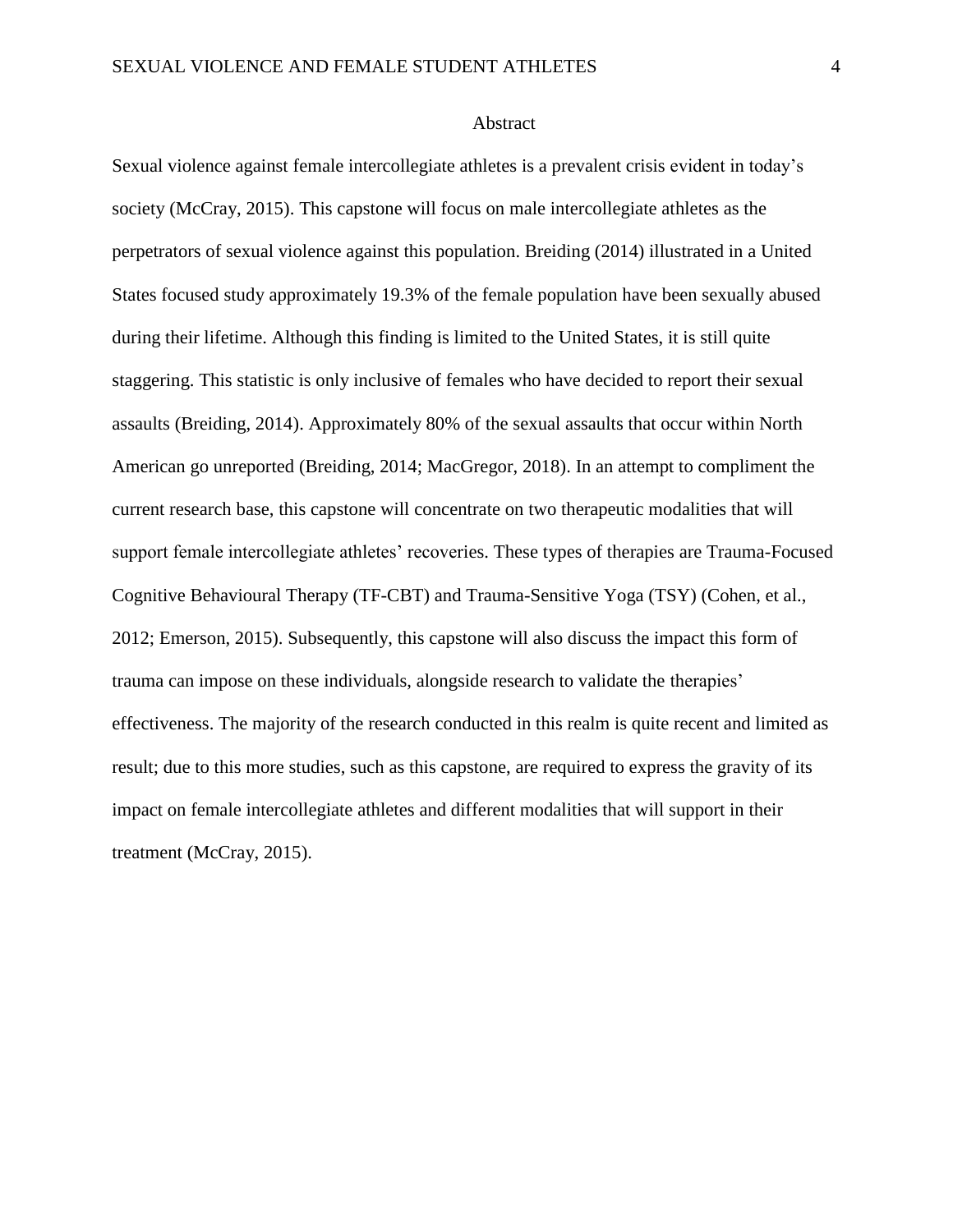# Abstract

Sexual violence against female intercollegiate athletes is a prevalent crisis evident in today's society (McCray, 2015). This capstone will focus on male intercollegiate athletes as the perpetrators of sexual violence against this population. Breiding (2014) illustrated in a United States focused study approximately 19.3% of the female population have been sexually abused during their lifetime. Although this finding is limited to the United States, it is still quite staggering. This statistic is only inclusive of females who have decided to report their sexual assaults (Breiding, 2014). Approximately 80% of the sexual assaults that occur within North American go unreported (Breiding, 2014; MacGregor, 2018). In an attempt to compliment the current research base, this capstone will concentrate on two therapeutic modalities that will support female intercollegiate athletes' recoveries. These types of therapies are Trauma-Focused Cognitive Behavioural Therapy (TF-CBT) and Trauma-Sensitive Yoga (TSY) (Cohen, et al., 2012; Emerson, 2015). Subsequently, this capstone will also discuss the impact this form of trauma can impose on these individuals, alongside research to validate the therapies' effectiveness. The majority of the research conducted in this realm is quite recent and limited as result; due to this more studies, such as this capstone, are required to express the gravity of its impact on female intercollegiate athletes and different modalities that will support in their treatment (McCray, 2015).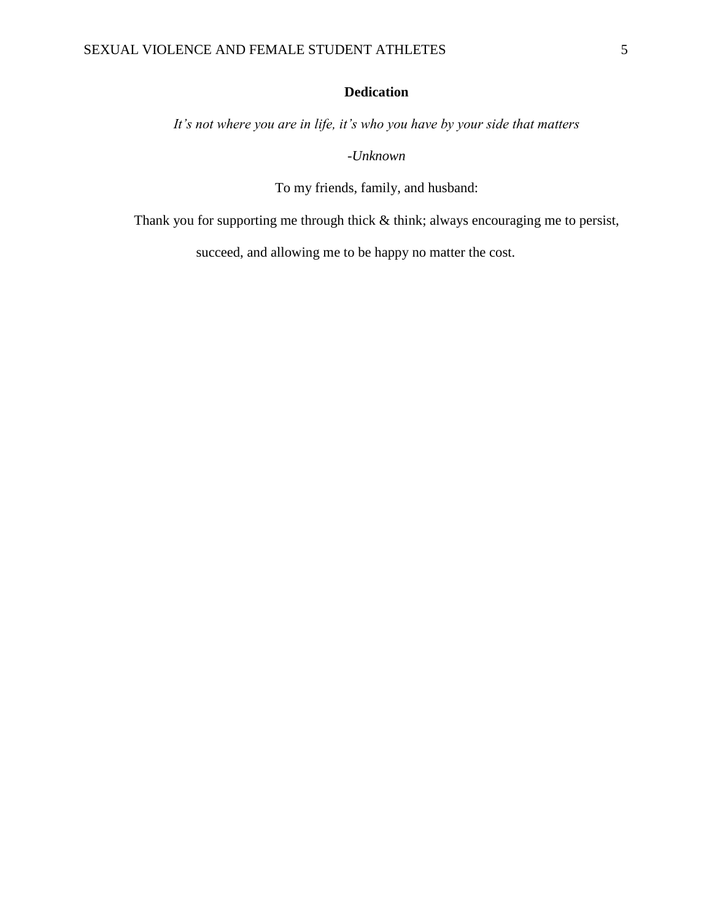# Dedication

*It's not where you are in life, it's who you have by your side that matters*

*-Unknown*

To my friends, family, and husband:

Thank you for supporting me through thick & think; always encouraging me to persist, succeed, and allowing me to be happy no matter the cost.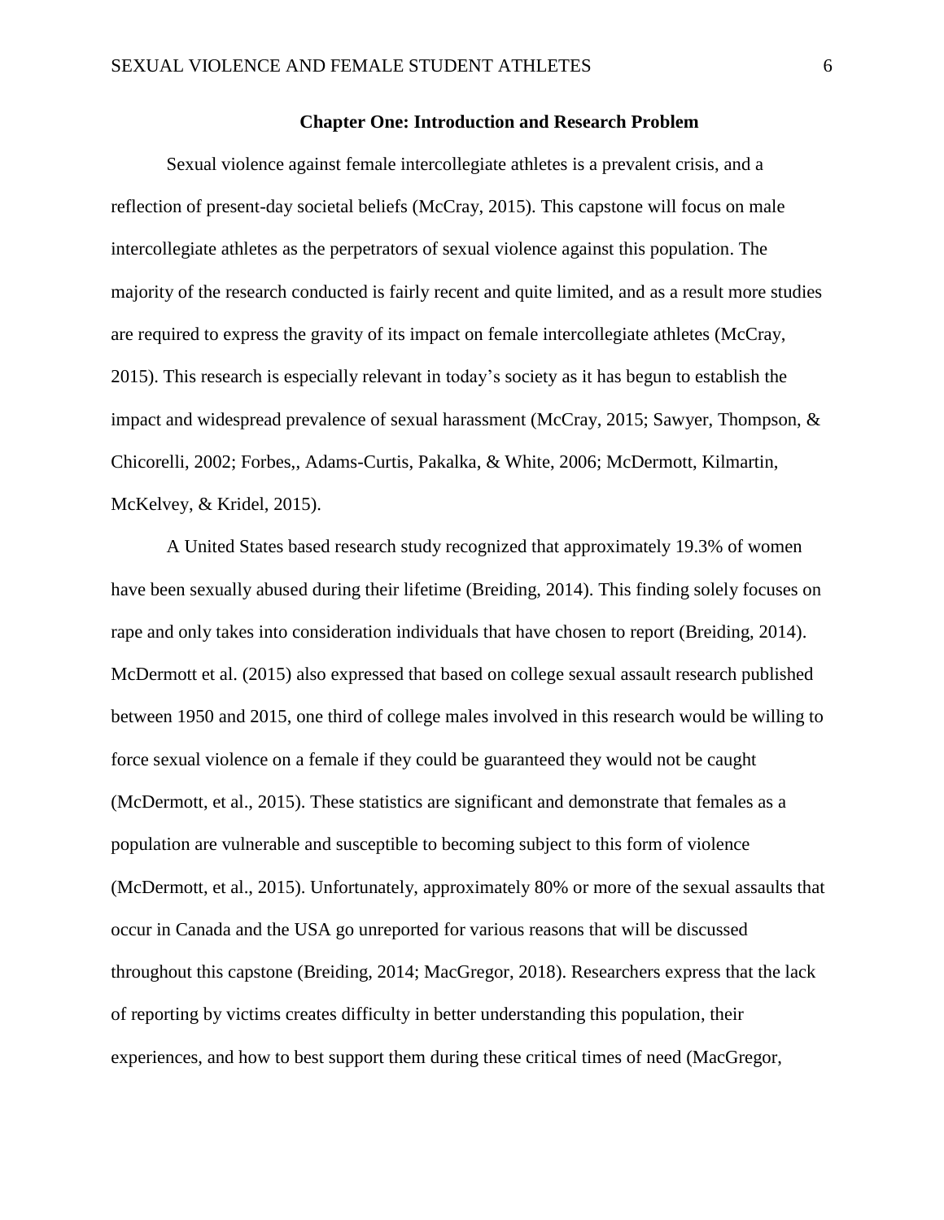## Chapter One: Introduction and Research Problem

Sexual violence against female intercollegiate athletes is a prevalent crisis, and a reflection of present-day societal beliefs (McCray, 2015). This capstone will focus on male intercollegiate athletes as the perpetrators of sexual violence against this population. The majority of the research conducted is fairly recent and quite limited, and as a result more studies are required to express the gravity of its impact on female intercollegiate athletes (McCray, 2015). This research is especially relevant in today's society as it has begun to establish the impact and widespread prevalence of sexual harassment (McCray, 2015; Sawyer, Thompson, & Chicorelli, 2002; Forbes,, Adams-Curtis, Pakalka, & White, 2006; McDermott, Kilmartin, McKelvey, & Kridel, 2015).

A United States based research study recognized that approximately 19.3% of women have been sexually abused during their lifetime (Breiding, 2014). This finding solely focuses on rape and only takes into consideration individuals that have chosen to report (Breiding, 2014). McDermott et al. (2015) also expressed that based on college sexual assault research published between 1950 and 2015, one third of college males involved in this research would be willing to force sexual violence on a female if they could be guaranteed they would not be caught (McDermott, et al., 2015). These statistics are significant and demonstrate that females as a population are vulnerable and susceptible to becoming subject to this form of violence (McDermott, et al., 2015). Unfortunately, approximately 80% or more of the sexual assaults that occur in Canada and the USA go unreported for various reasons that will be discussed throughout this capstone (Breiding, 2014; MacGregor, 2018). Researchers express that the lack of reporting by victims creates difficulty in better understanding this population, their experiences, and how to best support them during these critical times of need (MacGregor,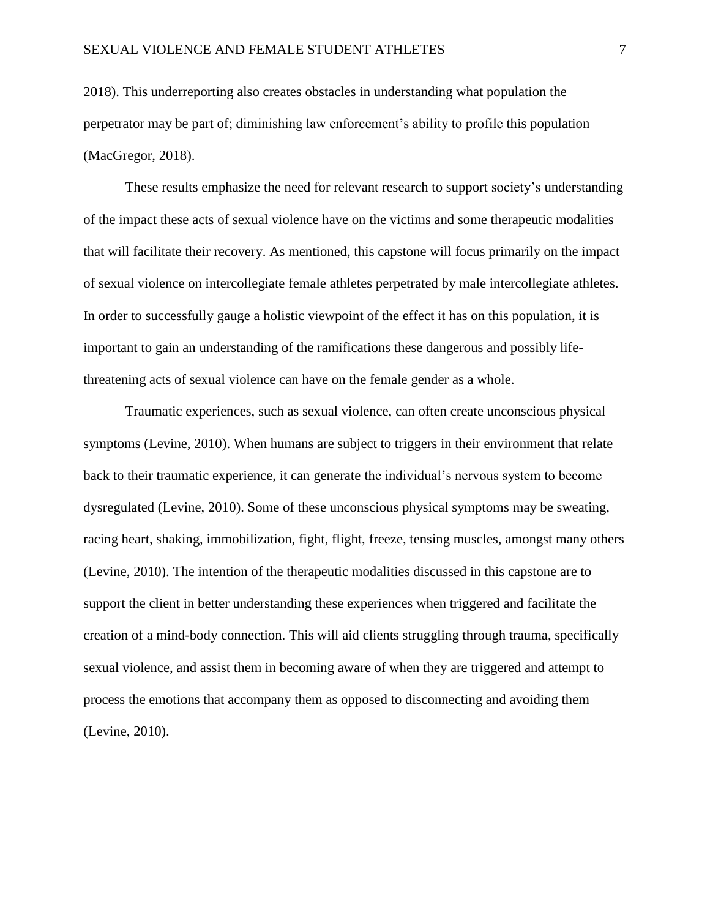2018). This underreporting also creates obstacles in understanding what population the perpetrator may be part of; diminishing law enforcement's ability to profile this population (MacGregor, 2018).

These results emphasize the need for relevant research to support society's understanding of the impact these acts of sexual violence have on the victims and some therapeutic modalities that will facilitate their recovery. As mentioned, this capstone will focus primarily on the impact of sexual violence on intercollegiate female athletes perpetrated by male intercollegiate athletes. In order to successfully gauge a holistic viewpoint of the effect it has on this population, it is important to gain an understanding of the ramifications these dangerous and possibly life-threatening acts of sexual violence can have on the female gender as a whole.

Traumatic experiences, such as sexual violence, can often create unconscious physical symptoms (Levine, 2010). When humans are subject to triggers in their environment that relate back to their traumatic experience, it can generate the individual's nervous system to become dysregulated (Levine, 2010). Some of these unconscious physical symptoms may be sweating, racing heart, shaking, immobilization, fight, flight, freeze, tensing muscles, amongst many others (Levine, 2010). The intention of the therapeutic modalities discussed in this capstone are to support the client in better understanding these experiences when triggered and facilitate the creation of a mind-body connection. This will aid clients struggling through trauma, specifically sexual violence, and assist them in becoming aware of when they are triggered and attempt to process the emotions that accompany them as opposed to disconnecting and avoiding them (Levine, 2010).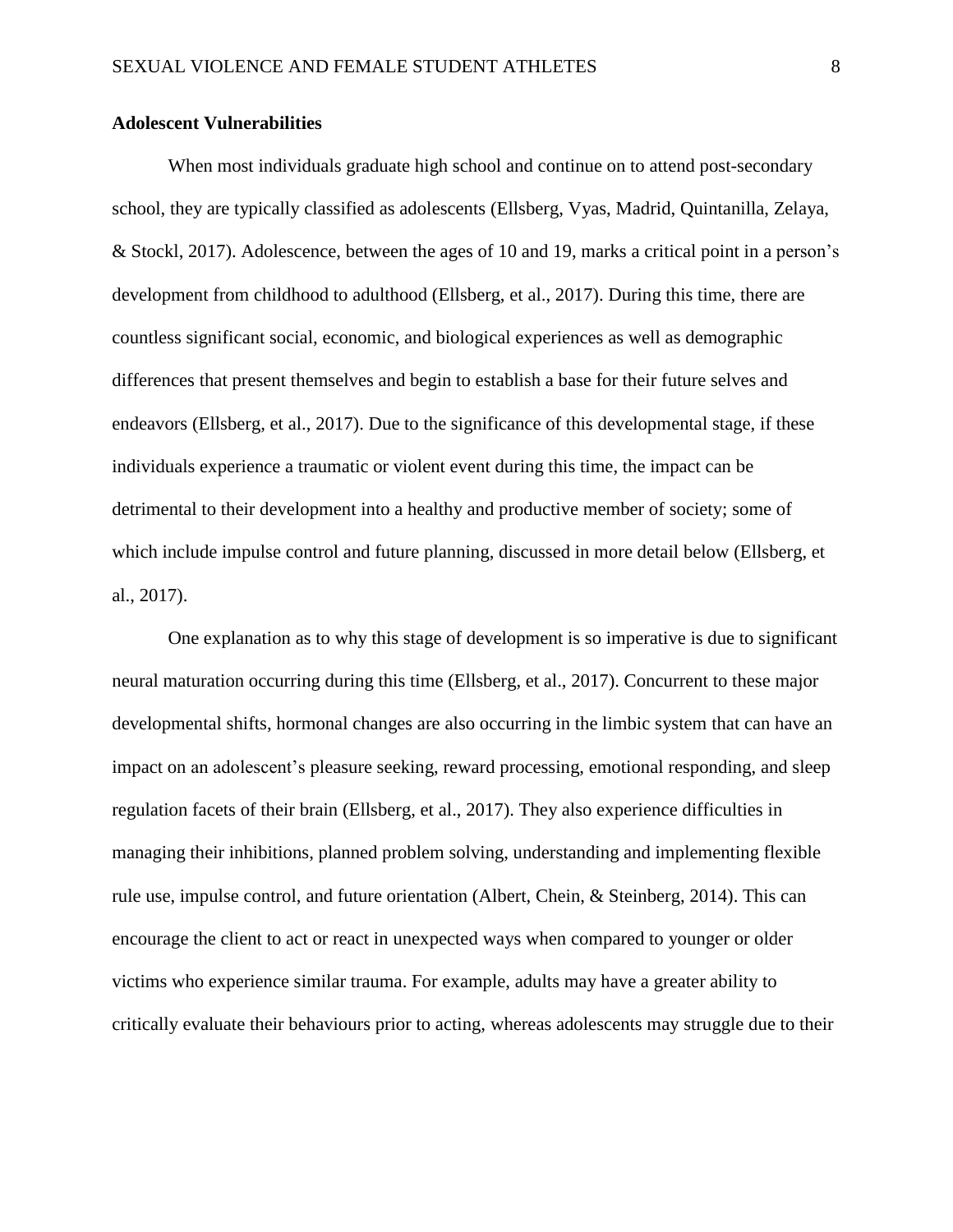**Adolescent Vulnerabilities**

When most individuals graduate high school and continue on to attend post-secondary school, they are typically classified as adolescents (Ellsberg, Vyas, Madrid, Quintanilla, Zelaya, & Stockl, 2017). Adolescence, between the ages of 10 and 19, marks a critical point in a person's development from childhood to adulthood (Ellsberg, et al., 2017). During this time, there are countless significant social, economic, and biological experiences as well as demographic differences that present themselves and begin to establish a base for their future selves and endeavors (Ellsberg, et al., 2017). Due to the significance of this developmental stage, if these individuals experience a traumatic or violent event during this time, the impact can be detrimental to their development into a healthy and productive member of society; some of which include impulse control and future planning, discussed in more detail below (Ellsberg, et al., 2017).

One explanation as to why this stage of development is so imperative is due to significant neural maturation occurring during this time (Ellsberg, et al., 2017). Concurrent to these major developmental shifts, hormonal changes are also occurring in the limbic system that can have an impact on an adolescent's pleasure seeking, reward processing, emotional responding, and sleep regulation facets of their brain (Ellsberg, et al., 2017). They also experience difficulties in managing their inhibitions, planned problem solving, understanding and implementing flexible rule use, impulse control, and future orientation (Albert, Chein, & Steinberg, 2014). This can encourage the client to act or react in unexpected ways when compared to younger or older victims who experience similar trauma. For example, adults may have a greater ability to critically evaluate their behaviours prior to acting, whereas adolescents may struggle due to their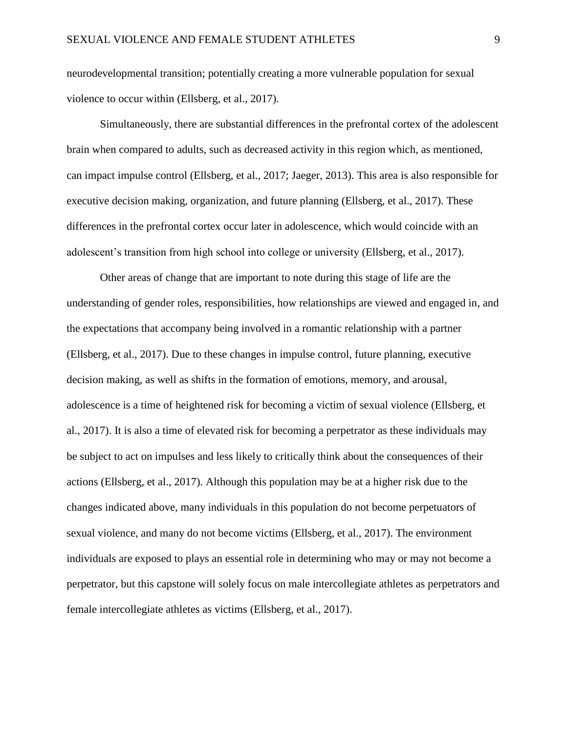neurodevelopmental transition; potentially creating a more vulnerable population for sexual violence to occur within (Ellsberg, et al., 2017).

Simultaneously, there are substantial differences in the prefrontal cortex of the adolescent brain when compared to adults, such as decreased activity in this region which, as mentioned, can impact impulse control (Ellsberg, et al., 2017; Jaeger, 2013). This area is also responsible for executive decision making, organization, and future planning (Ellsberg, et al., 2017). These differences in the prefrontal cortex occur later in adolescence, which would coincide with an adolescent's transition from high school into college or university (Ellsberg, et al., 2017).

Other areas of change that are important to note during this stage of life are the understanding of gender roles, responsibilities, how relationships are viewed and engaged in, and the expectations that accompany being involved in a romantic relationship with a partner (Ellsberg, et al., 2017). Due to these changes in impulse control, future planning, executive decision making, as well as shifts in the formation of emotions, memory, and arousal, adolescence is a time of heightened risk for becoming a victim of sexual violence (Ellsberg, et al., 2017). It is also a time of elevated risk for becoming a perpetrator as these individuals may be subject to act on impulses and less likely to critically think about the consequences of their actions (Ellsberg, et al., 2017). Although this population may be at a higher risk due to the changes indicated above, many individuals in this population do not become perpetuators of sexual violence, and many do not become victims (Ellsberg, et al., 2017). The environment individuals are exposed to plays an essential role in determining who may or may not become a perpetrator, but this capstone will solely focus on male intercollegiate athletes as perpetrators and female intercollegiate athletes as victims (Ellsberg, et al., 2017).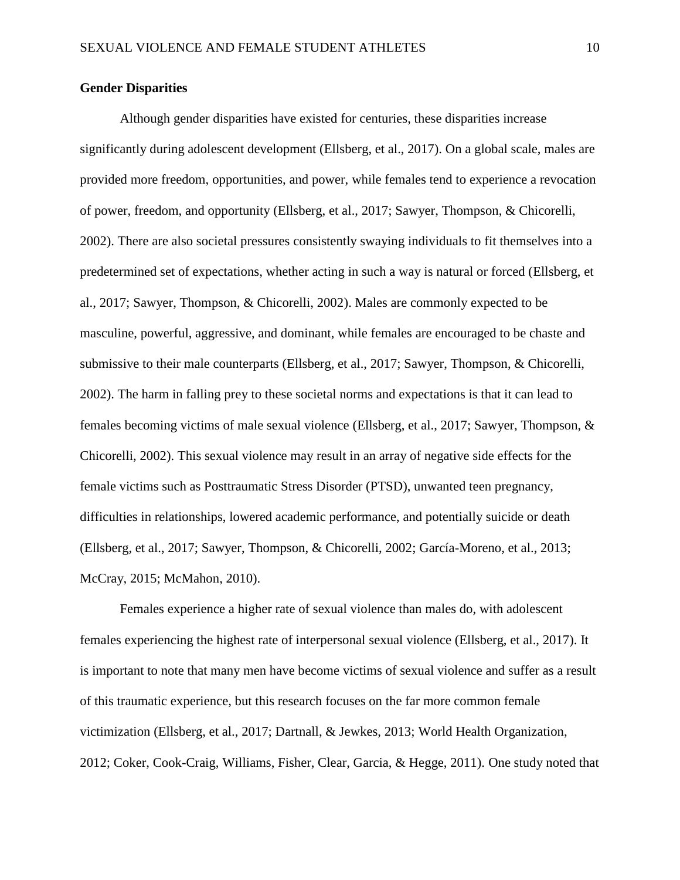**Gender Disparities**

Although gender disparities have existed for centuries, these disparities increase significantly during adolescent development (Ellsberg, et al., 2017). On a global scale, males are provided more freedom, opportunities, and power, while females tend to experience a revocation of power, freedom, and opportunity (Ellsberg, et al., 2017; Sawyer, Thompson, & Chicorelli, 2002). There are also societal pressures consistently swaying individuals to fit themselves into a predetermined set of expectations, whether acting in such a way is natural or forced (Ellsberg, et al., 2017; Sawyer, Thompson, & Chicorelli, 2002). Males are commonly expected to be masculine, powerful, aggressive, and dominant, while females are encouraged to be chaste and submissive to their male counterparts (Ellsberg, et al., 2017; Sawyer, Thompson, & Chicorelli, 2002). The harm in falling prey to these societal norms and expectations is that it can lead to females becoming victims of male sexual violence (Ellsberg, et al., 2017; Sawyer, Thompson, & Chicorelli, 2002). This sexual violence may result in an array of negative side effects for the female victims such as Posttraumatic Stress Disorder (PTSD), unwanted teen pregnancy, difficulties in relationships, lowered academic performance, and potentially suicide or death (Ellsberg, et al., 2017; Sawyer, Thompson, & Chicorelli, 2002; García-Moreno, et al., 2013; McCray, 2015; McMahon, 2010).

Females experience a higher rate of sexual violence than males do, with adolescent females experiencing the highest rate of interpersonal sexual violence (Ellsberg, et al., 2017). It is important to note that many men have become victims of sexual violence and suffer as a result of this traumatic experience, but this research focuses on the far more common female victimization (Ellsberg, et al., 2017; Dartnall, & Jewkes, 2013; World Health Organization, 2012; Coker, Cook-Craig, Williams, Fisher, Clear, Garcia, & Hegge, 2011). One study noted that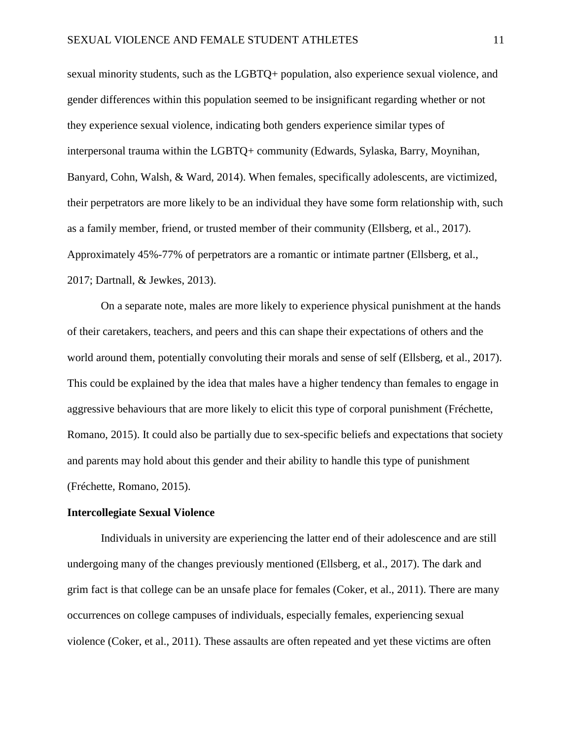sexual minority students, such as the LGBTQ+ population, also experience sexual violence, and gender differences within this population seemed to be insignificant regarding whether or not they experience sexual violence, indicating both genders experience similar types of interpersonal trauma within the LGBTQ+ community (Edwards, Sylaska, Barry, Moynihan, Banyard, Cohn, Walsh, & Ward, 2014). When females, specifically adolescents, are victimized, their perpetrators are more likely to be an individual they have some form relationship with, such as a family member, friend, or trusted member of their community (Ellsberg, et al., 2017). Approximately 45%-77% of perpetrators are a romantic or intimate partner (Ellsberg, et al., 2017; Dartnall, & Jewkes, 2013).

On a separate note, males are more likely to experience physical punishment at the hands of their caretakers, teachers, and peers and this can shape their expectations of others and the world around them, potentially convoluting their morals and sense of self (Ellsberg, et al., 2017). This could be explained by the idea that males have a higher tendency than females to engage in aggressive behaviours that are more likely to elicit this type of corporal punishment (Fréchette, Romano, 2015). It could also be partially due to sex-specific beliefs and expectations that society and parents may hold about this gender and their ability to handle this type of punishment (Fréchette, Romano, 2015).

**Intercollegiate Sexual Violence**

Individuals in university are experiencing the latter end of their adolescence and are still undergoing many of the changes previously mentioned (Ellsberg, et al., 2017). The dark and grim fact is that college can be an unsafe place for females (Coker, et al., 2011). There are many occurrences on college campuses of individuals, especially females, experiencing sexual violence (Coker, et al., 2011). These assaults are often repeated and yet these victims are often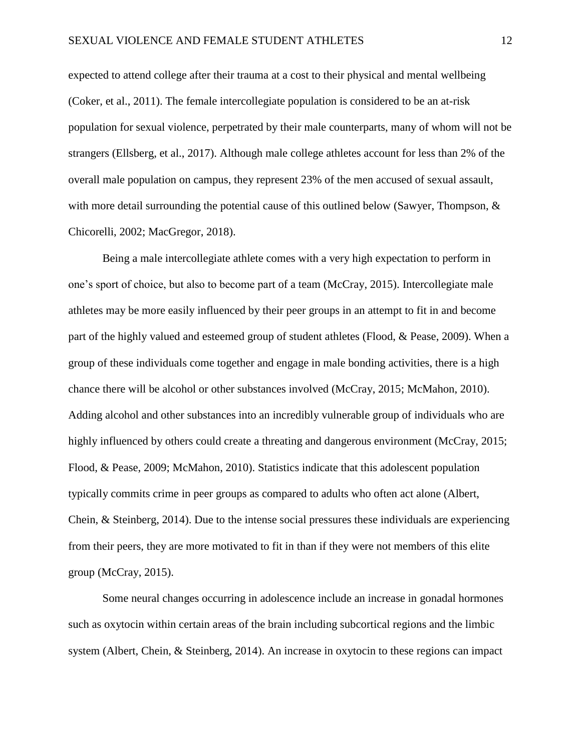expected to attend college after their trauma at a cost to their physical and mental wellbeing (Coker, et al., 2011). The female intercollegiate population is considered to be an at-risk population for sexual violence, perpetrated by their male counterparts, many of whom will not be strangers (Ellsberg, et al., 2017). Although male college athletes account for less than 2% of the overall male population on campus, they represent 23% of the men accused of sexual assault, with more detail surrounding the potential cause of this outlined below (Sawyer, Thompson, & Chicorelli, 2002; MacGregor, 2018).

Being a male intercollegiate athlete comes with a very high expectation to perform in one's sport of choice, but also to become part of a team (McCray, 2015). Intercollegiate male athletes may be more easily influenced by their peer groups in an attempt to fit in and become part of the highly valued and esteemed group of student athletes (Flood, & Pease, 2009). When a group of these individuals come together and engage in male bonding activities, there is a high chance there will be alcohol or other substances involved (McCray, 2015; McMahon, 2010). Adding alcohol and other substances into an incredibly vulnerable group of individuals who are highly influenced by others could create a threating and dangerous environment (McCray, 2015; Flood, & Pease, 2009; McMahon, 2010). Statistics indicate that this adolescent population typically commits crime in peer groups as compared to adults who often act alone (Albert, Chein, & Steinberg, 2014). Due to the intense social pressures these individuals are experiencing from their peers, they are more motivated to fit in than if they were not members of this elite group (McCray, 2015).

Some neural changes occurring in adolescence include an increase in gonadal hormones such as oxytocin within certain areas of the brain including subcortical regions and the limbic system (Albert, Chein, & Steinberg, 2014). An increase in oxytocin to these regions can impact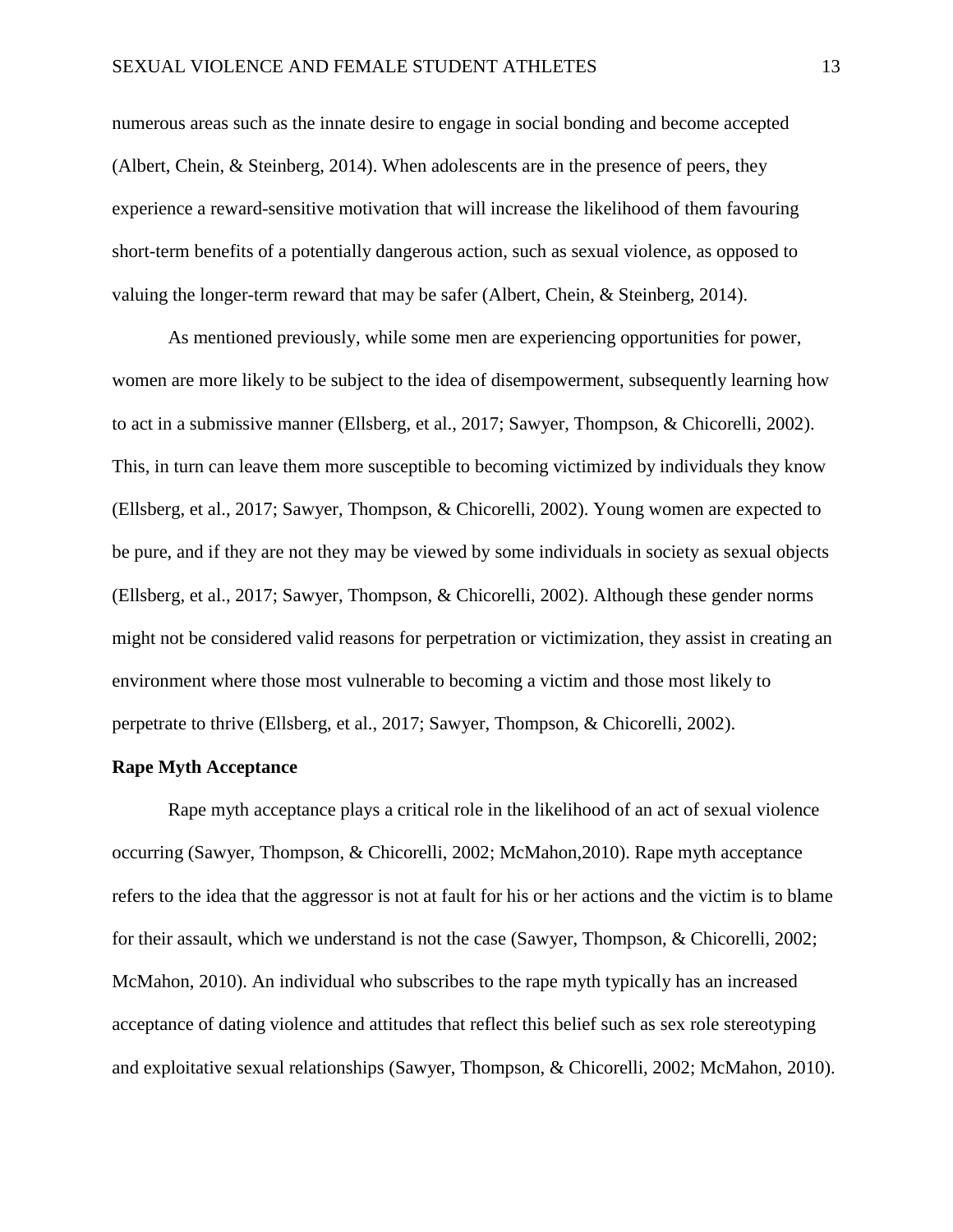numerous areas such as the innate desire to engage in social bonding and become accepted (Albert, Chein, & Steinberg, 2014). When adolescents are in the presence of peers, they experience a reward-sensitive motivation that will increase the likelihood of them favouring short-term benefits of a potentially dangerous action, such as sexual violence, as opposed to valuing the longer-term reward that may be safer (Albert, Chein, & Steinberg, 2014).

As mentioned previously, while some men are experiencing opportunities for power, women are more likely to be subject to the idea of disempowerment, subsequently learning how to act in a submissive manner (Ellsberg, et al., 2017; Sawyer, Thompson, & Chicorelli, 2002). This, in turn can leave them more susceptible to becoming victimized by individuals they know (Ellsberg, et al., 2017; Sawyer, Thompson, & Chicorelli, 2002). Young women are expected to be pure, and if they are not they may be viewed by some individuals in society as sexual objects (Ellsberg, et al., 2017; Sawyer, Thompson, & Chicorelli, 2002). Although these gender norms might not be considered valid reasons for perpetration or victimization, they assist in creating an environment where those most vulnerable to becoming a victim and those most likely to perpetrate to thrive (Ellsberg, et al., 2017; Sawyer, Thompson, & Chicorelli, 2002).

**Rape Myth Acceptance**

Rape myth acceptance plays a critical role in the likelihood of an act of sexual violence occurring (Sawyer, Thompson, & Chicorelli, 2002; McMahon,2010). Rape myth acceptance refers to the idea that the aggressor is not at fault for his or her actions and the victim is to blame for their assault, which we understand is not the case (Sawyer, Thompson, & Chicorelli, 2002; McMahon, 2010). An individual who subscribes to the rape myth typically has an increased acceptance of dating violence and attitudes that reflect this belief such as sex role stereotyping and exploitative sexual relationships (Sawyer, Thompson, & Chicorelli, 2002; McMahon, 2010).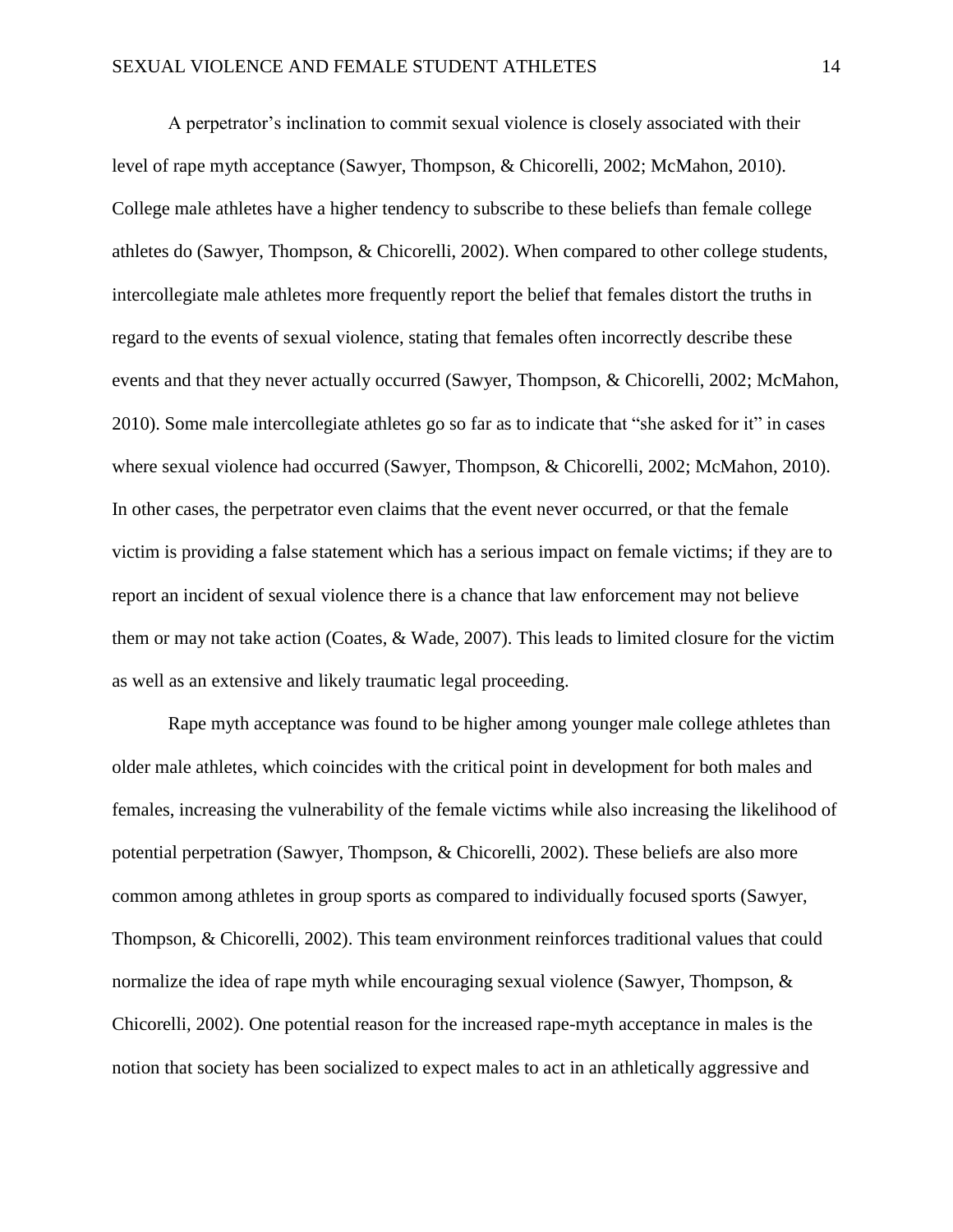A perpetrator's inclination to commit sexual violence is closely associated with their level of rape myth acceptance (Sawyer, Thompson, & Chicorelli, 2002; McMahon, 2010). College male athletes have a higher tendency to subscribe to these beliefs than female college athletes do (Sawyer, Thompson, & Chicorelli, 2002). When compared to other college students, intercollegiate male athletes more frequently report the belief that females distort the truths in regard to the events of sexual violence, stating that females often incorrectly describe these events and that they never actually occurred (Sawyer, Thompson, & Chicorelli, 2002; McMahon, 2010). Some male intercollegiate athletes go so far as to indicate that "she asked for it" in cases where sexual violence had occurred (Sawyer, Thompson, & Chicorelli, 2002; McMahon, 2010). In other cases, the perpetrator even claims that the event never occurred, or that the female victim is providing a false statement which has a serious impact on female victims; if they are to report an incident of sexual violence there is a chance that law enforcement may not believe them or may not take action (Coates, & Wade, 2007). This leads to limited closure for the victim as well as an extensive and likely traumatic legal proceeding.

Rape myth acceptance was found to be higher among younger male college athletes than older male athletes, which coincides with the critical point in development for both males and females, increasing the vulnerability of the female victims while also increasing the likelihood of potential perpetration (Sawyer, Thompson, & Chicorelli, 2002). These beliefs are also more common among athletes in group sports as compared to individually focused sports (Sawyer, Thompson, & Chicorelli, 2002). This team environment reinforces traditional values that could normalize the idea of rape myth while encouraging sexual violence (Sawyer, Thompson, & Chicorelli, 2002). One potential reason for the increased rape-myth acceptance in males is the notion that society has been socialized to expect males to act in an athletically aggressive and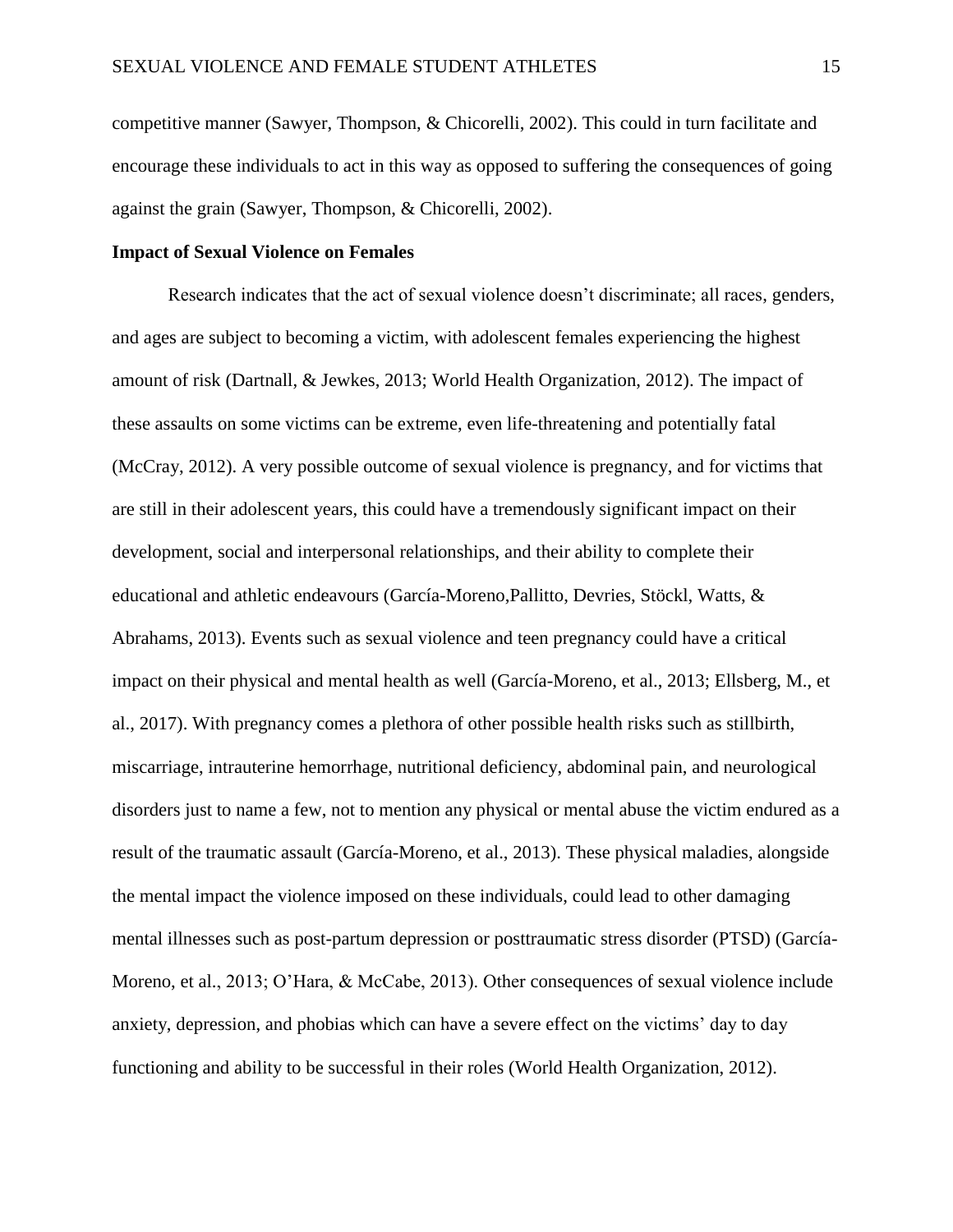competitive manner (Sawyer, Thompson, & Chicorelli, 2002). This could in turn facilitate and encourage these individuals to act in this way as opposed to suffering the consequences of going against the grain (Sawyer, Thompson, & Chicorelli, 2002).

**Impact of Sexual Violence on Females**

Research indicates that the act of sexual violence doesn't discriminate; all races, genders, and ages are subject to becoming a victim, with adolescent females experiencing the highest amount of risk (Dartnall, & Jewkes, 2013; World Health Organization, 2012). The impact of these assaults on some victims can be extreme, even life-threatening and potentially fatal (McCray, 2012). A very possible outcome of sexual violence is pregnancy, and for victims that are still in their adolescent years, this could have a tremendously significant impact on their development, social and interpersonal relationships, and their ability to complete their educational and athletic endeavours (García-Moreno,Pallitto, Devries, Stöckl, Watts, & Abrahams, 2013). Events such as sexual violence and teen pregnancy could have a critical impact on their physical and mental health as well (García-Moreno, et al., 2013; Ellsberg, M., et al., 2017). With pregnancy comes a plethora of other possible health risks such as stillbirth, miscarriage, intrauterine hemorrhage, nutritional deficiency, abdominal pain, and neurological disorders just to name a few, not to mention any physical or mental abuse the victim endured as a result of the traumatic assault (García-Moreno, et al., 2013). These physical maladies, alongside the mental impact the violence imposed on these individuals, could lead to other damaging mental illnesses such as post-partum depression or posttraumatic stress disorder (PTSD) (García-Moreno, et al., 2013; O'Hara, & McCabe, 2013). Other consequences of sexual violence include anxiety, depression, and phobias which can have a severe effect on the victims' day to day functioning and ability to be successful in their roles (World Health Organization, 2012).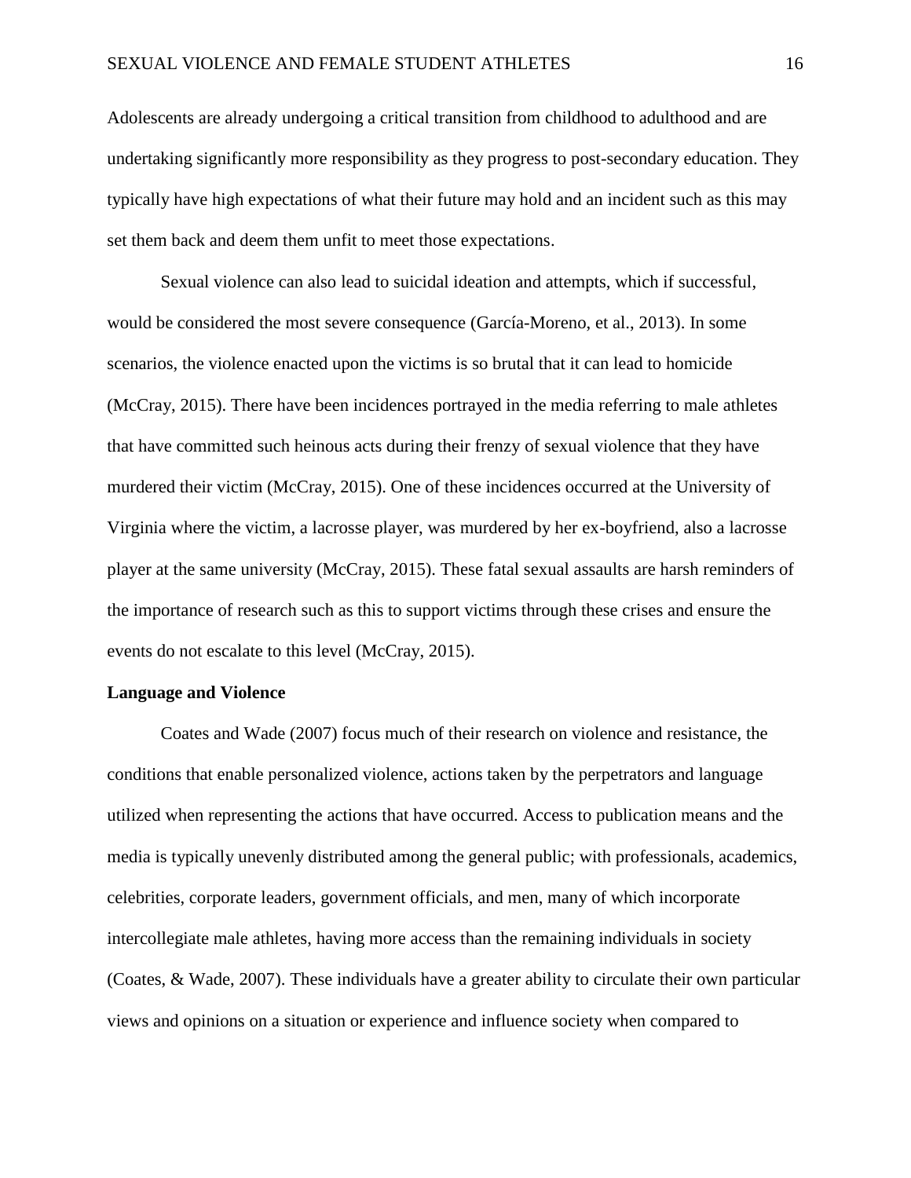Adolescents are already undergoing a critical transition from childhood to adulthood and are undertaking significantly more responsibility as they progress to post-secondary education. They typically have high expectations of what their future may hold and an incident such as this may set them back and deem them unfit to meet those expectations.

Sexual violence can also lead to suicidal ideation and attempts, which if successful, would be considered the most severe consequence (García-Moreno, et al., 2013). In some scenarios, the violence enacted upon the victims is so brutal that it can lead to homicide (McCray, 2015). There have been incidences portrayed in the media referring to male athletes that have committed such heinous acts during their frenzy of sexual violence that they have murdered their victim (McCray, 2015). One of these incidences occurred at the University of Virginia where the victim, a lacrosse player, was murdered by her ex-boyfriend, also a lacrosse player at the same university (McCray, 2015). These fatal sexual assaults are harsh reminders of the importance of research such as this to support victims through these crises and ensure the events do not escalate to this level (McCray, 2015).

**Language and Violence**

Coates and Wade (2007) focus much of their research on violence and resistance, the conditions that enable personalized violence, actions taken by the perpetrators and language utilized when representing the actions that have occurred. Access to publication means and the media is typically unevenly distributed among the general public; with professionals, academics, celebrities, corporate leaders, government officials, and men, many of which incorporate intercollegiate male athletes, having more access than the remaining individuals in society (Coates, & Wade, 2007). These individuals have a greater ability to circulate their own particular views and opinions on a situation or experience and influence society when compared to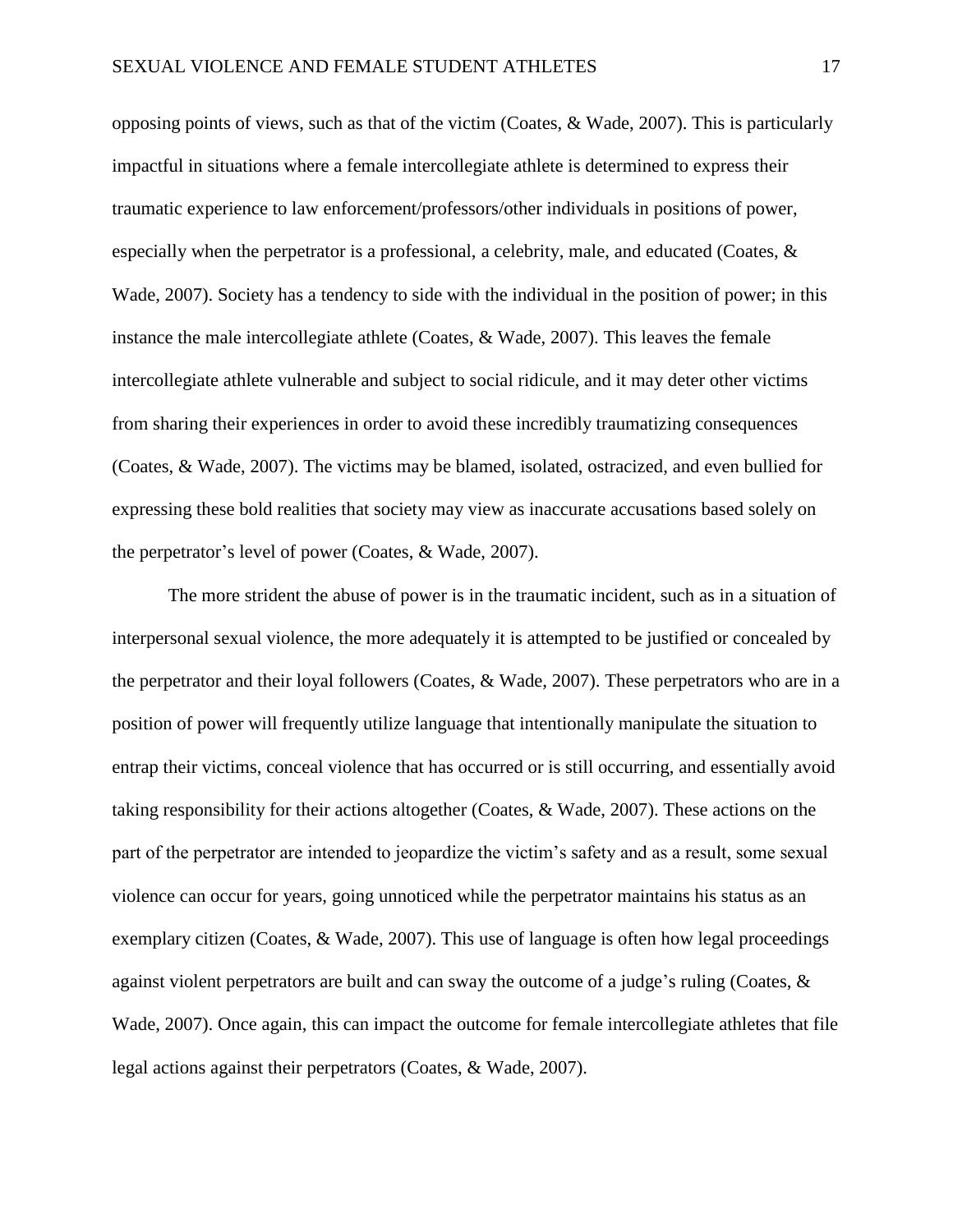opposing points of views, such as that of the victim (Coates, & Wade, 2007). This is particularly impactful in situations where a female intercollegiate athlete is determined to express their traumatic experience to law enforcement/professors/other individuals in positions of power, especially when the perpetrator is a professional, a celebrity, male, and educated (Coates, & Wade, 2007). Society has a tendency to side with the individual in the position of power; in this instance the male intercollegiate athlete (Coates, & Wade, 2007). This leaves the female intercollegiate athlete vulnerable and subject to social ridicule, and it may deter other victims from sharing their experiences in order to avoid these incredibly traumatizing consequences (Coates, & Wade, 2007). The victims may be blamed, isolated, ostracized, and even bullied for expressing these bold realities that society may view as inaccurate accusations based solely on the perpetrator's level of power (Coates, & Wade, 2007).

The more strident the abuse of power is in the traumatic incident, such as in a situation of interpersonal sexual violence, the more adequately it is attempted to be justified or concealed by the perpetrator and their loyal followers (Coates, & Wade, 2007). These perpetrators who are in a position of power will frequently utilize language that intentionally manipulate the situation to entrap their victims, conceal violence that has occurred or is still occurring, and essentially avoid taking responsibility for their actions altogether (Coates, & Wade, 2007). These actions on the part of the perpetrator are intended to jeopardize the victim's safety and as a result, some sexual violence can occur for years, going unnoticed while the perpetrator maintains his status as an exemplary citizen (Coates, & Wade, 2007). This use of language is often how legal proceedings against violent perpetrators are built and can sway the outcome of a judge's ruling (Coates, & Wade, 2007). Once again, this can impact the outcome for female intercollegiate athletes that file legal actions against their perpetrators (Coates, & Wade, 2007).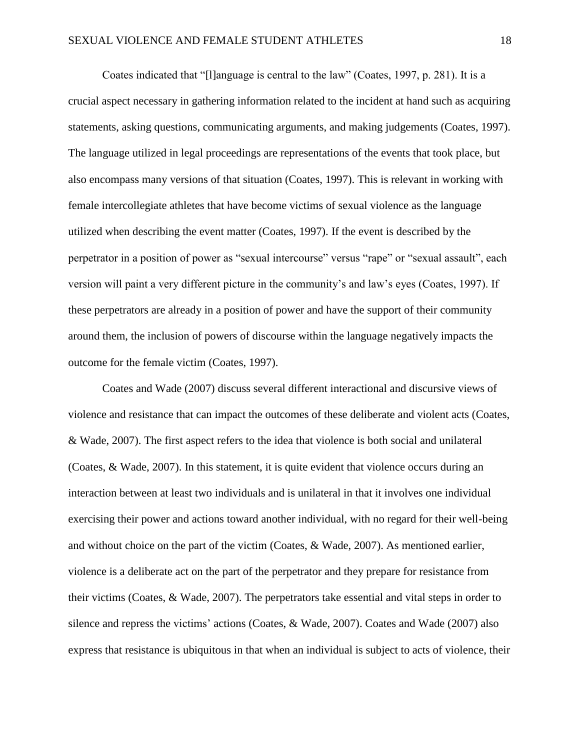Coates indicated that "[l]anguage is central to the law" (Coates, 1997, p. 281). It is a crucial aspect necessary in gathering information related to the incident at hand such as acquiring statements, asking questions, communicating arguments, and making judgements (Coates, 1997). The language utilized in legal proceedings are representations of the events that took place, but also encompass many versions of that situation (Coates, 1997). This is relevant in working with female intercollegiate athletes that have become victims of sexual violence as the language utilized when describing the event matter (Coates, 1997). If the event is described by the perpetrator in a position of power as "sexual intercourse" versus "rape" or "sexual assault", each version will paint a very different picture in the community's and law's eyes (Coates, 1997). If these perpetrators are already in a position of power and have the support of their community around them, the inclusion of powers of discourse within the language negatively impacts the outcome for the female victim (Coates, 1997).

Coates and Wade (2007) discuss several different interactional and discursive views of violence and resistance that can impact the outcomes of these deliberate and violent acts (Coates, & Wade, 2007). The first aspect refers to the idea that violence is both social and unilateral (Coates, & Wade, 2007). In this statement, it is quite evident that violence occurs during an interaction between at least two individuals and is unilateral in that it involves one individual exercising their power and actions toward another individual, with no regard for their well-being and without choice on the part of the victim (Coates, & Wade, 2007). As mentioned earlier, violence is a deliberate act on the part of the perpetrator and they prepare for resistance from their victims (Coates, & Wade, 2007). The perpetrators take essential and vital steps in order to silence and repress the victims' actions (Coates, & Wade, 2007). Coates and Wade (2007) also express that resistance is ubiquitous in that when an individual is subject to acts of violence, their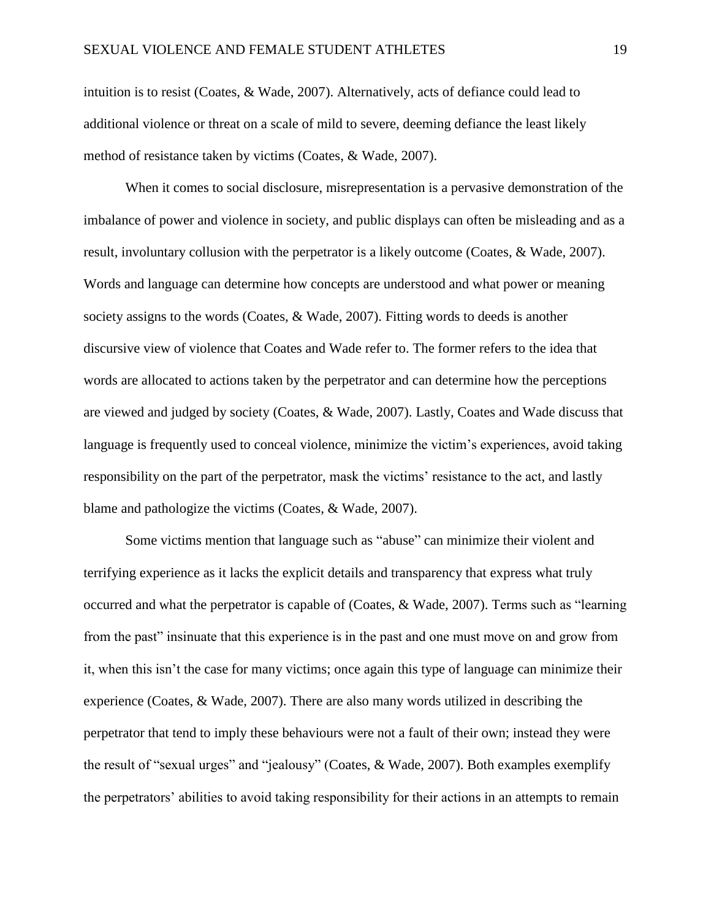intuition is to resist (Coates, & Wade, 2007). Alternatively, acts of defiance could lead to additional violence or threat on a scale of mild to severe, deeming defiance the least likely method of resistance taken by victims (Coates, & Wade, 2007).

When it comes to social disclosure, misrepresentation is a pervasive demonstration of the imbalance of power and violence in society, and public displays can often be misleading and as a result, involuntary collusion with the perpetrator is a likely outcome (Coates, & Wade, 2007). Words and language can determine how concepts are understood and what power or meaning society assigns to the words (Coates, & Wade, 2007). Fitting words to deeds is another discursive view of violence that Coates and Wade refer to. The former refers to the idea that words are allocated to actions taken by the perpetrator and can determine how the perceptions are viewed and judged by society (Coates, & Wade, 2007). Lastly, Coates and Wade discuss that language is frequently used to conceal violence, minimize the victim's experiences, avoid taking responsibility on the part of the perpetrator, mask the victims' resistance to the act, and lastly blame and pathologize the victims (Coates, & Wade, 2007).

Some victims mention that language such as "abuse" can minimize their violent and terrifying experience as it lacks the explicit details and transparency that express what truly occurred and what the perpetrator is capable of (Coates, & Wade, 2007). Terms such as "learning from the past" insinuate that this experience is in the past and one must move on and grow from it, when this isn't the case for many victims; once again this type of language can minimize their experience (Coates, & Wade, 2007). There are also many words utilized in describing the perpetrator that tend to imply these behaviours were not a fault of their own; instead they were the result of "sexual urges" and "jealousy" (Coates, & Wade, 2007). Both examples exemplify the perpetrators' abilities to avoid taking responsibility for their actions in an attempts to remain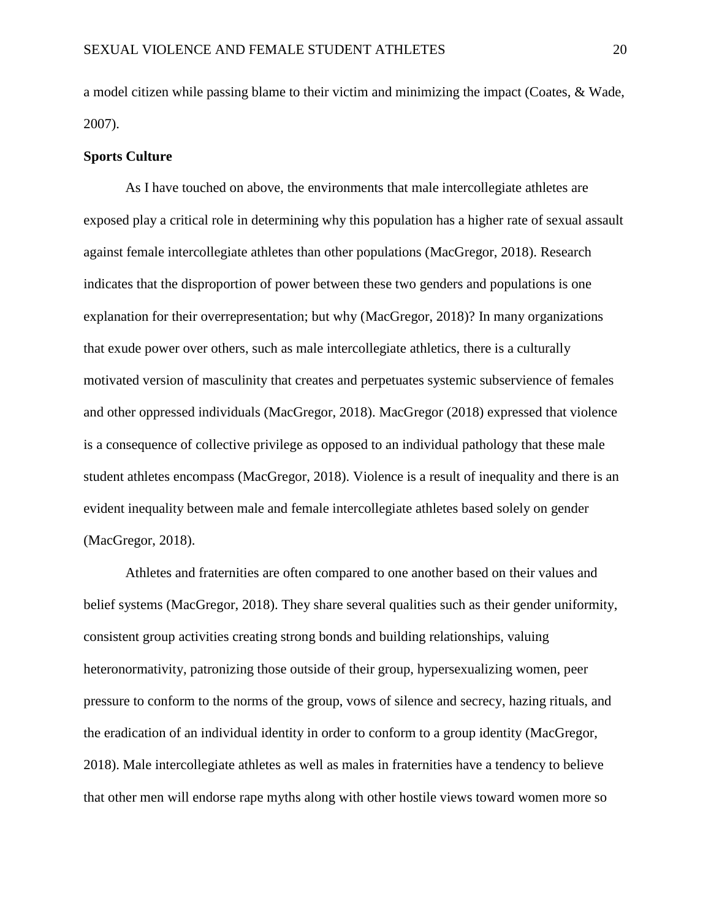a model citizen while passing blame to their victim and minimizing the impact (Coates, & Wade, 2007).

**Sports Culture**

As I have touched on above, the environments that male intercollegiate athletes are exposed play a critical role in determining why this population has a higher rate of sexual assault against female intercollegiate athletes than other populations (MacGregor, 2018). Research indicates that the disproportion of power between these two genders and populations is one explanation for their overrepresentation; but why (MacGregor, 2018)? In many organizations that exude power over others, such as male intercollegiate athletics, there is a culturally motivated version of masculinity that creates and perpetuates systemic subservience of females and other oppressed individuals (MacGregor, 2018). MacGregor (2018) expressed that violence is a consequence of collective privilege as opposed to an individual pathology that these male student athletes encompass (MacGregor, 2018). Violence is a result of inequality and there is an evident inequality between male and female intercollegiate athletes based solely on gender (MacGregor, 2018).

Athletes and fraternities are often compared to one another based on their values and belief systems (MacGregor, 2018). They share several qualities such as their gender uniformity, consistent group activities creating strong bonds and building relationships, valuing heteronormativity, patronizing those outside of their group, hypersexualizing women, peer pressure to conform to the norms of the group, vows of silence and secrecy, hazing rituals, and the eradication of an individual identity in order to conform to a group identity (MacGregor, 2018). Male intercollegiate athletes as well as males in fraternities have a tendency to believe that other men will endorse rape myths along with other hostile views toward women more so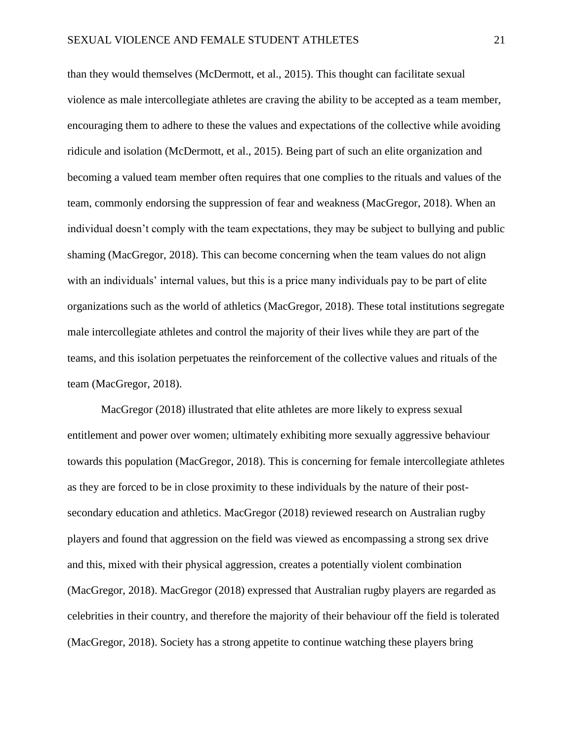than they would themselves (McDermott, et al., 2015). This thought can facilitate sexual violence as male intercollegiate athletes are craving the ability to be accepted as a team member, encouraging them to adhere to these the values and expectations of the collective while avoiding ridicule and isolation (McDermott, et al., 2015). Being part of such an elite organization and becoming a valued team member often requires that one complies to the rituals and values of the team, commonly endorsing the suppression of fear and weakness (MacGregor, 2018). When an individual doesn't comply with the team expectations, they may be subject to bullying and public shaming (MacGregor, 2018). This can become concerning when the team values do not align with an individuals' internal values, but this is a price many individuals pay to be part of elite organizations such as the world of athletics (MacGregor, 2018). These total institutions segregate male intercollegiate athletes and control the majority of their lives while they are part of the teams, and this isolation perpetuates the reinforcement of the collective values and rituals of the team (MacGregor, 2018).

MacGregor (2018) illustrated that elite athletes are more likely to express sexual entitlement and power over women; ultimately exhibiting more sexually aggressive behaviour towards this population (MacGregor, 2018). This is concerning for female intercollegiate athletes as they are forced to be in close proximity to these individuals by the nature of their post-secondary education and athletics. MacGregor (2018) reviewed research on Australian rugby players and found that aggression on the field was viewed as encompassing a strong sex drive and this, mixed with their physical aggression, creates a potentially violent combination (MacGregor, 2018). MacGregor (2018) expressed that Australian rugby players are regarded as celebrities in their country, and therefore the majority of their behaviour off the field is tolerated (MacGregor, 2018). Society has a strong appetite to continue watching these players bring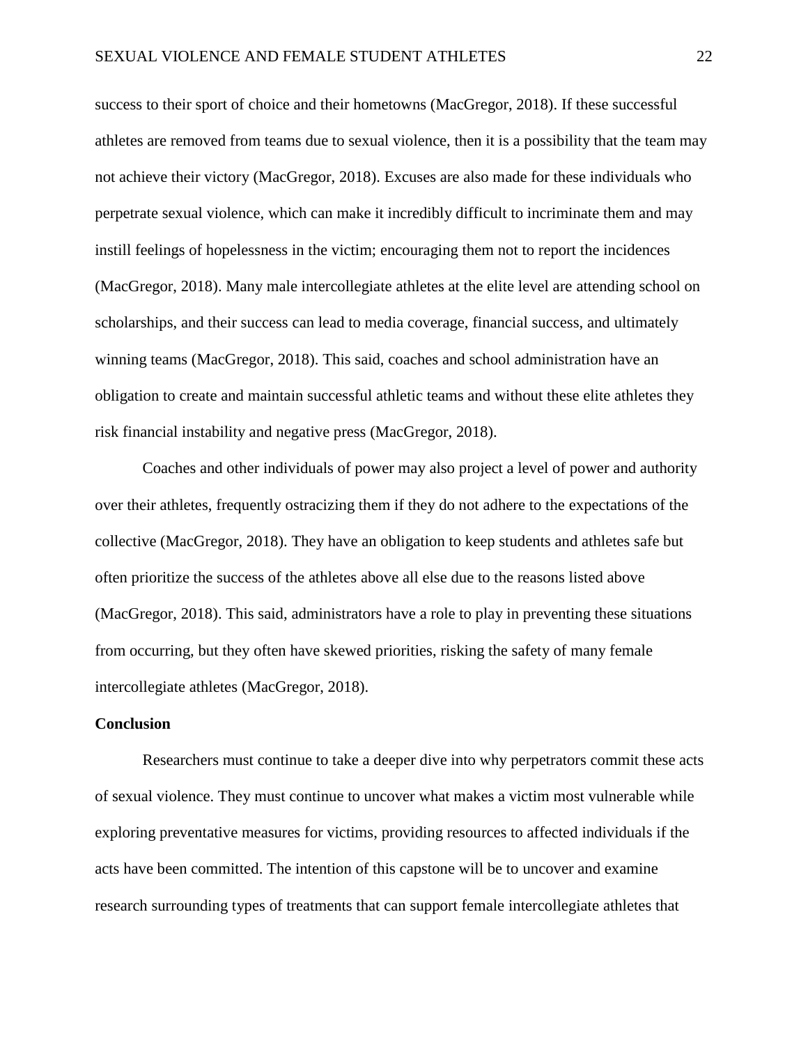success to their sport of choice and their hometowns (MacGregor, 2018). If these successful athletes are removed from teams due to sexual violence, then it is a possibility that the team may not achieve their victory (MacGregor, 2018). Excuses are also made for these individuals who perpetrate sexual violence, which can make it incredibly difficult to incriminate them and may instill feelings of hopelessness in the victim; encouraging them not to report the incidences (MacGregor, 2018). Many male intercollegiate athletes at the elite level are attending school on scholarships, and their success can lead to media coverage, financial success, and ultimately winning teams (MacGregor, 2018). This said, coaches and school administration have an obligation to create and maintain successful athletic teams and without these elite athletes they risk financial instability and negative press (MacGregor, 2018).

Coaches and other individuals of power may also project a level of power and authority over their athletes, frequently ostracizing them if they do not adhere to the expectations of the collective (MacGregor, 2018). They have an obligation to keep students and athletes safe but often prioritize the success of the athletes above all else due to the reasons listed above (MacGregor, 2018). This said, administrators have a role to play in preventing these situations from occurring, but they often have skewed priorities, risking the safety of many female intercollegiate athletes (MacGregor, 2018).

**Conclusion**

Researchers must continue to take a deeper dive into why perpetrators commit these acts of sexual violence. They must continue to uncover what makes a victim most vulnerable while exploring preventative measures for victims, providing resources to affected individuals if the acts have been committed. The intention of this capstone will be to uncover and examine research surrounding types of treatments that can support female intercollegiate athletes that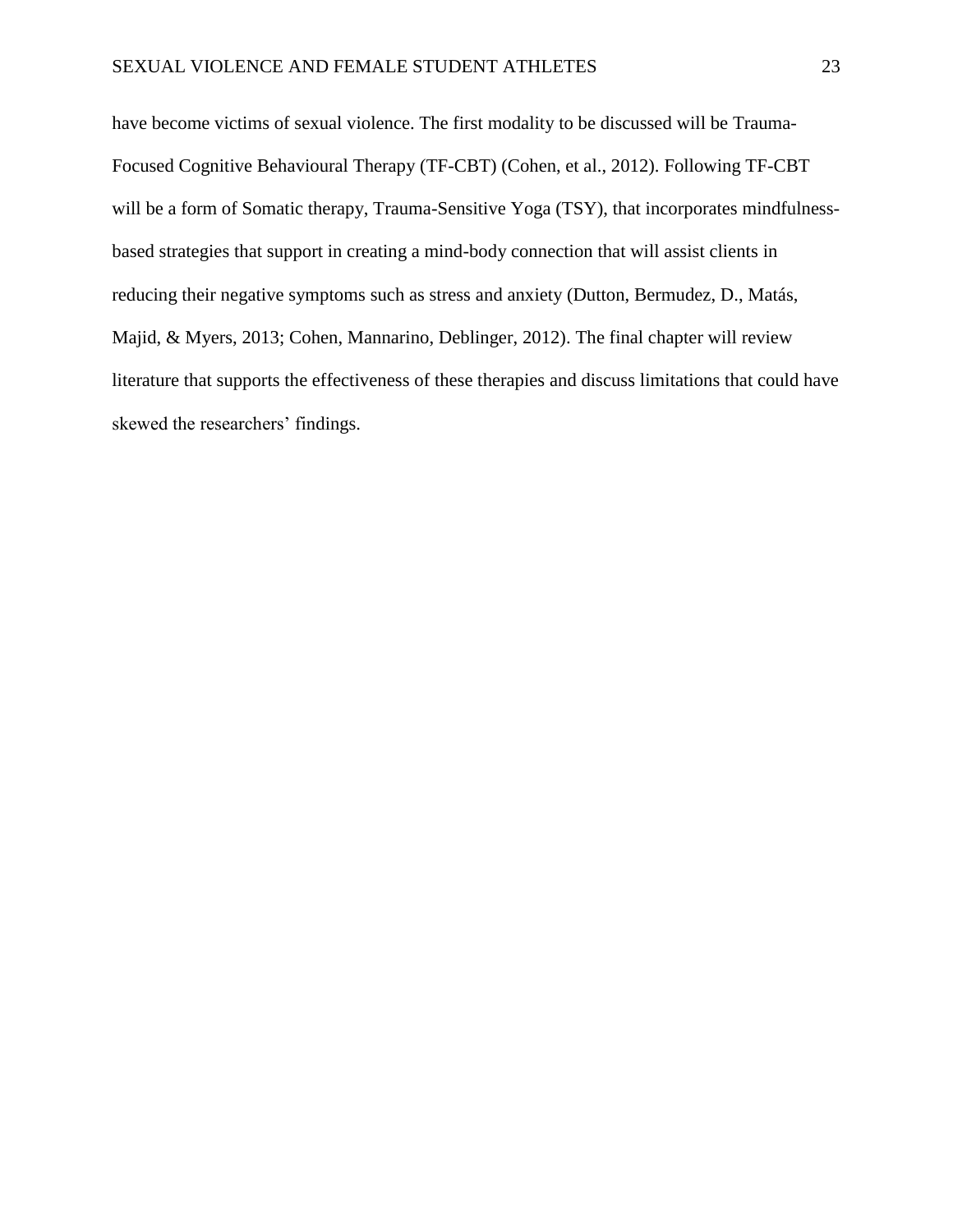have become victims of sexual violence. The first modality to be discussed will be Trauma-Focused Cognitive Behavioural Therapy (TF-CBT) (Cohen, et al., 2012). Following TF-CBT will be a form of Somatic therapy, Trauma-Sensitive Yoga (TSY), that incorporates mindfulness-based strategies that support in creating a mind-body connection that will assist clients in reducing their negative symptoms such as stress and anxiety (Dutton, Bermudez, D., Matás, Majid, & Myers, 2013; Cohen, Mannarino, Deblinger, 2012). The final chapter will review literature that supports the effectiveness of these therapies and discuss limitations that could have skewed the researchers' findings.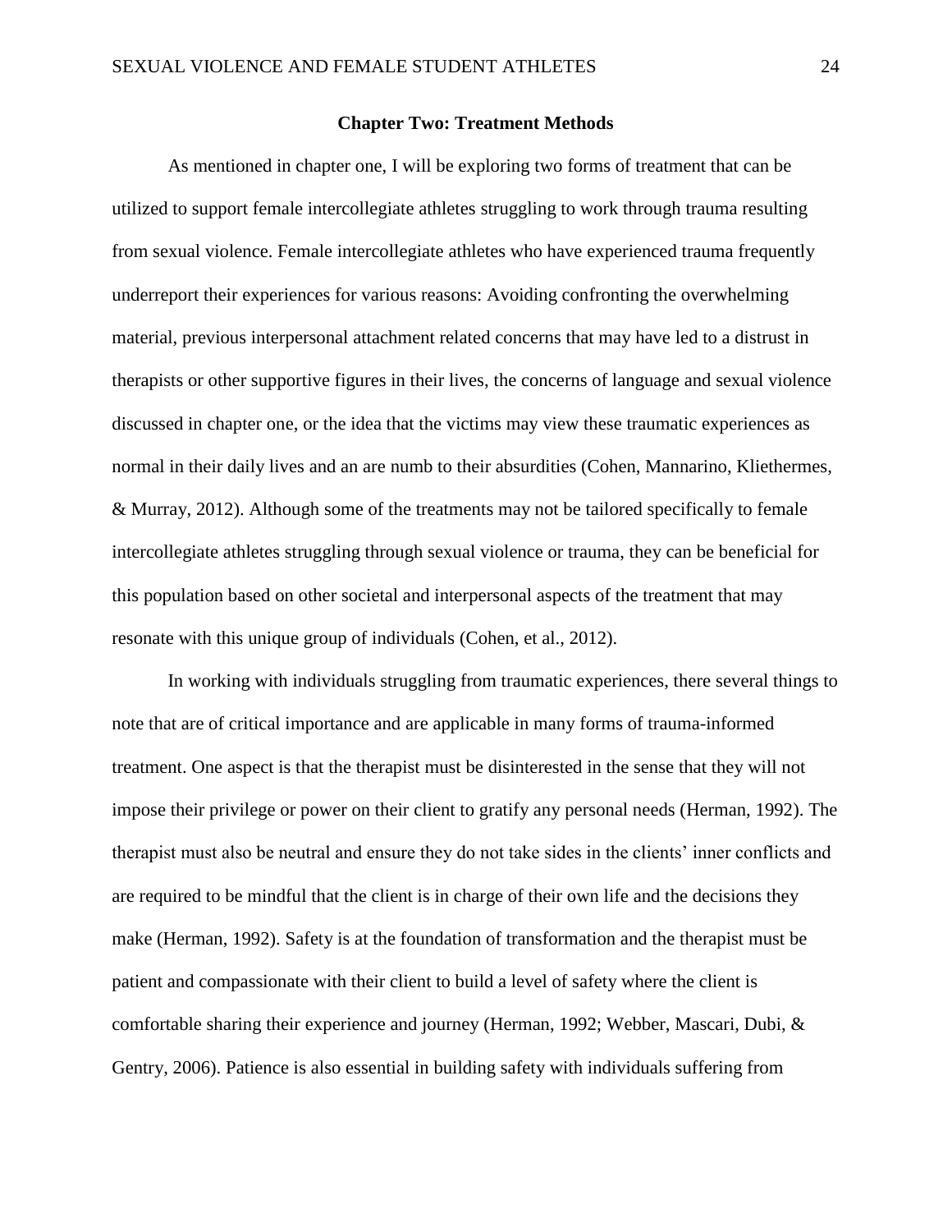## Chapter Two: Treatment Methods

As mentioned in chapter one, I will be exploring two forms of treatment that can be utilized to support female intercollegiate athletes struggling to work through trauma resulting from sexual violence. Female intercollegiate athletes who have experienced trauma frequently underreport their experiences for various reasons: Avoiding confronting the overwhelming material, previous interpersonal attachment related concerns that may have led to a distrust in therapists or other supportive figures in their lives, the concerns of language and sexual violence discussed in chapter one, or the idea that the victims may view these traumatic experiences as normal in their daily lives and an are numb to their absurdities (Cohen, Mannarino, Kliethermes, & Murray, 2012). Although some of the treatments may not be tailored specifically to female intercollegiate athletes struggling through sexual violence or trauma, they can be beneficial for this population based on other societal and interpersonal aspects of the treatment that may resonate with this unique group of individuals (Cohen, et al., 2012).

In working with individuals struggling from traumatic experiences, there several things to note that are of critical importance and are applicable in many forms of trauma-informed treatment. One aspect is that the therapist must be disinterested in the sense that they will not impose their privilege or power on their client to gratify any personal needs (Herman, 1992). The therapist must also be neutral and ensure they do not take sides in the clients' inner conflicts and are required to be mindful that the client is in charge of their own life and the decisions they make (Herman, 1992). Safety is at the foundation of transformation and the therapist must be patient and compassionate with their client to build a level of safety where the client is comfortable sharing their experience and journey (Herman, 1992; Webber, Mascari, Dubi, & Gentry, 2006). Patience is also essential in building safety with individuals suffering from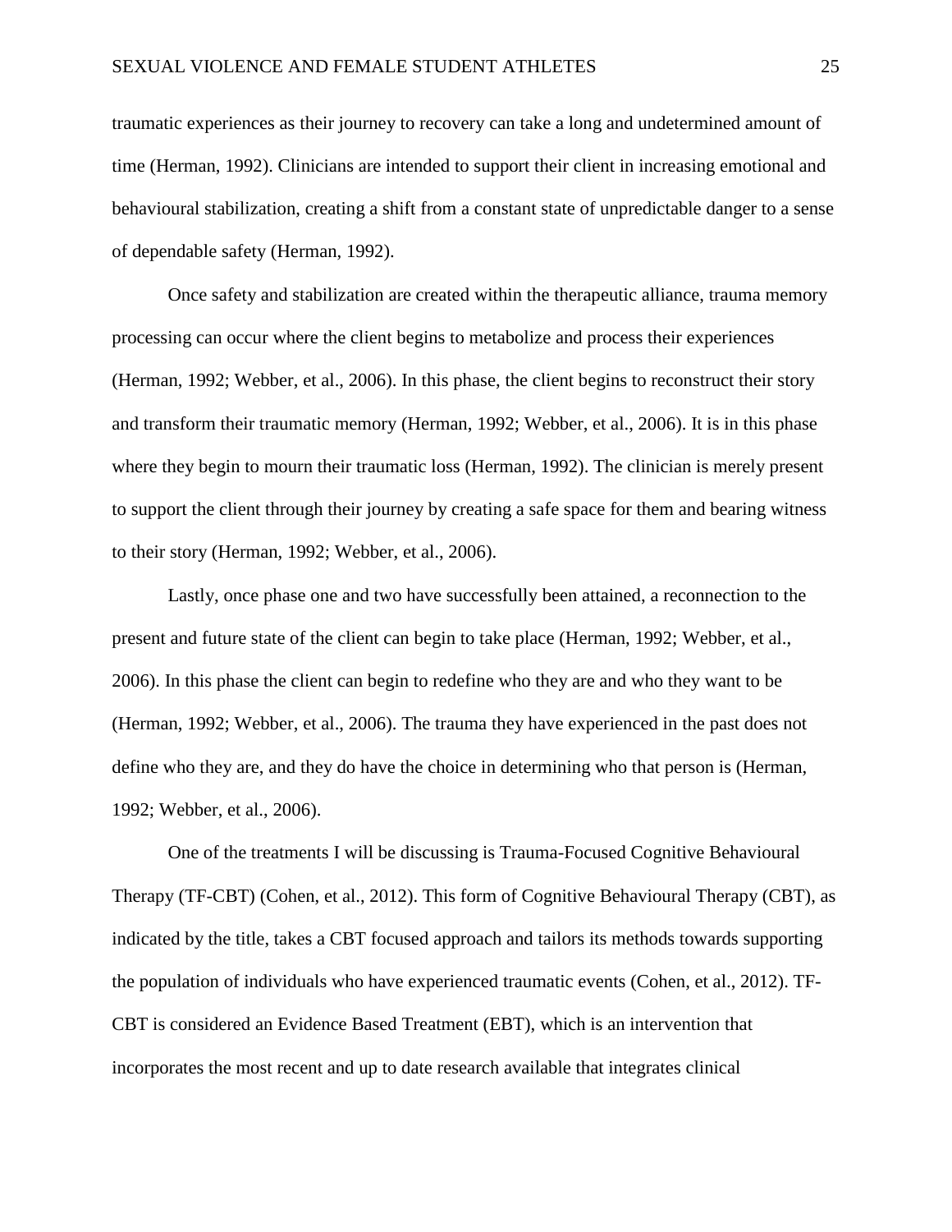traumatic experiences as their journey to recovery can take a long and undetermined amount of time (Herman, 1992). Clinicians are intended to support their client in increasing emotional and behavioural stabilization, creating a shift from a constant state of unpredictable danger to a sense of dependable safety (Herman, 1992).

Once safety and stabilization are created within the therapeutic alliance, trauma memory processing can occur where the client begins to metabolize and process their experiences (Herman, 1992; Webber, et al., 2006). In this phase, the client begins to reconstruct their story and transform their traumatic memory (Herman, 1992; Webber, et al., 2006). It is in this phase where they begin to mourn their traumatic loss (Herman, 1992). The clinician is merely present to support the client through their journey by creating a safe space for them and bearing witness to their story (Herman, 1992; Webber, et al., 2006).

Lastly, once phase one and two have successfully been attained, a reconnection to the present and future state of the client can begin to take place (Herman, 1992; Webber, et al., 2006). In this phase the client can begin to redefine who they are and who they want to be (Herman, 1992; Webber, et al., 2006). The trauma they have experienced in the past does not define who they are, and they do have the choice in determining who that person is (Herman, 1992; Webber, et al., 2006).

One of the treatments I will be discussing is Trauma-Focused Cognitive Behavioural Therapy (TF-CBT) (Cohen, et al., 2012). This form of Cognitive Behavioural Therapy (CBT), as indicated by the title, takes a CBT focused approach and tailors its methods towards supporting the population of individuals who have experienced traumatic events (Cohen, et al., 2012). TF-CBT is considered an Evidence Based Treatment (EBT), which is an intervention that incorporates the most recent and up to date research available that integrates clinical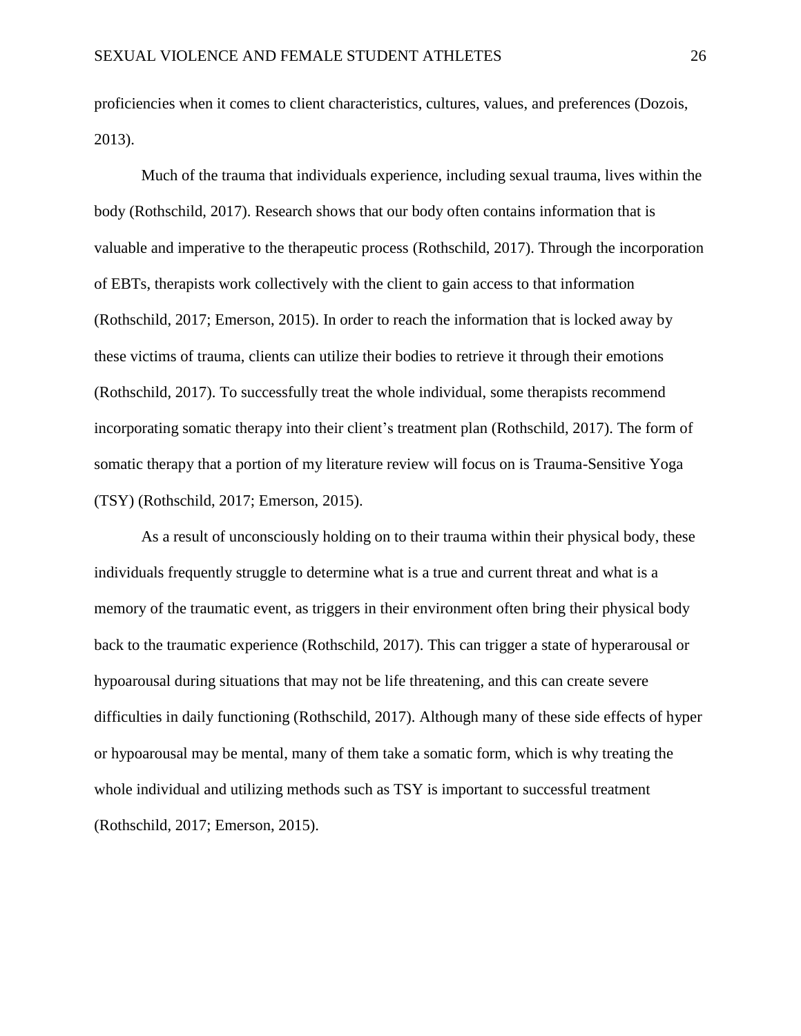proficiencies when it comes to client characteristics, cultures, values, and preferences (Dozois, 2013).

Much of the trauma that individuals experience, including sexual trauma, lives within the body (Rothschild, 2017). Research shows that our body often contains information that is valuable and imperative to the therapeutic process (Rothschild, 2017). Through the incorporation of EBTs, therapists work collectively with the client to gain access to that information (Rothschild, 2017; Emerson, 2015). In order to reach the information that is locked away by these victims of trauma, clients can utilize their bodies to retrieve it through their emotions (Rothschild, 2017). To successfully treat the whole individual, some therapists recommend incorporating somatic therapy into their client's treatment plan (Rothschild, 2017). The form of somatic therapy that a portion of my literature review will focus on is Trauma-Sensitive Yoga (TSY) (Rothschild, 2017; Emerson, 2015).

As a result of unconsciously holding on to their trauma within their physical body, these individuals frequently struggle to determine what is a true and current threat and what is a memory of the traumatic event, as triggers in their environment often bring their physical body back to the traumatic experience (Rothschild, 2017). This can trigger a state of hyperarousal or hypoarousal during situations that may not be life threatening, and this can create severe difficulties in daily functioning (Rothschild, 2017). Although many of these side effects of hyper or hypoarousal may be mental, many of them take a somatic form, which is why treating the whole individual and utilizing methods such as TSY is important to successful treatment (Rothschild, 2017; Emerson, 2015).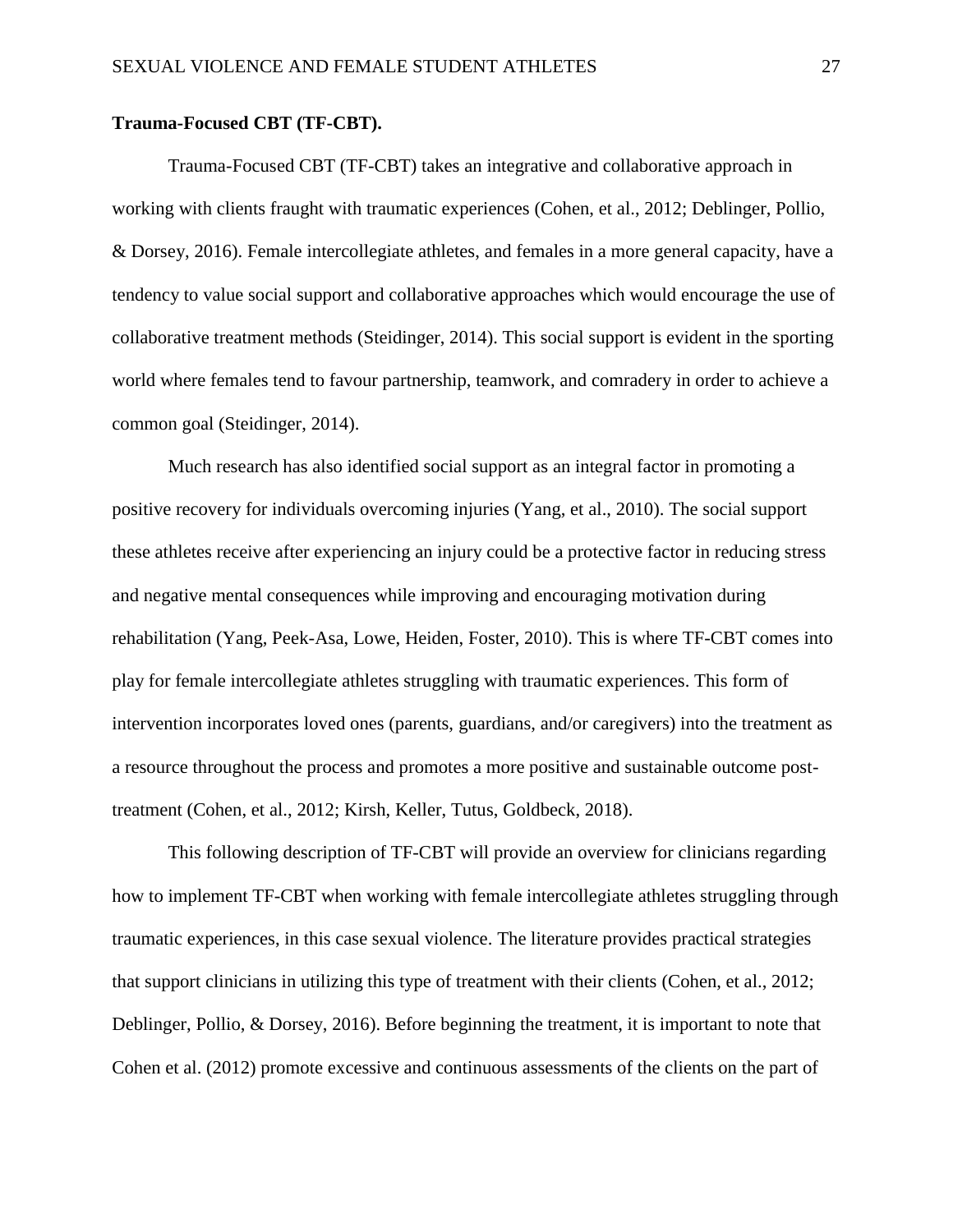**Trauma-Focused CBT (TF-CBT).**

Trauma-Focused CBT (TF-CBT) takes an integrative and collaborative approach in working with clients fraught with traumatic experiences (Cohen, et al., 2012; Deblinger, Pollio, & Dorsey, 2016). Female intercollegiate athletes, and females in a more general capacity, have a tendency to value social support and collaborative approaches which would encourage the use of collaborative treatment methods (Steidinger, 2014). This social support is evident in the sporting world where females tend to favour partnership, teamwork, and comradery in order to achieve a common goal (Steidinger, 2014).

Much research has also identified social support as an integral factor in promoting a positive recovery for individuals overcoming injuries (Yang, et al., 2010). The social support these athletes receive after experiencing an injury could be a protective factor in reducing stress and negative mental consequences while improving and encouraging motivation during rehabilitation (Yang, Peek-Asa, Lowe, Heiden, Foster, 2010). This is where TF-CBT comes into play for female intercollegiate athletes struggling with traumatic experiences. This form of intervention incorporates loved ones (parents, guardians, and/or caregivers) into the treatment as a resource throughout the process and promotes a more positive and sustainable outcome post-treatment (Cohen, et al., 2012; Kirsh, Keller, Tutus, Goldbeck, 2018).

This following description of TF-CBT will provide an overview for clinicians regarding how to implement TF-CBT when working with female intercollegiate athletes struggling through traumatic experiences, in this case sexual violence. The literature provides practical strategies that support clinicians in utilizing this type of treatment with their clients (Cohen, et al., 2012; Deblinger, Pollio, & Dorsey, 2016). Before beginning the treatment, it is important to note that Cohen et al. (2012) promote excessive and continuous assessments of the clients on the part of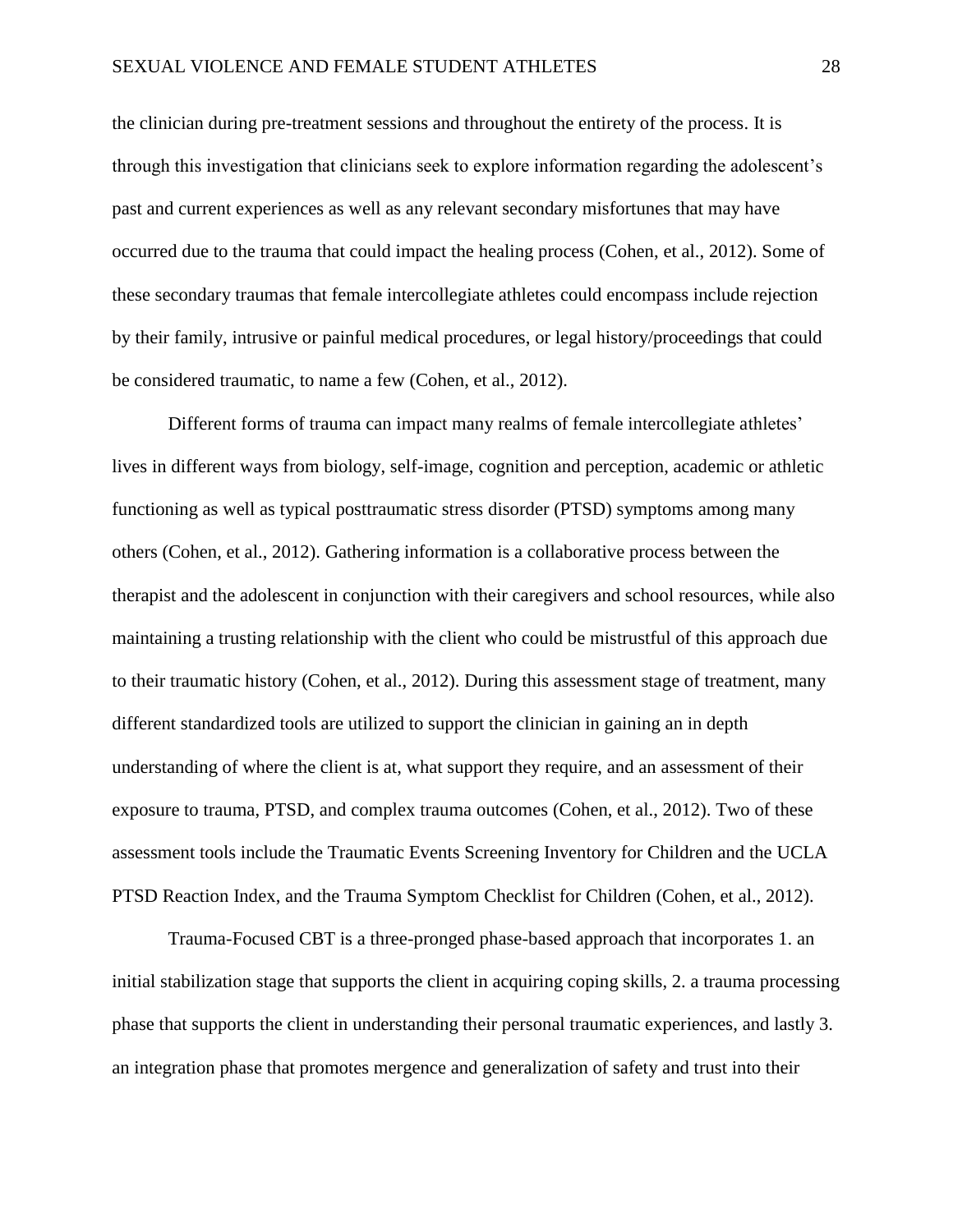the clinician during pre-treatment sessions and throughout the entirety of the process. It is through this investigation that clinicians seek to explore information regarding the adolescent's past and current experiences as well as any relevant secondary misfortunes that may have occurred due to the trauma that could impact the healing process (Cohen, et al., 2012). Some of these secondary traumas that female intercollegiate athletes could encompass include rejection by their family, intrusive or painful medical procedures, or legal history/proceedings that could be considered traumatic, to name a few (Cohen, et al., 2012).

Different forms of trauma can impact many realms of female intercollegiate athletes' lives in different ways from biology, self-image, cognition and perception, academic or athletic functioning as well as typical posttraumatic stress disorder (PTSD) symptoms among many others (Cohen, et al., 2012). Gathering information is a collaborative process between the therapist and the adolescent in conjunction with their caregivers and school resources, while also maintaining a trusting relationship with the client who could be mistrustful of this approach due to their traumatic history (Cohen, et al., 2012). During this assessment stage of treatment, many different standardized tools are utilized to support the clinician in gaining an in depth understanding of where the client is at, what support they require, and an assessment of their exposure to trauma, PTSD, and complex trauma outcomes (Cohen, et al., 2012). Two of these assessment tools include the Traumatic Events Screening Inventory for Children and the UCLA PTSD Reaction Index, and the Trauma Symptom Checklist for Children (Cohen, et al., 2012).

Trauma-Focused CBT is a three-pronged phase-based approach that incorporates 1. an initial stabilization stage that supports the client in acquiring coping skills, 2. a trauma processing phase that supports the client in understanding their personal traumatic experiences, and lastly 3. an integration phase that promotes mergence and generalization of safety and trust into their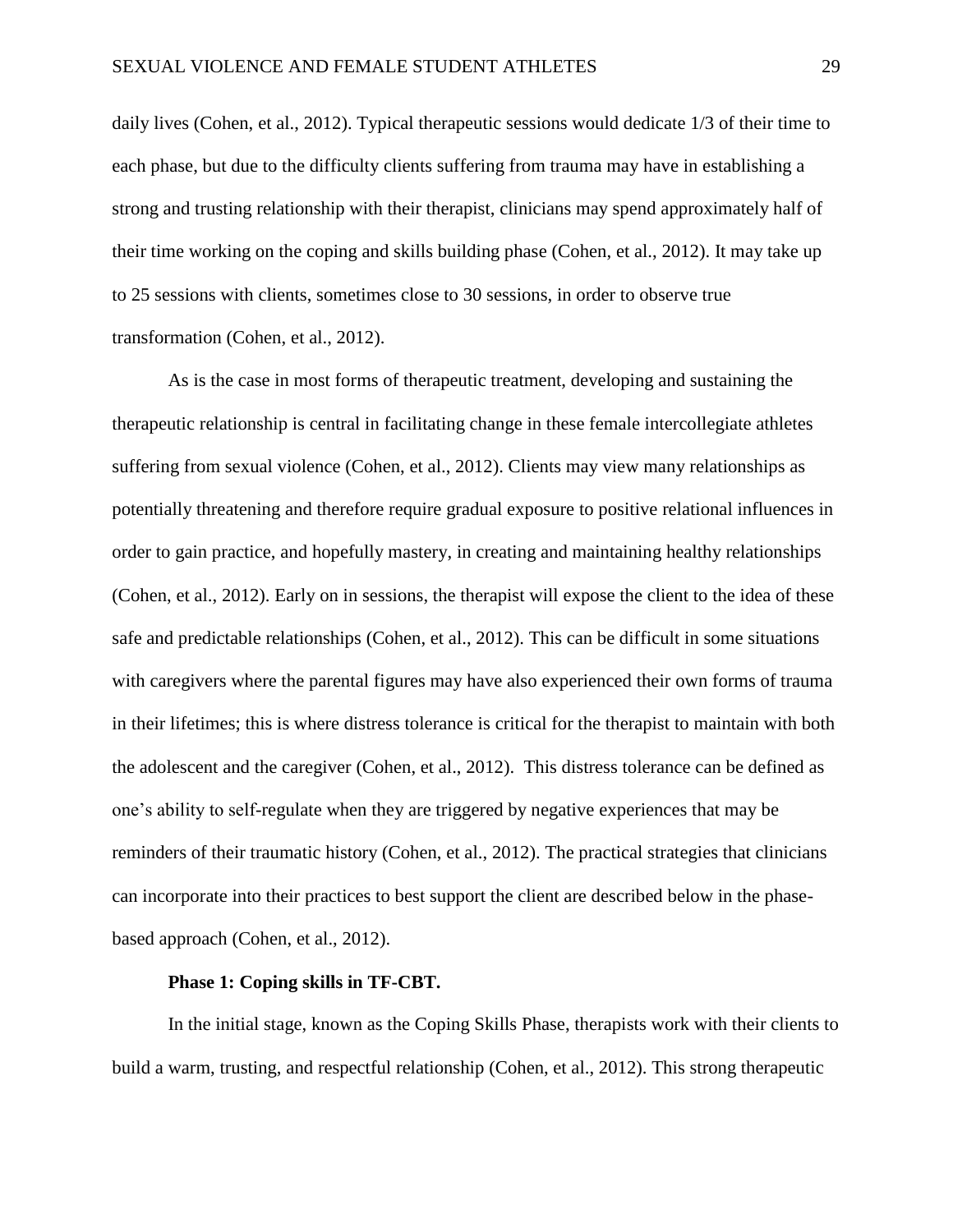daily lives (Cohen, et al., 2012). Typical therapeutic sessions would dedicate 1/3 of their time to each phase, but due to the difficulty clients suffering from trauma may have in establishing a strong and trusting relationship with their therapist, clinicians may spend approximately half of their time working on the coping and skills building phase (Cohen, et al., 2012). It may take up to 25 sessions with clients, sometimes close to 30 sessions, in order to observe true transformation (Cohen, et al., 2012).

As is the case in most forms of therapeutic treatment, developing and sustaining the therapeutic relationship is central in facilitating change in these female intercollegiate athletes suffering from sexual violence (Cohen, et al., 2012). Clients may view many relationships as potentially threatening and therefore require gradual exposure to positive relational influences in order to gain practice, and hopefully mastery, in creating and maintaining healthy relationships (Cohen, et al., 2012). Early on in sessions, the therapist will expose the client to the idea of these safe and predictable relationships (Cohen, et al., 2012). This can be difficult in some situations with caregivers where the parental figures may have also experienced their own forms of trauma in their lifetimes; this is where distress tolerance is critical for the therapist to maintain with both the adolescent and the caregiver (Cohen, et al., 2012). This distress tolerance can be defined as one's ability to self-regulate when they are triggered by negative experiences that may be reminders of their traumatic history (Cohen, et al., 2012). The practical strategies that clinicians can incorporate into their practices to best support the client are described below in the phase-based approach (Cohen, et al., 2012).

**Phase 1: Coping skills in TF-CBT.**

In the initial stage, known as the Coping Skills Phase, therapists work with their clients to build a warm, trusting, and respectful relationship (Cohen, et al., 2012). This strong therapeutic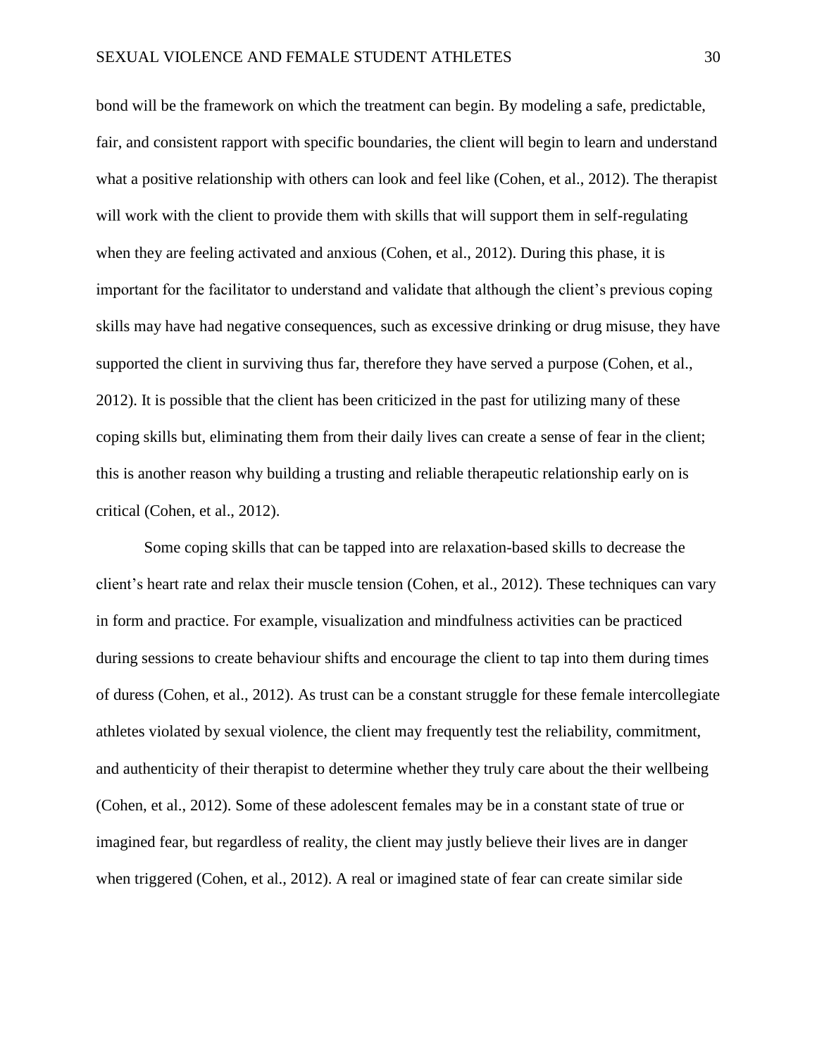bond will be the framework on which the treatment can begin. By modeling a safe, predictable, fair, and consistent rapport with specific boundaries, the client will begin to learn and understand what a positive relationship with others can look and feel like (Cohen, et al., 2012). The therapist will work with the client to provide them with skills that will support them in self-regulating when they are feeling activated and anxious (Cohen, et al., 2012). During this phase, it is important for the facilitator to understand and validate that although the client's previous coping skills may have had negative consequences, such as excessive drinking or drug misuse, they have supported the client in surviving thus far, therefore they have served a purpose (Cohen, et al., 2012). It is possible that the client has been criticized in the past for utilizing many of these coping skills but, eliminating them from their daily lives can create a sense of fear in the client; this is another reason why building a trusting and reliable therapeutic relationship early on is critical (Cohen, et al., 2012).

Some coping skills that can be tapped into are relaxation-based skills to decrease the client's heart rate and relax their muscle tension (Cohen, et al., 2012). These techniques can vary in form and practice. For example, visualization and mindfulness activities can be practiced during sessions to create behaviour shifts and encourage the client to tap into them during times of duress (Cohen, et al., 2012). As trust can be a constant struggle for these female intercollegiate athletes violated by sexual violence, the client may frequently test the reliability, commitment, and authenticity of their therapist to determine whether they truly care about the their wellbeing (Cohen, et al., 2012). Some of these adolescent females may be in a constant state of true or imagined fear, but regardless of reality, the client may justly believe their lives are in danger when triggered (Cohen, et al., 2012). A real or imagined state of fear can create similar side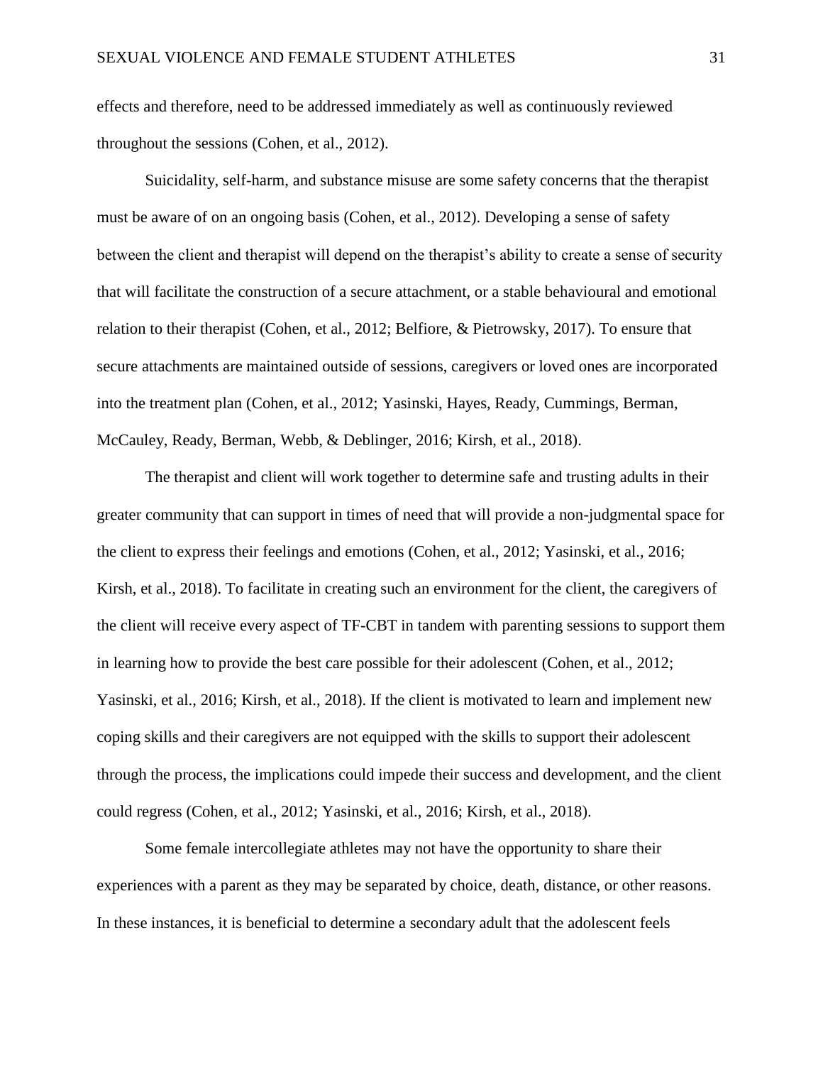effects and therefore, need to be addressed immediately as well as continuously reviewed throughout the sessions (Cohen, et al., 2012).

Suicidality, self-harm, and substance misuse are some safety concerns that the therapist must be aware of on an ongoing basis (Cohen, et al., 2012). Developing a sense of safety between the client and therapist will depend on the therapist's ability to create a sense of security that will facilitate the construction of a secure attachment, or a stable behavioural and emotional relation to their therapist (Cohen, et al., 2012; Belfiore, & Pietrowsky, 2017). To ensure that secure attachments are maintained outside of sessions, caregivers or loved ones are incorporated into the treatment plan (Cohen, et al., 2012; Yasinski, Hayes, Ready, Cummings, Berman, McCauley, Ready, Berman, Webb, & Deblinger, 2016; Kirsh, et al., 2018).

The therapist and client will work together to determine safe and trusting adults in their greater community that can support in times of need that will provide a non-judgmental space for the client to express their feelings and emotions (Cohen, et al., 2012; Yasinski, et al., 2016; Kirsh, et al., 2018). To facilitate in creating such an environment for the client, the caregivers of the client will receive every aspect of TF-CBT in tandem with parenting sessions to support them in learning how to provide the best care possible for their adolescent (Cohen, et al., 2012; Yasinski, et al., 2016; Kirsh, et al., 2018). If the client is motivated to learn and implement new coping skills and their caregivers are not equipped with the skills to support their adolescent through the process, the implications could impede their success and development, and the client could regress (Cohen, et al., 2012; Yasinski, et al., 2016; Kirsh, et al., 2018).

Some female intercollegiate athletes may not have the opportunity to share their experiences with a parent as they may be separated by choice, death, distance, or other reasons. In these instances, it is beneficial to determine a secondary adult that the adolescent feels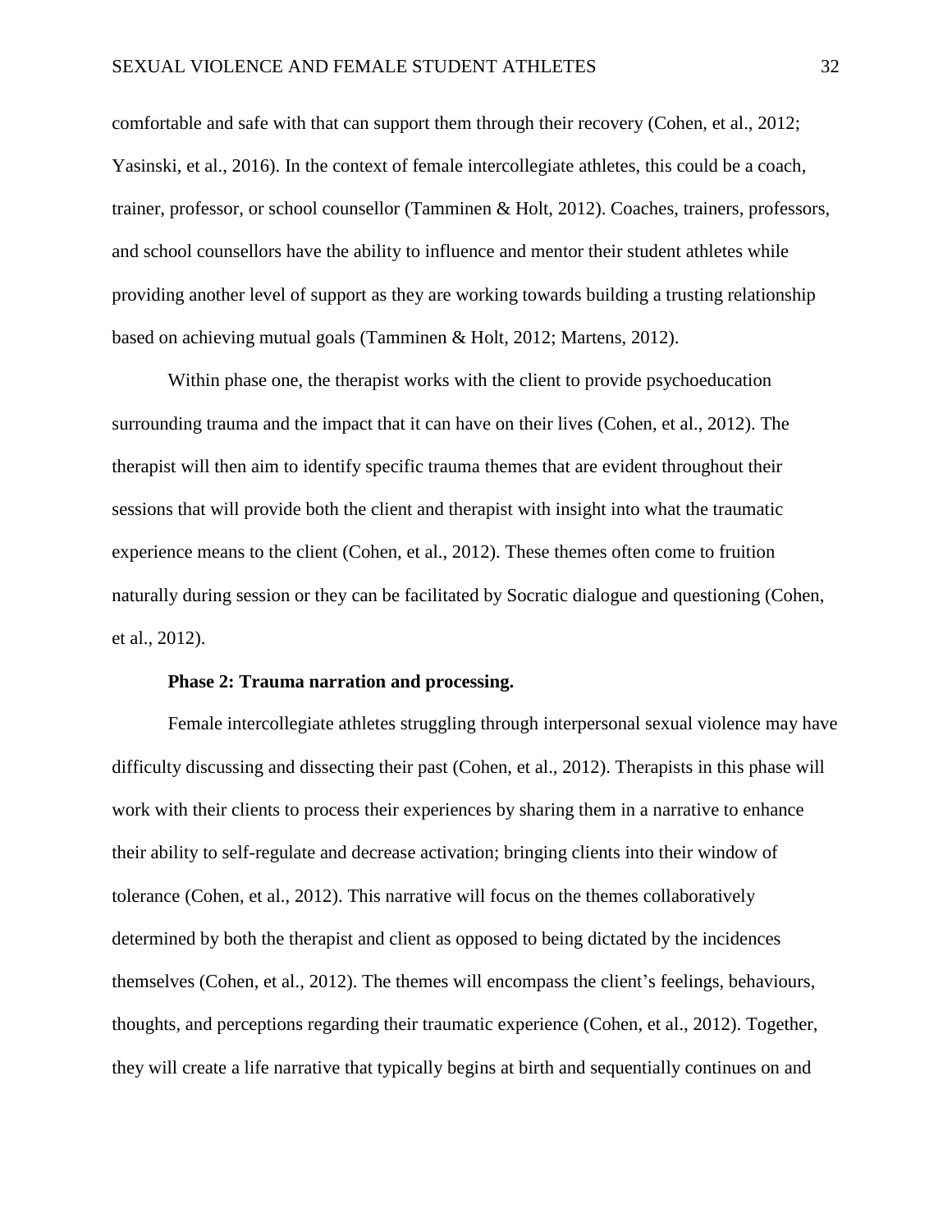comfortable and safe with that can support them through their recovery (Cohen, et al., 2012; Yasinski, et al., 2016). In the context of female intercollegiate athletes, this could be a coach, trainer, professor, or school counsellor (Tamminen & Holt, 2012). Coaches, trainers, professors, and school counsellors have the ability to influence and mentor their student athletes while providing another level of support as they are working towards building a trusting relationship based on achieving mutual goals (Tamminen & Holt, 2012; Martens, 2012).

Within phase one, the therapist works with the client to provide psychoeducation surrounding trauma and the impact that it can have on their lives (Cohen, et al., 2012). The therapist will then aim to identify specific trauma themes that are evident throughout their sessions that will provide both the client and therapist with insight into what the traumatic experience means to the client (Cohen, et al., 2012). These themes often come to fruition naturally during session or they can be facilitated by Socratic dialogue and questioning (Cohen, et al., 2012).

**Phase 2: Trauma narration and processing.**

Female intercollegiate athletes struggling through interpersonal sexual violence may have difficulty discussing and dissecting their past (Cohen, et al., 2012). Therapists in this phase will work with their clients to process their experiences by sharing them in a narrative to enhance their ability to self-regulate and decrease activation; bringing clients into their window of tolerance (Cohen, et al., 2012). This narrative will focus on the themes collaboratively determined by both the therapist and client as opposed to being dictated by the incidences themselves (Cohen, et al., 2012). The themes will encompass the client's feelings, behaviours, thoughts, and perceptions regarding their traumatic experience (Cohen, et al., 2012). Together, they will create a life narrative that typically begins at birth and sequentially continues on and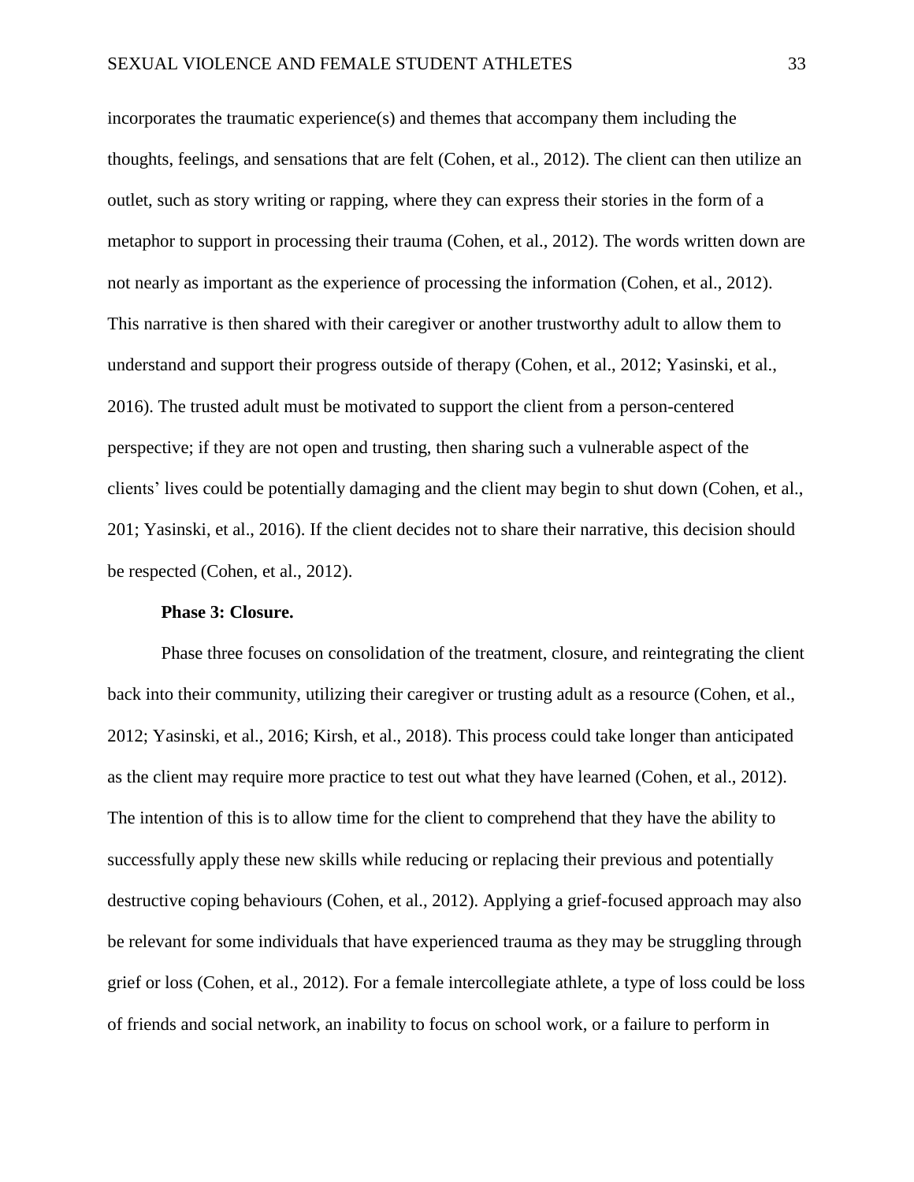incorporates the traumatic experience(s) and themes that accompany them including the thoughts, feelings, and sensations that are felt (Cohen, et al., 2012). The client can then utilize an outlet, such as story writing or rapping, where they can express their stories in the form of a metaphor to support in processing their trauma (Cohen, et al., 2012). The words written down are not nearly as important as the experience of processing the information (Cohen, et al., 2012). This narrative is then shared with their caregiver or another trustworthy adult to allow them to understand and support their progress outside of therapy (Cohen, et al., 2012; Yasinski, et al., 2016). The trusted adult must be motivated to support the client from a person-centered perspective; if they are not open and trusting, then sharing such a vulnerable aspect of the clients' lives could be potentially damaging and the client may begin to shut down (Cohen, et al., 201; Yasinski, et al., 2016). If the client decides not to share their narrative, this decision should be respected (Cohen, et al., 2012).

**Phase 3: Closure.**

Phase three focuses on consolidation of the treatment, closure, and reintegrating the client back into their community, utilizing their caregiver or trusting adult as a resource (Cohen, et al., 2012; Yasinski, et al., 2016; Kirsh, et al., 2018). This process could take longer than anticipated as the client may require more practice to test out what they have learned (Cohen, et al., 2012). The intention of this is to allow time for the client to comprehend that they have the ability to successfully apply these new skills while reducing or replacing their previous and potentially destructive coping behaviours (Cohen, et al., 2012). Applying a grief-focused approach may also be relevant for some individuals that have experienced trauma as they may be struggling through grief or loss (Cohen, et al., 2012). For a female intercollegiate athlete, a type of loss could be loss of friends and social network, an inability to focus on school work, or a failure to perform in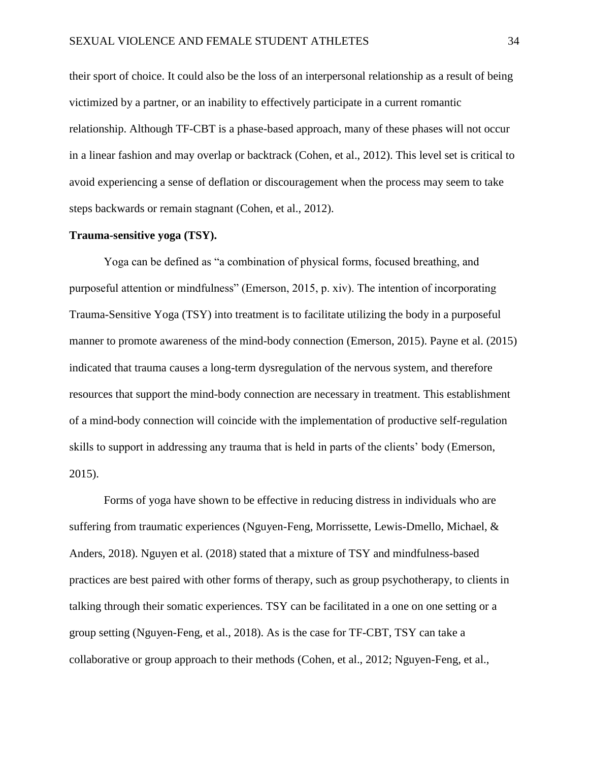their sport of choice. It could also be the loss of an interpersonal relationship as a result of being victimized by a partner, or an inability to effectively participate in a current romantic relationship. Although TF-CBT is a phase-based approach, many of these phases will not occur in a linear fashion and may overlap or backtrack (Cohen, et al., 2012). This level set is critical to avoid experiencing a sense of deflation or discouragement when the process may seem to take steps backwards or remain stagnant (Cohen, et al., 2012).

**Trauma-sensitive yoga (TSY).**

Yoga can be defined as "a combination of physical forms, focused breathing, and purposeful attention or mindfulness" (Emerson, 2015, p. xiv). The intention of incorporating Trauma-Sensitive Yoga (TSY) into treatment is to facilitate utilizing the body in a purposeful manner to promote awareness of the mind-body connection (Emerson, 2015). Payne et al. (2015) indicated that trauma causes a long-term dysregulation of the nervous system, and therefore resources that support the mind-body connection are necessary in treatment. This establishment of a mind-body connection will coincide with the implementation of productive self-regulation skills to support in addressing any trauma that is held in parts of the clients' body (Emerson, 2015).

Forms of yoga have shown to be effective in reducing distress in individuals who are suffering from traumatic experiences (Nguyen-Feng, Morrissette, Lewis-Dmello, Michael, & Anders, 2018). Nguyen et al. (2018) stated that a mixture of TSY and mindfulness-based practices are best paired with other forms of therapy, such as group psychotherapy, to clients in talking through their somatic experiences. TSY can be facilitated in a one on one setting or a group setting (Nguyen-Feng, et al., 2018). As is the case for TF-CBT, TSY can take a collaborative or group approach to their methods (Cohen, et al., 2012; Nguyen-Feng, et al.,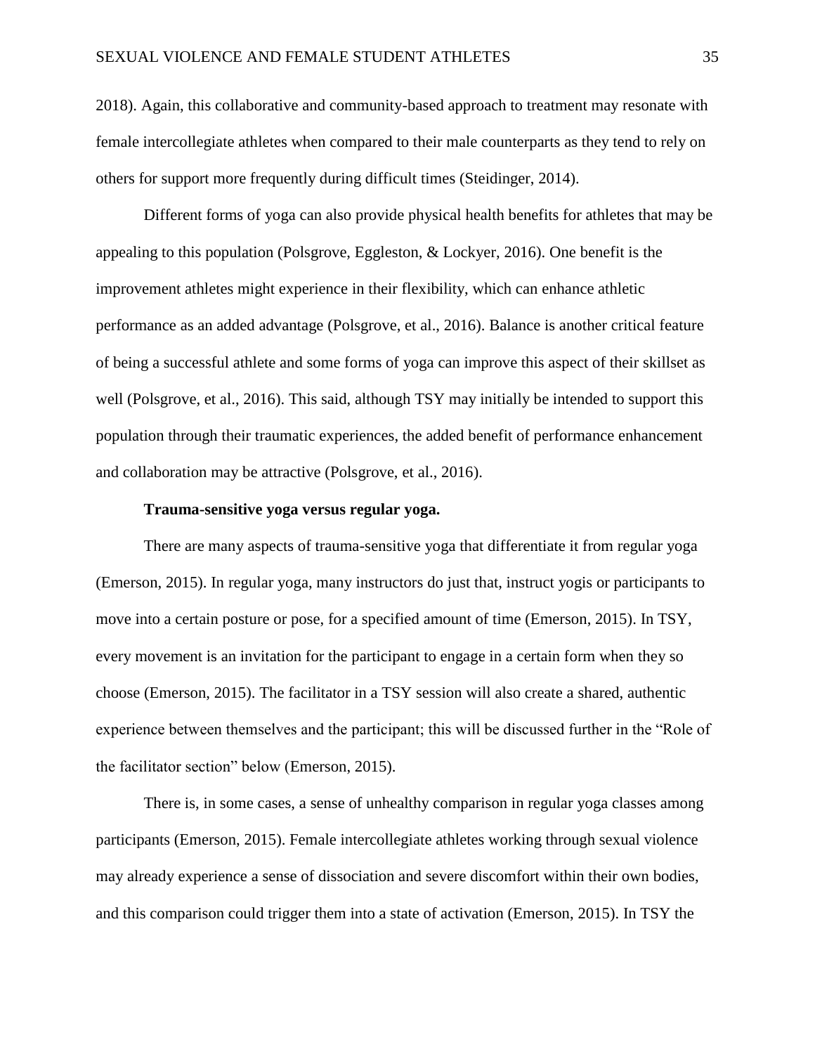2018). Again, this collaborative and community-based approach to treatment may resonate with female intercollegiate athletes when compared to their male counterparts as they tend to rely on others for support more frequently during difficult times (Steidinger, 2014).

Different forms of yoga can also provide physical health benefits for athletes that may be appealing to this population (Polsgrove, Eggleston, & Lockyer, 2016). One benefit is the improvement athletes might experience in their flexibility, which can enhance athletic performance as an added advantage (Polsgrove, et al., 2016). Balance is another critical feature of being a successful athlete and some forms of yoga can improve this aspect of their skillset as well (Polsgrove, et al., 2016). This said, although TSY may initially be intended to support this population through their traumatic experiences, the added benefit of performance enhancement and collaboration may be attractive (Polsgrove, et al., 2016).

**Trauma-sensitive yoga versus regular yoga.**

There are many aspects of trauma-sensitive yoga that differentiate it from regular yoga (Emerson, 2015). In regular yoga, many instructors do just that, instruct yogis or participants to move into a certain posture or pose, for a specified amount of time (Emerson, 2015). In TSY, every movement is an invitation for the participant to engage in a certain form when they so choose (Emerson, 2015). The facilitator in a TSY session will also create a shared, authentic experience between themselves and the participant; this will be discussed further in the "Role of the facilitator section" below (Emerson, 2015).

There is, in some cases, a sense of unhealthy comparison in regular yoga classes among participants (Emerson, 2015). Female intercollegiate athletes working through sexual violence may already experience a sense of dissociation and severe discomfort within their own bodies, and this comparison could trigger them into a state of activation (Emerson, 2015). In TSY the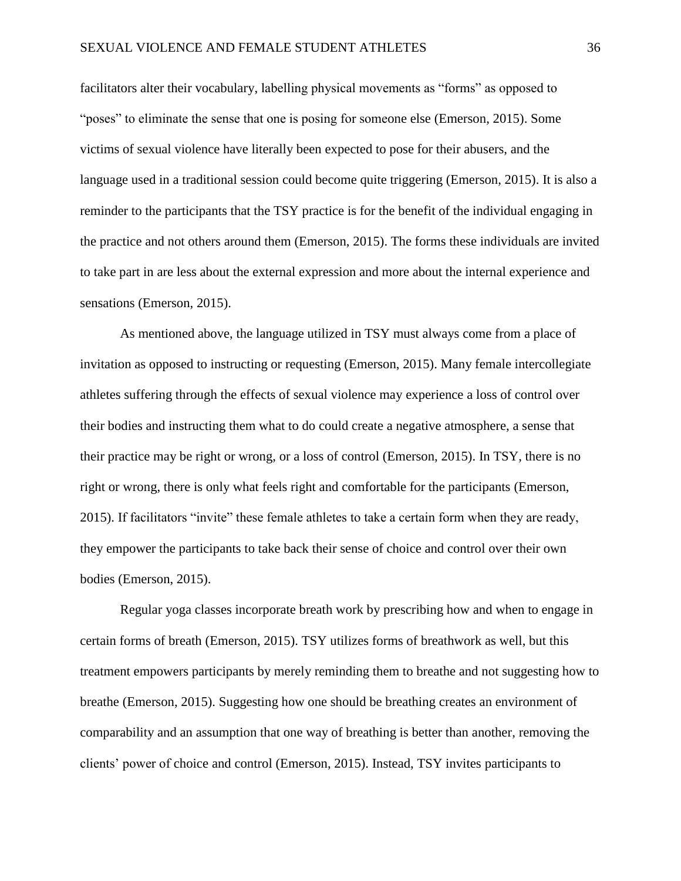facilitators alter their vocabulary, labelling physical movements as “forms” as opposed to “poses” to eliminate the sense that one is posing for someone else (Emerson, 2015). Some victims of sexual violence have literally been expected to pose for their abusers, and the language used in a traditional session could become quite triggering (Emerson, 2015). It is also a reminder to the participants that the TSY practice is for the benefit of the individual engaging in the practice and not others around them (Emerson, 2015). The forms these individuals are invited to take part in are less about the external expression and more about the internal experience and sensations (Emerson, 2015).

As mentioned above, the language utilized in TSY must always come from a place of invitation as opposed to instructing or requesting (Emerson, 2015). Many female intercollegiate athletes suffering through the effects of sexual violence may experience a loss of control over their bodies and instructing them what to do could create a negative atmosphere, a sense that their practice may be right or wrong, or a loss of control (Emerson, 2015). In TSY, there is no right or wrong, there is only what feels right and comfortable for the participants (Emerson, 2015). If facilitators “invite” these female athletes to take a certain form when they are ready, they empower the participants to take back their sense of choice and control over their own bodies (Emerson, 2015).

Regular yoga classes incorporate breath work by prescribing how and when to engage in certain forms of breath (Emerson, 2015). TSY utilizes forms of breathwork as well, but this treatment empowers participants by merely reminding them to breathe and not suggesting how to breathe (Emerson, 2015). Suggesting how one should be breathing creates an environment of comparability and an assumption that one way of breathing is better than another, removing the clients’ power of choice and control (Emerson, 2015). Instead, TSY invites participants to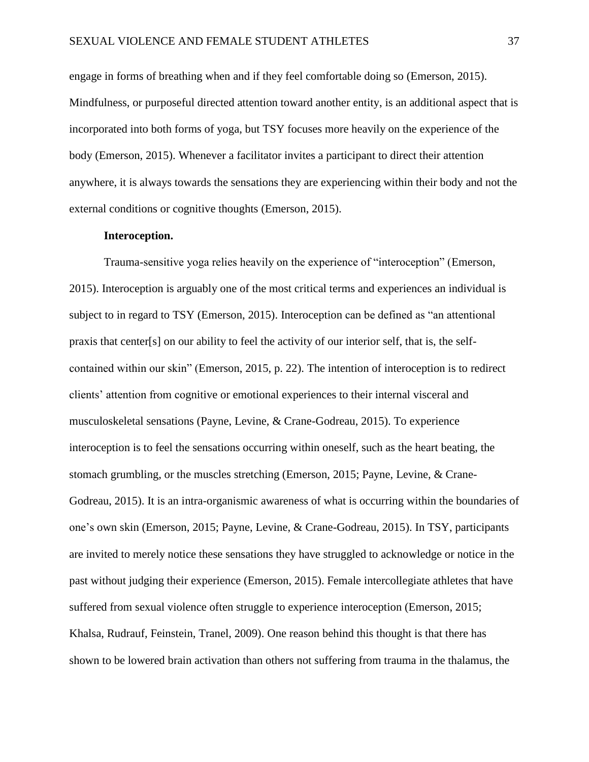engage in forms of breathing when and if they feel comfortable doing so (Emerson, 2015). Mindfulness, or purposeful directed attention toward another entity, is an additional aspect that is incorporated into both forms of yoga, but TSY focuses more heavily on the experience of the body (Emerson, 2015). Whenever a facilitator invites a participant to direct their attention anywhere, it is always towards the sensations they are experiencing within their body and not the external conditions or cognitive thoughts (Emerson, 2015).

**Interoception.**

Trauma-sensitive yoga relies heavily on the experience of "interoception" (Emerson, 2015). Interoception is arguably one of the most critical terms and experiences an individual is subject to in regard to TSY (Emerson, 2015). Interoception can be defined as "an attentional praxis that center[s] on our ability to feel the activity of our interior self, that is, the self-contained within our skin" (Emerson, 2015, p. 22). The intention of interoception is to redirect clients' attention from cognitive or emotional experiences to their internal visceral and musculoskeletal sensations (Payne, Levine, & Crane-Godreau, 2015). To experience interoception is to feel the sensations occurring within oneself, such as the heart beating, the stomach grumbling, or the muscles stretching (Emerson, 2015; Payne, Levine, & Crane-Godreau, 2015). It is an intra-organismic awareness of what is occurring within the boundaries of one's own skin (Emerson, 2015; Payne, Levine, & Crane-Godreau, 2015). In TSY, participants are invited to merely notice these sensations they have struggled to acknowledge or notice in the past without judging their experience (Emerson, 2015). Female intercollegiate athletes that have suffered from sexual violence often struggle to experience interoception (Emerson, 2015; Khalsa, Rudrauf, Feinstein, Tranel, 2009). One reason behind this thought is that there has shown to be lowered brain activation than others not suffering from trauma in the thalamus, the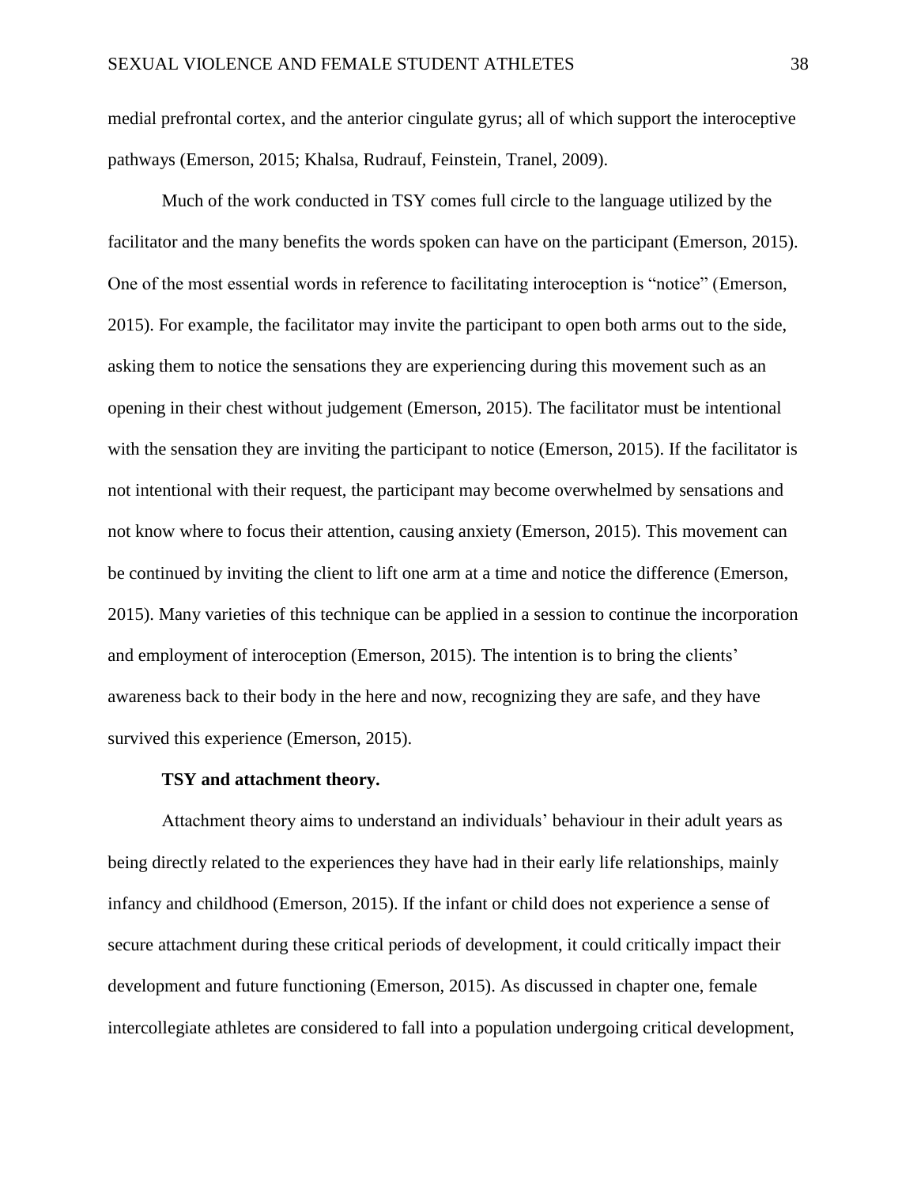medial prefrontal cortex, and the anterior cingulate gyrus; all of which support the interoceptive pathways (Emerson, 2015; Khalsa, Rudrauf, Feinstein, Tranel, 2009).

Much of the work conducted in TSY comes full circle to the language utilized by the facilitator and the many benefits the words spoken can have on the participant (Emerson, 2015). One of the most essential words in reference to facilitating interoception is "notice" (Emerson, 2015). For example, the facilitator may invite the participant to open both arms out to the side, asking them to notice the sensations they are experiencing during this movement such as an opening in their chest without judgement (Emerson, 2015). The facilitator must be intentional with the sensation they are inviting the participant to notice (Emerson, 2015). If the facilitator is not intentional with their request, the participant may become overwhelmed by sensations and not know where to focus their attention, causing anxiety (Emerson, 2015). This movement can be continued by inviting the client to lift one arm at a time and notice the difference (Emerson, 2015). Many varieties of this technique can be applied in a session to continue the incorporation and employment of interoception (Emerson, 2015). The intention is to bring the clients' awareness back to their body in the here and now, recognizing they are safe, and they have survived this experience (Emerson, 2015).

**TSY and attachment theory.**

Attachment theory aims to understand an individuals' behaviour in their adult years as being directly related to the experiences they have had in their early life relationships, mainly infancy and childhood (Emerson, 2015). If the infant or child does not experience a sense of secure attachment during these critical periods of development, it could critically impact their development and future functioning (Emerson, 2015). As discussed in chapter one, female intercollegiate athletes are considered to fall into a population undergoing critical development,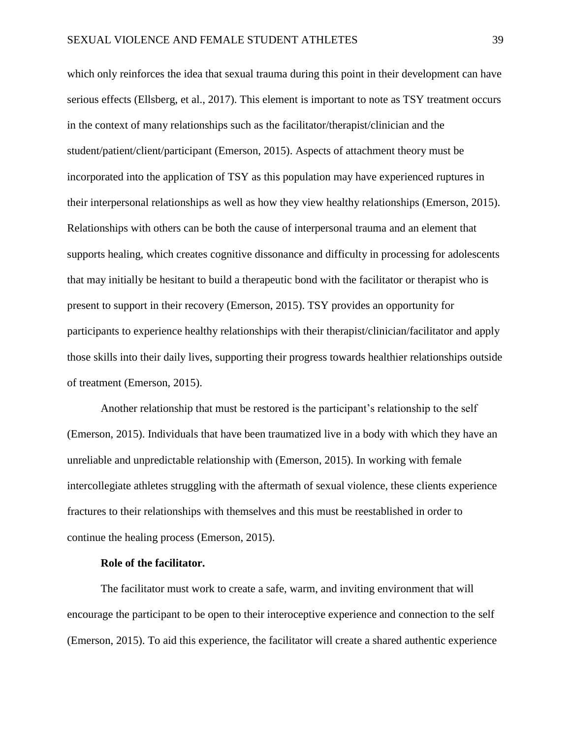which only reinforces the idea that sexual trauma during this point in their development can have serious effects (Ellsberg, et al., 2017). This element is important to note as TSY treatment occurs in the context of many relationships such as the facilitator/therapist/clinician and the student/patient/client/participant (Emerson, 2015). Aspects of attachment theory must be incorporated into the application of TSY as this population may have experienced ruptures in their interpersonal relationships as well as how they view healthy relationships (Emerson, 2015). Relationships with others can be both the cause of interpersonal trauma and an element that supports healing, which creates cognitive dissonance and difficulty in processing for adolescents that may initially be hesitant to build a therapeutic bond with the facilitator or therapist who is present to support in their recovery (Emerson, 2015). TSY provides an opportunity for participants to experience healthy relationships with their therapist/clinician/facilitator and apply those skills into their daily lives, supporting their progress towards healthier relationships outside of treatment (Emerson, 2015).

Another relationship that must be restored is the participant's relationship to the self (Emerson, 2015). Individuals that have been traumatized live in a body with which they have an unreliable and unpredictable relationship with (Emerson, 2015). In working with female intercollegiate athletes struggling with the aftermath of sexual violence, these clients experience fractures to their relationships with themselves and this must be reestablished in order to continue the healing process (Emerson, 2015).

**Role of the facilitator.**

The facilitator must work to create a safe, warm, and inviting environment that will encourage the participant to be open to their interoceptive experience and connection to the self (Emerson, 2015). To aid this experience, the facilitator will create a shared authentic experience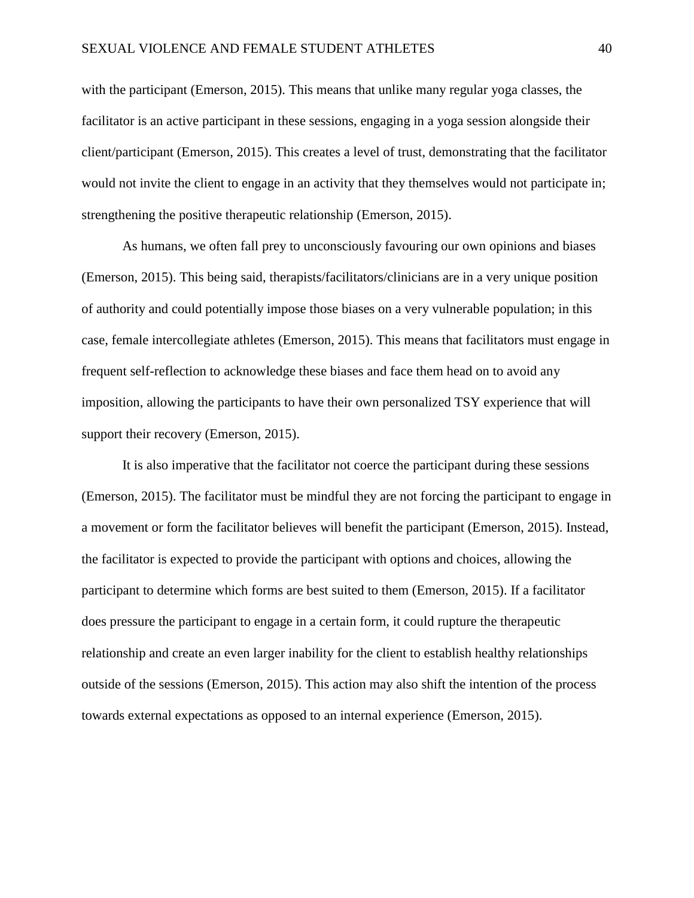with the participant (Emerson, 2015). This means that unlike many regular yoga classes, the facilitator is an active participant in these sessions, engaging in a yoga session alongside their client/participant (Emerson, 2015). This creates a level of trust, demonstrating that the facilitator would not invite the client to engage in an activity that they themselves would not participate in; strengthening the positive therapeutic relationship (Emerson, 2015).

As humans, we often fall prey to unconsciously favouring our own opinions and biases (Emerson, 2015). This being said, therapists/facilitators/clinicians are in a very unique position of authority and could potentially impose those biases on a very vulnerable population; in this case, female intercollegiate athletes (Emerson, 2015). This means that facilitators must engage in frequent self-reflection to acknowledge these biases and face them head on to avoid any imposition, allowing the participants to have their own personalized TSY experience that will support their recovery (Emerson, 2015).

It is also imperative that the facilitator not coerce the participant during these sessions (Emerson, 2015). The facilitator must be mindful they are not forcing the participant to engage in a movement or form the facilitator believes will benefit the participant (Emerson, 2015). Instead, the facilitator is expected to provide the participant with options and choices, allowing the participant to determine which forms are best suited to them (Emerson, 2015). If a facilitator does pressure the participant to engage in a certain form, it could rupture the therapeutic relationship and create an even larger inability for the client to establish healthy relationships outside of the sessions (Emerson, 2015). This action may also shift the intention of the process towards external expectations as opposed to an internal experience (Emerson, 2015).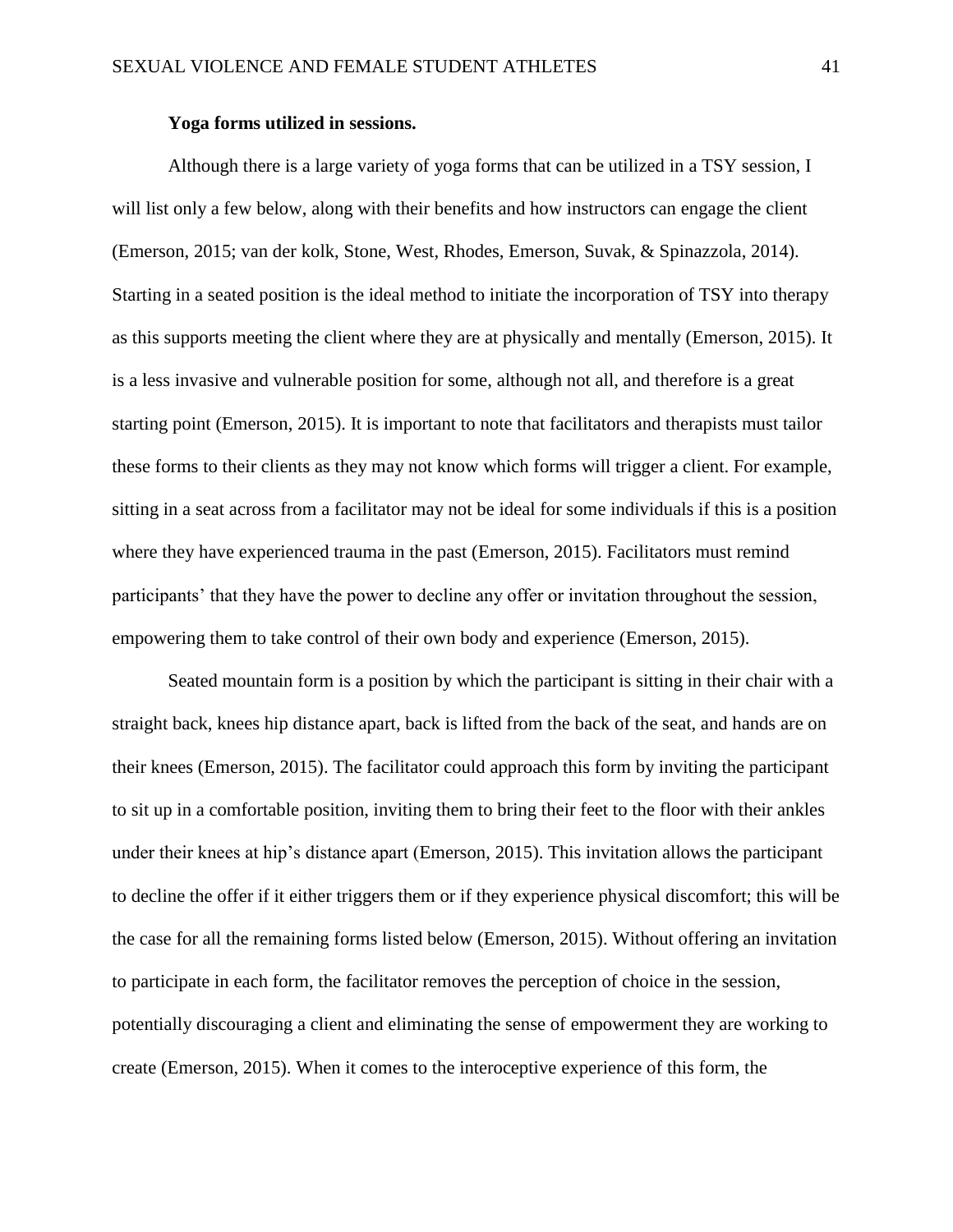**Yoga forms utilized in sessions.**

Although there is a large variety of yoga forms that can be utilized in a TSY session, I will list only a few below, along with their benefits and how instructors can engage the client (Emerson, 2015; van der kolk, Stone, West, Rhodes, Emerson, Suvak, & Spinazzola, 2014). Starting in a seated position is the ideal method to initiate the incorporation of TSY into therapy as this supports meeting the client where they are at physically and mentally (Emerson, 2015). It is a less invasive and vulnerable position for some, although not all, and therefore is a great starting point (Emerson, 2015). It is important to note that facilitators and therapists must tailor these forms to their clients as they may not know which forms will trigger a client. For example, sitting in a seat across from a facilitator may not be ideal for some individuals if this is a position where they have experienced trauma in the past (Emerson, 2015). Facilitators must remind participants' that they have the power to decline any offer or invitation throughout the session, empowering them to take control of their own body and experience (Emerson, 2015).

Seated mountain form is a position by which the participant is sitting in their chair with a straight back, knees hip distance apart, back is lifted from the back of the seat, and hands are on their knees (Emerson, 2015). The facilitator could approach this form by inviting the participant to sit up in a comfortable position, inviting them to bring their feet to the floor with their ankles under their knees at hip's distance apart (Emerson, 2015). This invitation allows the participant to decline the offer if it either triggers them or if they experience physical discomfort; this will be the case for all the remaining forms listed below (Emerson, 2015). Without offering an invitation to participate in each form, the facilitator removes the perception of choice in the session, potentially discouraging a client and eliminating the sense of empowerment they are working to create (Emerson, 2015). When it comes to the interoceptive experience of this form, the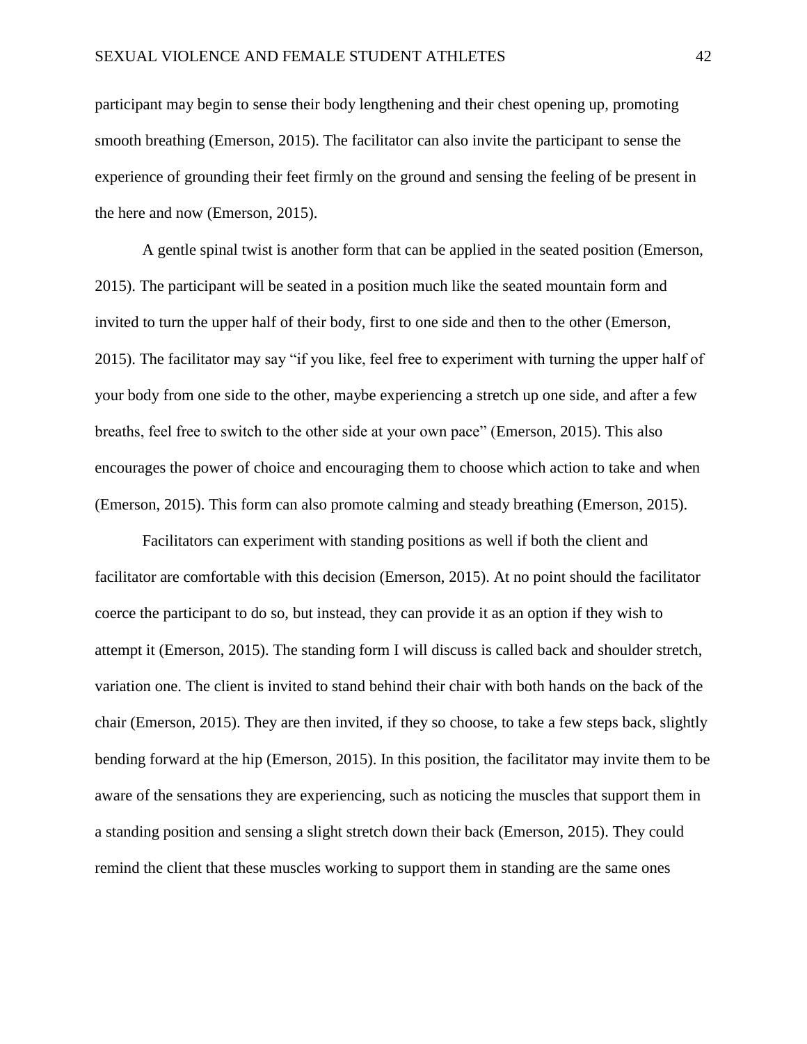participant may begin to sense their body lengthening and their chest opening up, promoting smooth breathing (Emerson, 2015). The facilitator can also invite the participant to sense the experience of grounding their feet firmly on the ground and sensing the feeling of be present in the here and now (Emerson, 2015).

A gentle spinal twist is another form that can be applied in the seated position (Emerson, 2015). The participant will be seated in a position much like the seated mountain form and invited to turn the upper half of their body, first to one side and then to the other (Emerson, 2015). The facilitator may say "if you like, feel free to experiment with turning the upper half of your body from one side to the other, maybe experiencing a stretch up one side, and after a few breaths, feel free to switch to the other side at your own pace" (Emerson, 2015). This also encourages the power of choice and encouraging them to choose which action to take and when (Emerson, 2015). This form can also promote calming and steady breathing (Emerson, 2015).

Facilitators can experiment with standing positions as well if both the client and facilitator are comfortable with this decision (Emerson, 2015). At no point should the facilitator coerce the participant to do so, but instead, they can provide it as an option if they wish to attempt it (Emerson, 2015). The standing form I will discuss is called back and shoulder stretch, variation one. The client is invited to stand behind their chair with both hands on the back of the chair (Emerson, 2015). They are then invited, if they so choose, to take a few steps back, slightly bending forward at the hip (Emerson, 2015). In this position, the facilitator may invite them to be aware of the sensations they are experiencing, such as noticing the muscles that support them in a standing position and sensing a slight stretch down their back (Emerson, 2015). They could remind the client that these muscles working to support them in standing are the same ones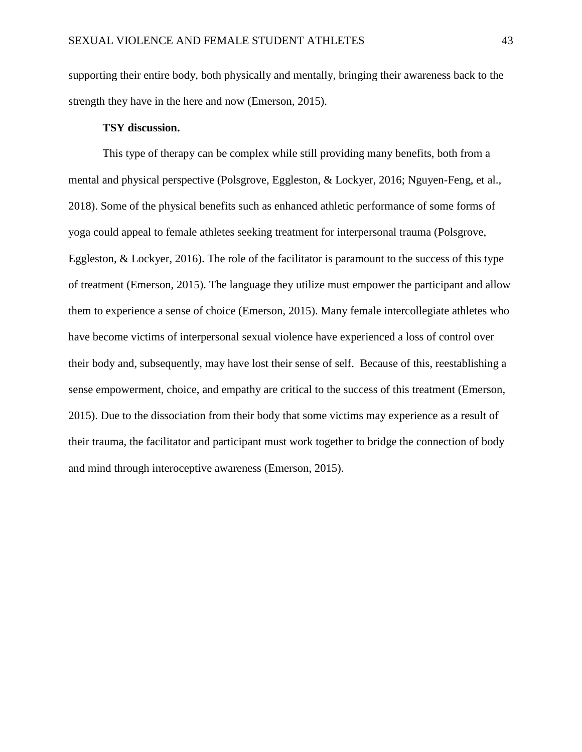supporting their entire body, both physically and mentally, bringing their awareness back to the strength they have in the here and now (Emerson, 2015).

**TSY discussion.**

This type of therapy can be complex while still providing many benefits, both from a mental and physical perspective (Polsgrove, Eggleston, & Lockyer, 2016; Nguyen-Feng, et al., 2018). Some of the physical benefits such as enhanced athletic performance of some forms of yoga could appeal to female athletes seeking treatment for interpersonal trauma (Polsgrove, Eggleston, & Lockyer, 2016). The role of the facilitator is paramount to the success of this type of treatment (Emerson, 2015). The language they utilize must empower the participant and allow them to experience a sense of choice (Emerson, 2015). Many female intercollegiate athletes who have become victims of interpersonal sexual violence have experienced a loss of control over their body and, subsequently, may have lost their sense of self. Because of this, reestablishing a sense empowerment, choice, and empathy are critical to the success of this treatment (Emerson, 2015). Due to the dissociation from their body that some victims may experience as a result of their trauma, the facilitator and participant must work together to bridge the connection of body and mind through interoceptive awareness (Emerson, 2015).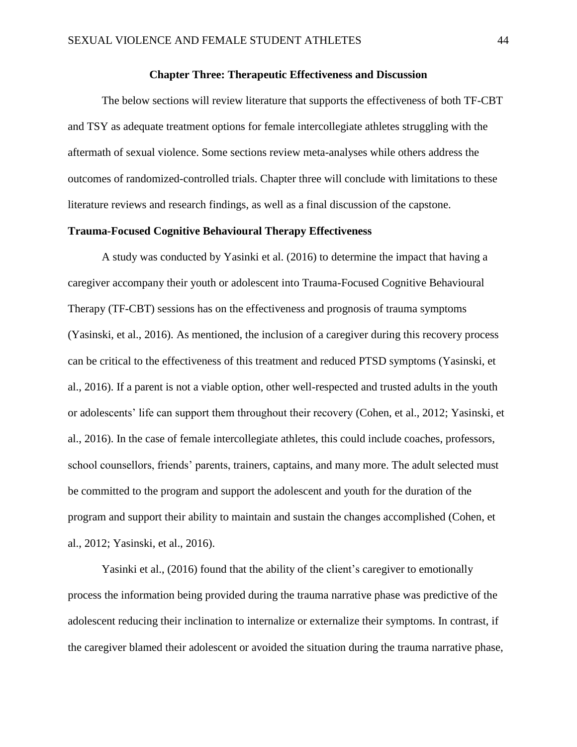# Chapter Three: Therapeutic Effectiveness and Discussion

The below sections will review literature that supports the effectiveness of both TF-CBT and TSY as adequate treatment options for female intercollegiate athletes struggling with the aftermath of sexual violence. Some sections review meta-analyses while others address the outcomes of randomized-controlled trials. Chapter three will conclude with limitations to these literature reviews and research findings, as well as a final discussion of the capstone.

## Trauma-Focused Cognitive Behavioural Therapy Effectiveness

A study was conducted by Yasinki et al. (2016) to determine the impact that having a caregiver accompany their youth or adolescent into Trauma-Focused Cognitive Behavioural Therapy (TF-CBT) sessions has on the effectiveness and prognosis of trauma symptoms (Yasinski, et al., 2016). As mentioned, the inclusion of a caregiver during this recovery process can be critical to the effectiveness of this treatment and reduced PTSD symptoms (Yasinski, et al., 2016). If a parent is not a viable option, other well-respected and trusted adults in the youth or adolescents' life can support them throughout their recovery (Cohen, et al., 2012; Yasinski, et al., 2016). In the case of female intercollegiate athletes, this could include coaches, professors, school counsellors, friends' parents, trainers, captains, and many more. The adult selected must be committed to the program and support the adolescent and youth for the duration of the program and support their ability to maintain and sustain the changes accomplished (Cohen, et al., 2012; Yasinski, et al., 2016).

Yasinki et al., (2016) found that the ability of the client's caregiver to emotionally process the information being provided during the trauma narrative phase was predictive of the adolescent reducing their inclination to internalize or externalize their symptoms. In contrast, if the caregiver blamed their adolescent or avoided the situation during the trauma narrative phase,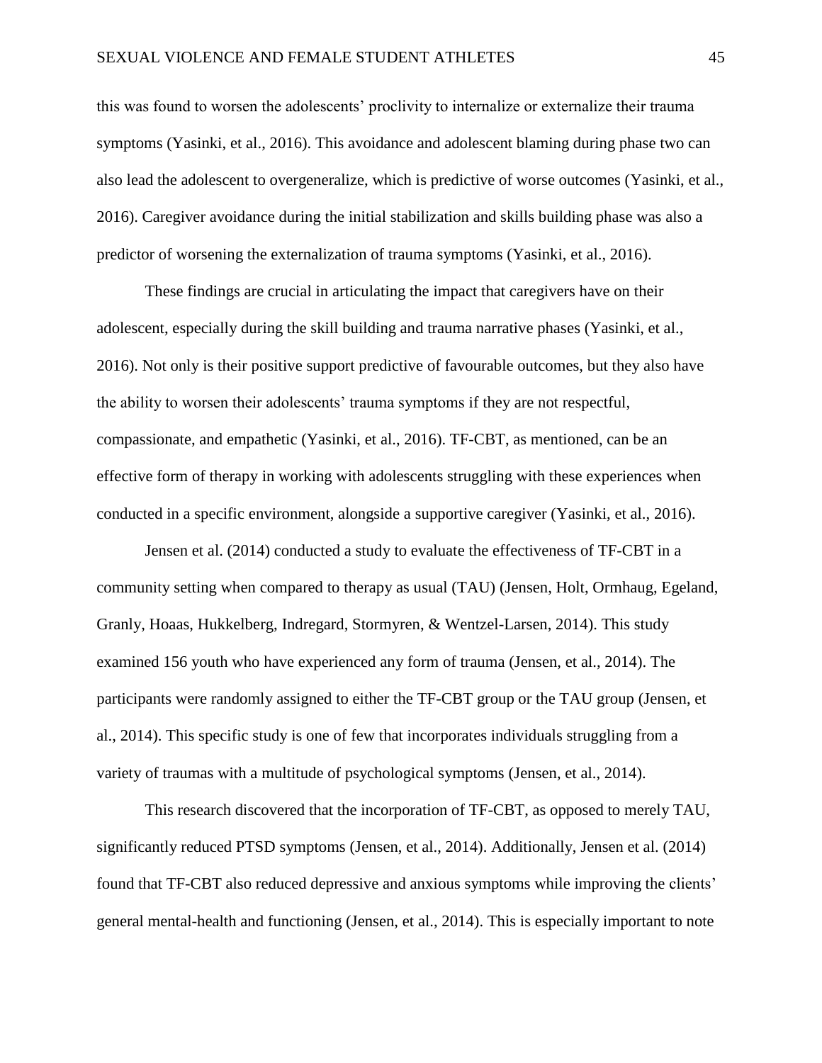this was found to worsen the adolescents' proclivity to internalize or externalize their trauma symptoms (Yasinki, et al., 2016). This avoidance and adolescent blaming during phase two can also lead the adolescent to overgeneralize, which is predictive of worse outcomes (Yasinki, et al., 2016). Caregiver avoidance during the initial stabilization and skills building phase was also a predictor of worsening the externalization of trauma symptoms (Yasinki, et al., 2016).

These findings are crucial in articulating the impact that caregivers have on their adolescent, especially during the skill building and trauma narrative phases (Yasinki, et al., 2016). Not only is their positive support predictive of favourable outcomes, but they also have the ability to worsen their adolescents' trauma symptoms if they are not respectful, compassionate, and empathetic (Yasinki, et al., 2016). TF-CBT, as mentioned, can be an effective form of therapy in working with adolescents struggling with these experiences when conducted in a specific environment, alongside a supportive caregiver (Yasinki, et al., 2016).

Jensen et al. (2014) conducted a study to evaluate the effectiveness of TF-CBT in a community setting when compared to therapy as usual (TAU) (Jensen, Holt, Ormhaug, Egeland, Granly, Hoaas, Hukkelberg, Indregard, Stormyren, & Wentzel-Larsen, 2014). This study examined 156 youth who have experienced any form of trauma (Jensen, et al., 2014). The participants were randomly assigned to either the TF-CBT group or the TAU group (Jensen, et al., 2014). This specific study is one of few that incorporates individuals struggling from a variety of traumas with a multitude of psychological symptoms (Jensen, et al., 2014).

This research discovered that the incorporation of TF-CBT, as opposed to merely TAU, significantly reduced PTSD symptoms (Jensen, et al., 2014). Additionally, Jensen et al. (2014) found that TF-CBT also reduced depressive and anxious symptoms while improving the clients' general mental-health and functioning (Jensen, et al., 2014). This is especially important to note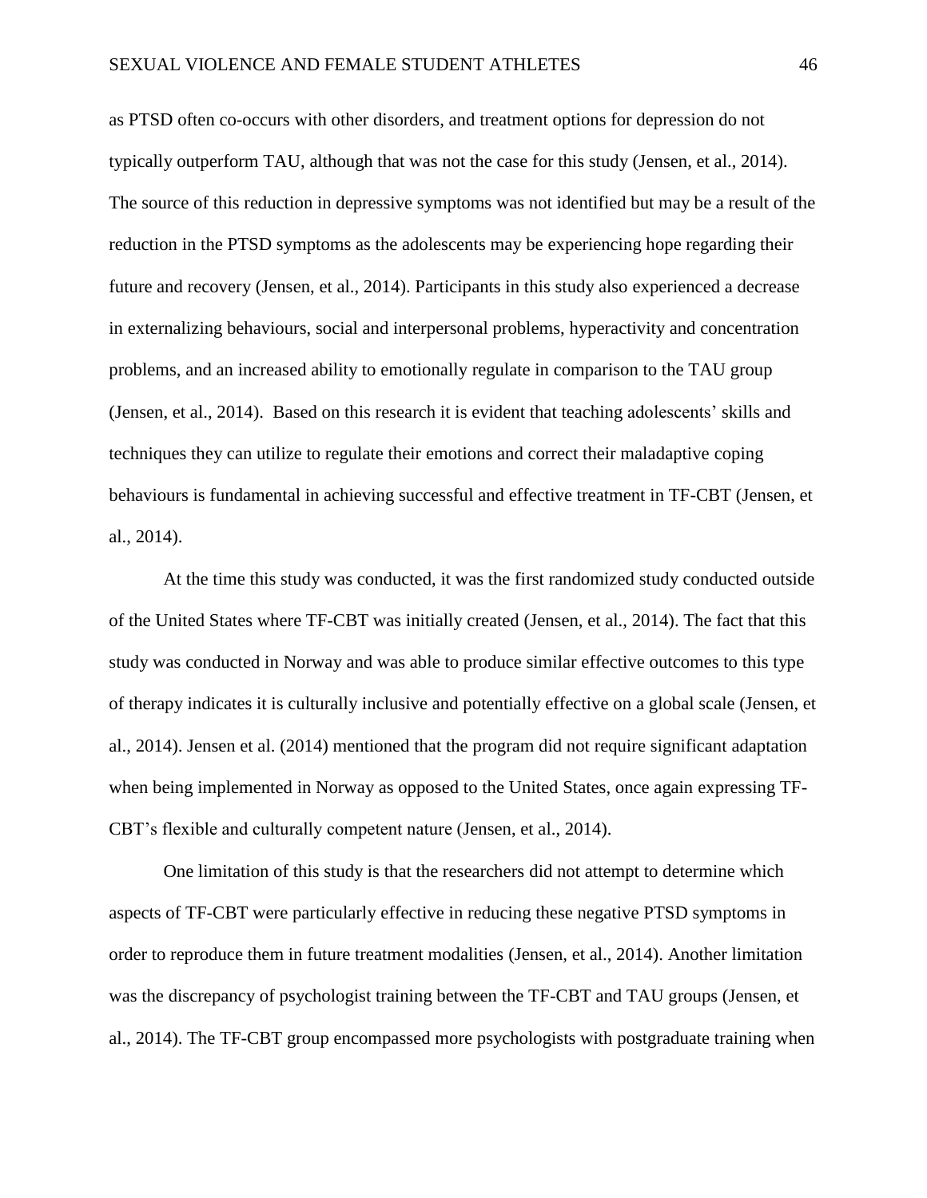as PTSD often co-occurs with other disorders, and treatment options for depression do not typically outperform TAU, although that was not the case for this study (Jensen, et al., 2014). The source of this reduction in depressive symptoms was not identified but may be a result of the reduction in the PTSD symptoms as the adolescents may be experiencing hope regarding their future and recovery (Jensen, et al., 2014). Participants in this study also experienced a decrease in externalizing behaviours, social and interpersonal problems, hyperactivity and concentration problems, and an increased ability to emotionally regulate in comparison to the TAU group (Jensen, et al., 2014). Based on this research it is evident that teaching adolescents' skills and techniques they can utilize to regulate their emotions and correct their maladaptive coping behaviours is fundamental in achieving successful and effective treatment in TF-CBT (Jensen, et al., 2014).

At the time this study was conducted, it was the first randomized study conducted outside of the United States where TF-CBT was initially created (Jensen, et al., 2014). The fact that this study was conducted in Norway and was able to produce similar effective outcomes to this type of therapy indicates it is culturally inclusive and potentially effective on a global scale (Jensen, et al., 2014). Jensen et al. (2014) mentioned that the program did not require significant adaptation when being implemented in Norway as opposed to the United States, once again expressing TF-CBT's flexible and culturally competent nature (Jensen, et al., 2014).

One limitation of this study is that the researchers did not attempt to determine which aspects of TF-CBT were particularly effective in reducing these negative PTSD symptoms in order to reproduce them in future treatment modalities (Jensen, et al., 2014). Another limitation was the discrepancy of psychologist training between the TF-CBT and TAU groups (Jensen, et al., 2014). The TF-CBT group encompassed more psychologists with postgraduate training when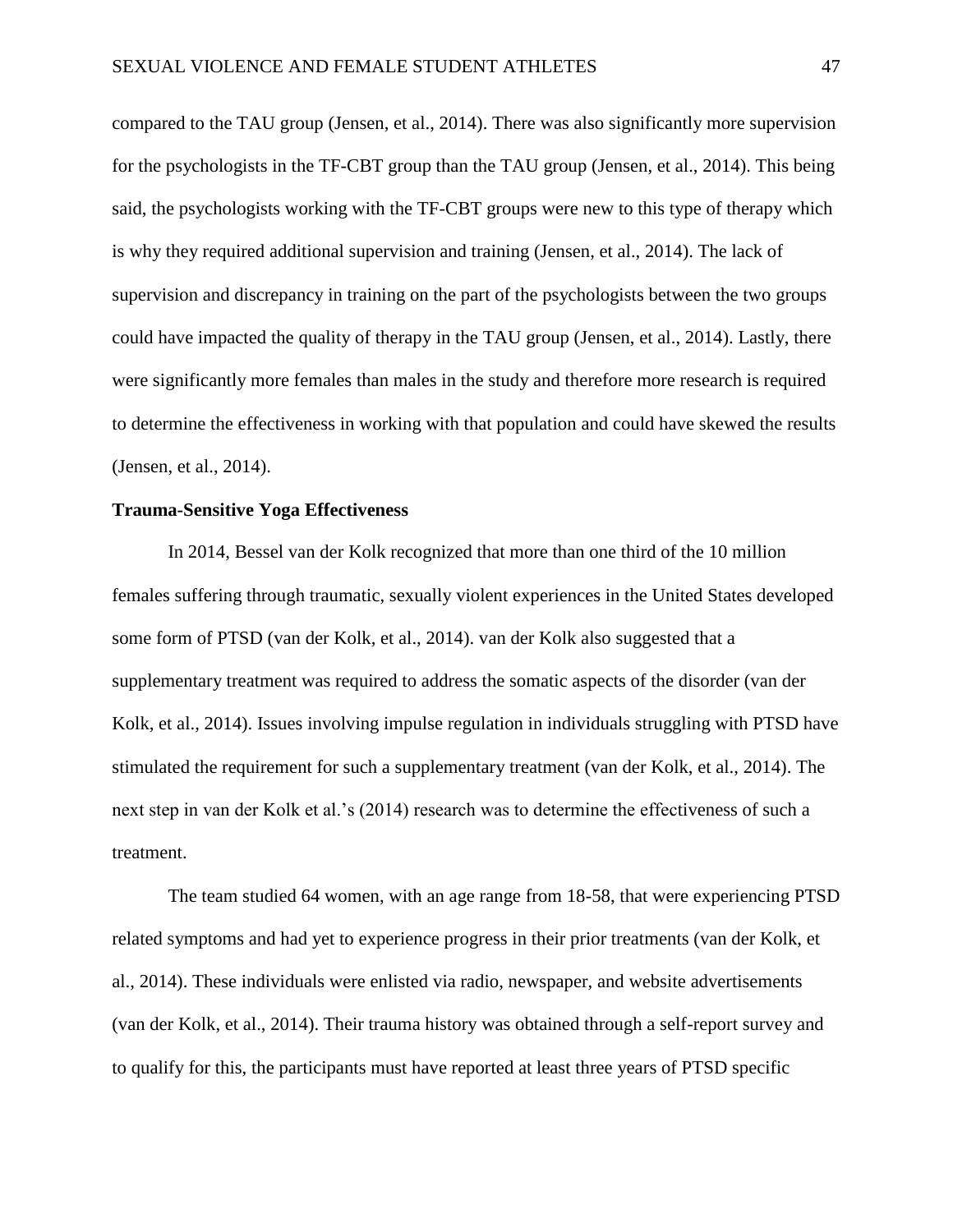compared to the TAU group (Jensen, et al., 2014). There was also significantly more supervision for the psychologists in the TF-CBT group than the TAU group (Jensen, et al., 2014). This being said, the psychologists working with the TF-CBT groups were new to this type of therapy which is why they required additional supervision and training (Jensen, et al., 2014). The lack of supervision and discrepancy in training on the part of the psychologists between the two groups could have impacted the quality of therapy in the TAU group (Jensen, et al., 2014). Lastly, there were significantly more females than males in the study and therefore more research is required to determine the effectiveness in working with that population and could have skewed the results (Jensen, et al., 2014).

**Trauma-Sensitive Yoga Effectiveness**

In 2014, Bessel van der Kolk recognized that more than one third of the 10 million females suffering through traumatic, sexually violent experiences in the United States developed some form of PTSD (van der Kolk, et al., 2014). van der Kolk also suggested that a supplementary treatment was required to address the somatic aspects of the disorder (van der Kolk, et al., 2014). Issues involving impulse regulation in individuals struggling with PTSD have stimulated the requirement for such a supplementary treatment (van der Kolk, et al., 2014). The next step in van der Kolk et al.'s (2014) research was to determine the effectiveness of such a treatment.

The team studied 64 women, with an age range from 18-58, that were experiencing PTSD related symptoms and had yet to experience progress in their prior treatments (van der Kolk, et al., 2014). These individuals were enlisted via radio, newspaper, and website advertisements (van der Kolk, et al., 2014). Their trauma history was obtained through a self-report survey and to qualify for this, the participants must have reported at least three years of PTSD specific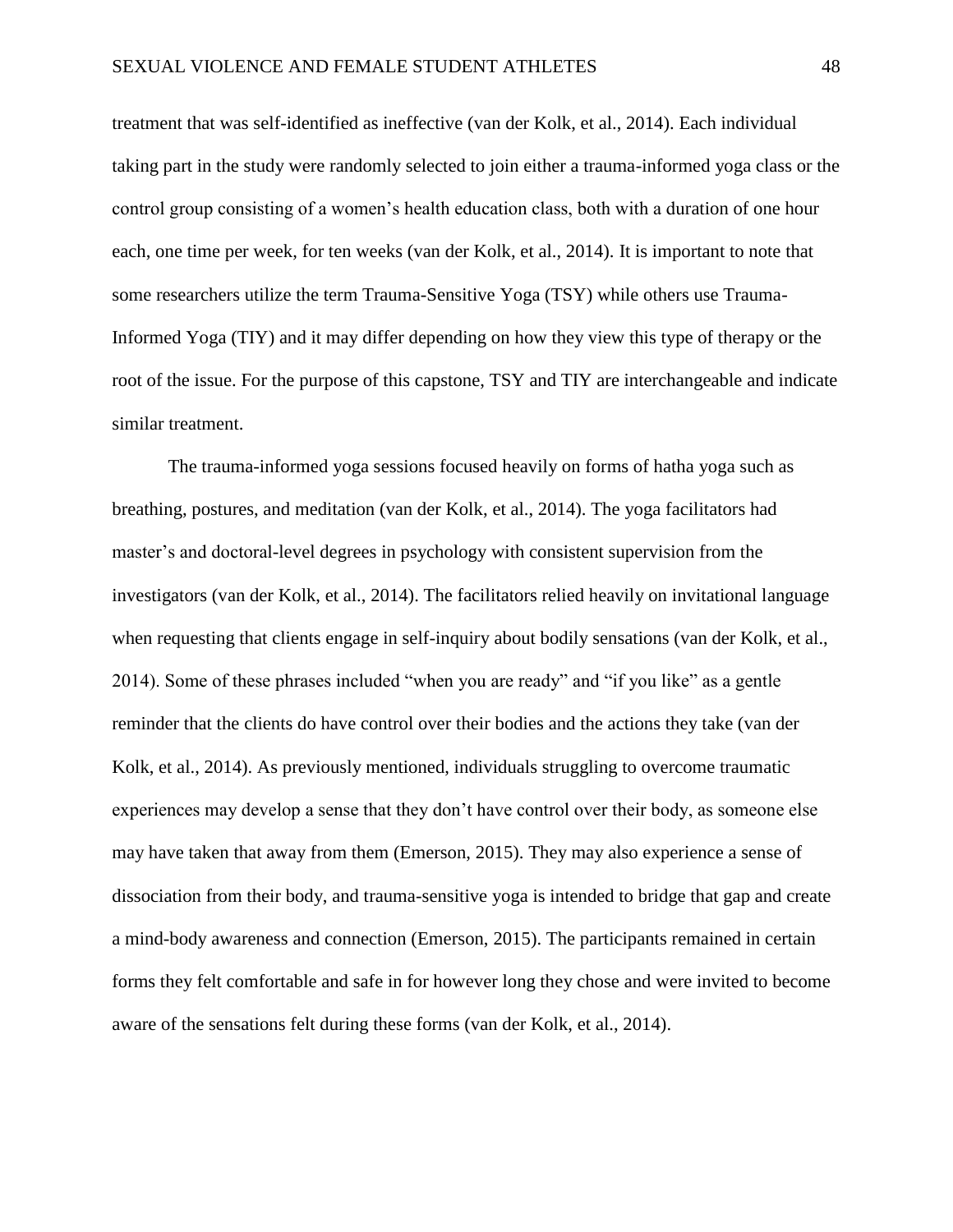treatment that was self-identified as ineffective (van der Kolk, et al., 2014). Each individual taking part in the study were randomly selected to join either a trauma-informed yoga class or the control group consisting of a women's health education class, both with a duration of one hour each, one time per week, for ten weeks (van der Kolk, et al., 2014). It is important to note that some researchers utilize the term Trauma-Sensitive Yoga (TSY) while others use Trauma-Informed Yoga (TIY) and it may differ depending on how they view this type of therapy or the root of the issue. For the purpose of this capstone, TSY and TIY are interchangeable and indicate similar treatment.

The trauma-informed yoga sessions focused heavily on forms of hatha yoga such as breathing, postures, and meditation (van der Kolk, et al., 2014). The yoga facilitators had master's and doctoral-level degrees in psychology with consistent supervision from the investigators (van der Kolk, et al., 2014). The facilitators relied heavily on invitational language when requesting that clients engage in self-inquiry about bodily sensations (van der Kolk, et al., 2014). Some of these phrases included "when you are ready" and "if you like" as a gentle reminder that the clients do have control over their bodies and the actions they take (van der Kolk, et al., 2014). As previously mentioned, individuals struggling to overcome traumatic experiences may develop a sense that they don't have control over their body, as someone else may have taken that away from them (Emerson, 2015). They may also experience a sense of dissociation from their body, and trauma-sensitive yoga is intended to bridge that gap and create a mind-body awareness and connection (Emerson, 2015). The participants remained in certain forms they felt comfortable and safe in for however long they chose and were invited to become aware of the sensations felt during these forms (van der Kolk, et al., 2014).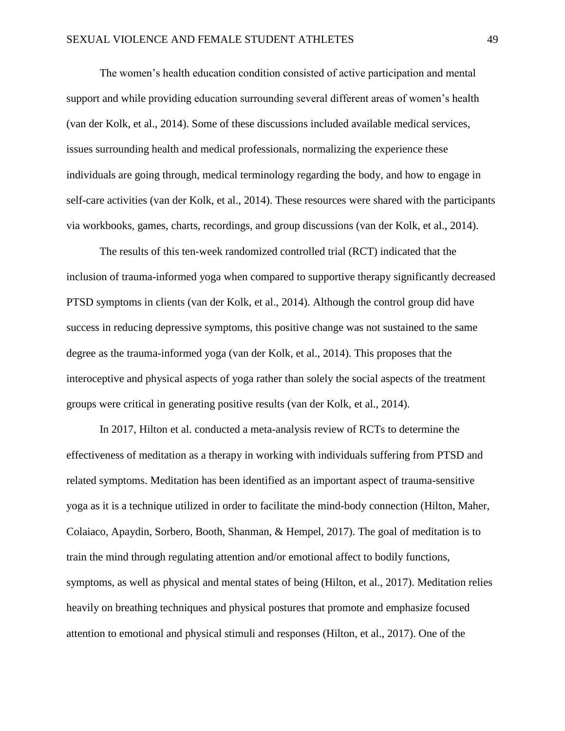The women's health education condition consisted of active participation and mental support and while providing education surrounding several different areas of women's health (van der Kolk, et al., 2014). Some of these discussions included available medical services, issues surrounding health and medical professionals, normalizing the experience these individuals are going through, medical terminology regarding the body, and how to engage in self-care activities (van der Kolk, et al., 2014). These resources were shared with the participants via workbooks, games, charts, recordings, and group discussions (van der Kolk, et al., 2014).

The results of this ten-week randomized controlled trial (RCT) indicated that the inclusion of trauma-informed yoga when compared to supportive therapy significantly decreased PTSD symptoms in clients (van der Kolk, et al., 2014). Although the control group did have success in reducing depressive symptoms, this positive change was not sustained to the same degree as the trauma-informed yoga (van der Kolk, et al., 2014). This proposes that the interoceptive and physical aspects of yoga rather than solely the social aspects of the treatment groups were critical in generating positive results (van der Kolk, et al., 2014).

In 2017, Hilton et al. conducted a meta-analysis review of RCTs to determine the effectiveness of meditation as a therapy in working with individuals suffering from PTSD and related symptoms. Meditation has been identified as an important aspect of trauma-sensitive yoga as it is a technique utilized in order to facilitate the mind-body connection (Hilton, Maher, Colaiaco, Apaydin, Sorbero, Booth, Shanman, & Hempel, 2017). The goal of meditation is to train the mind through regulating attention and/or emotional affect to bodily functions, symptoms, as well as physical and mental states of being (Hilton, et al., 2017). Meditation relies heavily on breathing techniques and physical postures that promote and emphasize focused attention to emotional and physical stimuli and responses (Hilton, et al., 2017). One of the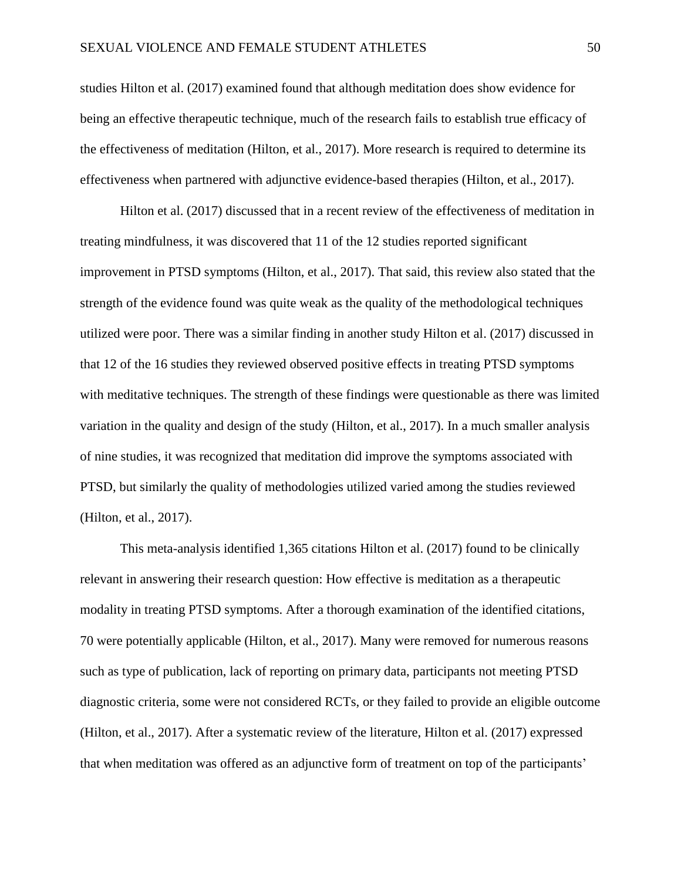studies Hilton et al. (2017) examined found that although meditation does show evidence for being an effective therapeutic technique, much of the research fails to establish true efficacy of the effectiveness of meditation (Hilton, et al., 2017). More research is required to determine its effectiveness when partnered with adjunctive evidence-based therapies (Hilton, et al., 2017).

Hilton et al. (2017) discussed that in a recent review of the effectiveness of meditation in treating mindfulness, it was discovered that 11 of the 12 studies reported significant improvement in PTSD symptoms (Hilton, et al., 2017). That said, this review also stated that the strength of the evidence found was quite weak as the quality of the methodological techniques utilized were poor. There was a similar finding in another study Hilton et al. (2017) discussed in that 12 of the 16 studies they reviewed observed positive effects in treating PTSD symptoms with meditative techniques. The strength of these findings were questionable as there was limited variation in the quality and design of the study (Hilton, et al., 2017). In a much smaller analysis of nine studies, it was recognized that meditation did improve the symptoms associated with PTSD, but similarly the quality of methodologies utilized varied among the studies reviewed (Hilton, et al., 2017).

This meta-analysis identified 1,365 citations Hilton et al. (2017) found to be clinically relevant in answering their research question: How effective is meditation as a therapeutic modality in treating PTSD symptoms. After a thorough examination of the identified citations, 70 were potentially applicable (Hilton, et al., 2017). Many were removed for numerous reasons such as type of publication, lack of reporting on primary data, participants not meeting PTSD diagnostic criteria, some were not considered RCTs, or they failed to provide an eligible outcome (Hilton, et al., 2017). After a systematic review of the literature, Hilton et al. (2017) expressed that when meditation was offered as an adjunctive form of treatment on top of the participants'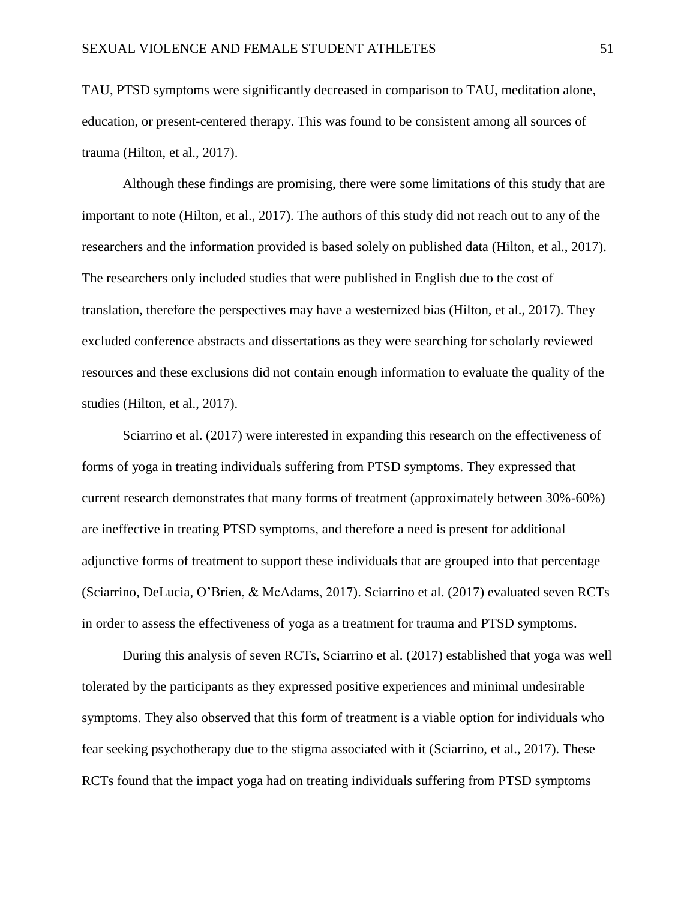TAU, PTSD symptoms were significantly decreased in comparison to TAU, meditation alone, education, or present-centered therapy. This was found to be consistent among all sources of trauma (Hilton, et al., 2017).

Although these findings are promising, there were some limitations of this study that are important to note (Hilton, et al., 2017). The authors of this study did not reach out to any of the researchers and the information provided is based solely on published data (Hilton, et al., 2017). The researchers only included studies that were published in English due to the cost of translation, therefore the perspectives may have a westernized bias (Hilton, et al., 2017). They excluded conference abstracts and dissertations as they were searching for scholarly reviewed resources and these exclusions did not contain enough information to evaluate the quality of the studies (Hilton, et al., 2017).

Sciarrino et al. (2017) were interested in expanding this research on the effectiveness of forms of yoga in treating individuals suffering from PTSD symptoms. They expressed that current research demonstrates that many forms of treatment (approximately between 30%-60%) are ineffective in treating PTSD symptoms, and therefore a need is present for additional adjunctive forms of treatment to support these individuals that are grouped into that percentage (Sciarrino, DeLucia, O'Brien, & McAdams, 2017). Sciarrino et al. (2017) evaluated seven RCTs in order to assess the effectiveness of yoga as a treatment for trauma and PTSD symptoms.

During this analysis of seven RCTs, Sciarrino et al. (2017) established that yoga was well tolerated by the participants as they expressed positive experiences and minimal undesirable symptoms. They also observed that this form of treatment is a viable option for individuals who fear seeking psychotherapy due to the stigma associated with it (Sciarrino, et al., 2017). These RCTs found that the impact yoga had on treating individuals suffering from PTSD symptoms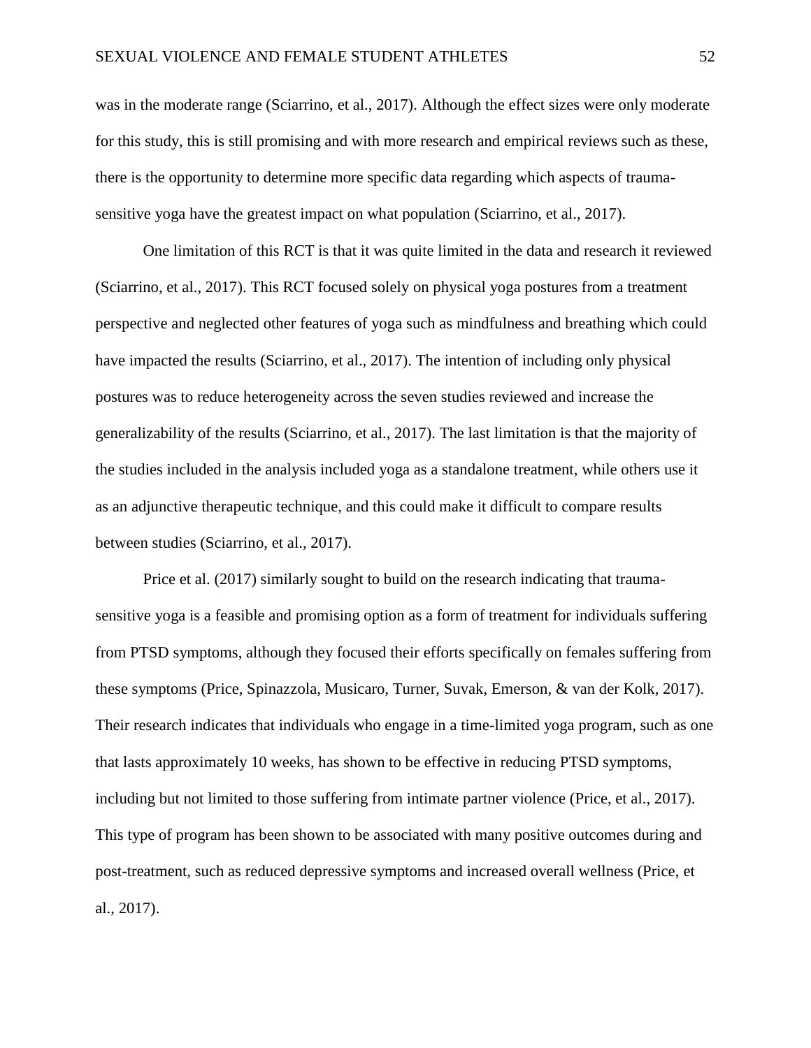was in the moderate range (Sciarrino, et al., 2017). Although the effect sizes were only moderate for this study, this is still promising and with more research and empirical reviews such as these, there is the opportunity to determine more specific data regarding which aspects of trauma-sensitive yoga have the greatest impact on what population (Sciarrino, et al., 2017).

One limitation of this RCT is that it was quite limited in the data and research it reviewed (Sciarrino, et al., 2017). This RCT focused solely on physical yoga postures from a treatment perspective and neglected other features of yoga such as mindfulness and breathing which could have impacted the results (Sciarrino, et al., 2017). The intention of including only physical postures was to reduce heterogeneity across the seven studies reviewed and increase the generalizability of the results (Sciarrino, et al., 2017). The last limitation is that the majority of the studies included in the analysis included yoga as a standalone treatment, while others use it as an adjunctive therapeutic technique, and this could make it difficult to compare results between studies (Sciarrino, et al., 2017).

Price et al. (2017) similarly sought to build on the research indicating that trauma-sensitive yoga is a feasible and promising option as a form of treatment for individuals suffering from PTSD symptoms, although they focused their efforts specifically on females suffering from these symptoms (Price, Spinazzola, Musicaro, Turner, Suvak, Emerson, & van der Kolk, 2017). Their research indicates that individuals who engage in a time-limited yoga program, such as one that lasts approximately 10 weeks, has shown to be effective in reducing PTSD symptoms, including but not limited to those suffering from intimate partner violence (Price, et al., 2017). This type of program has been shown to be associated with many positive outcomes during and post-treatment, such as reduced depressive symptoms and increased overall wellness (Price, et al., 2017).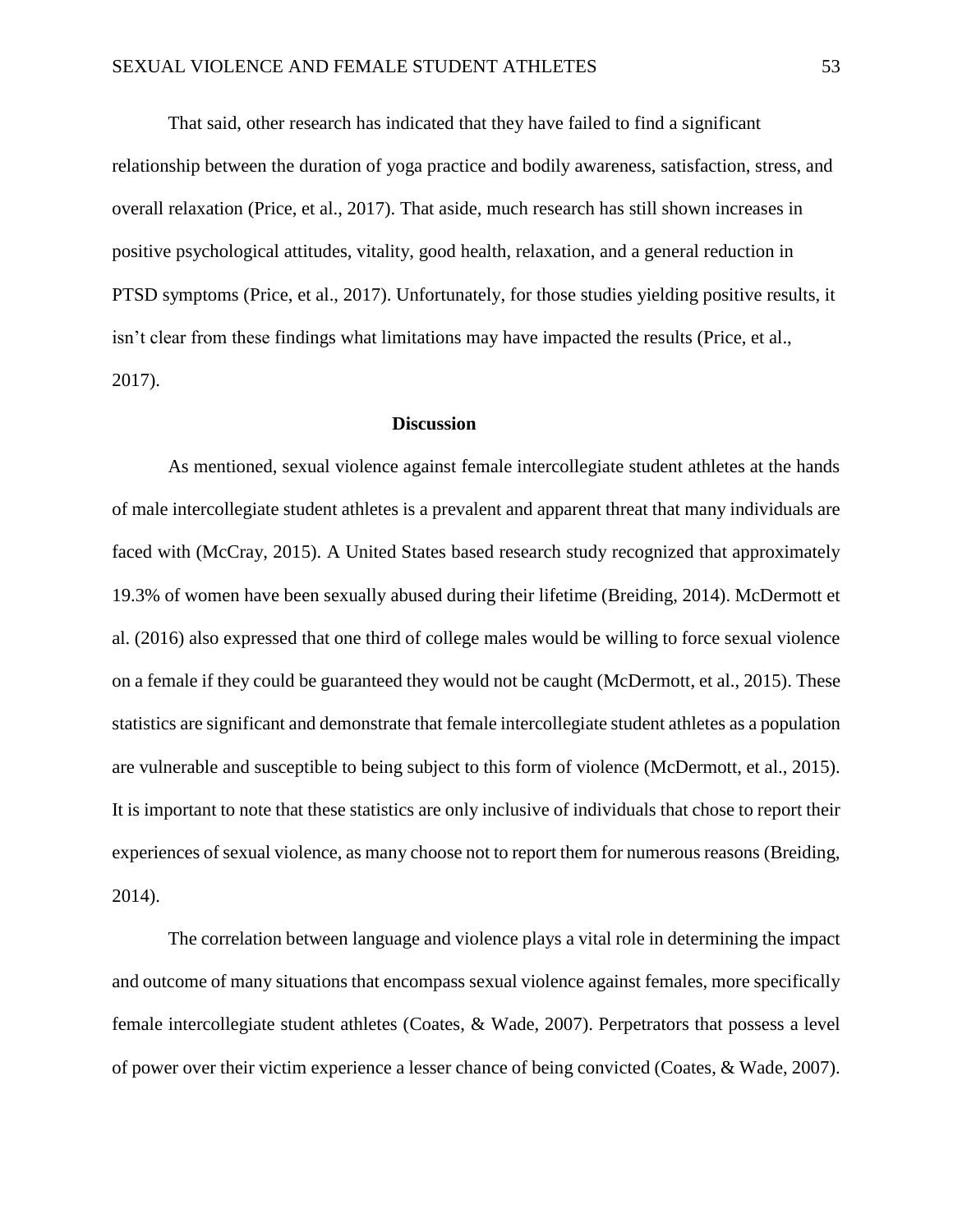That said, other research has indicated that they have failed to find a significant relationship between the duration of yoga practice and bodily awareness, satisfaction, stress, and overall relaxation (Price, et al., 2017). That aside, much research has still shown increases in positive psychological attitudes, vitality, good health, relaxation, and a general reduction in PTSD symptoms (Price, et al., 2017). Unfortunately, for those studies yielding positive results, it isn't clear from these findings what limitations may have impacted the results (Price, et al., 2017).

## Discussion

As mentioned, sexual violence against female intercollegiate student athletes at the hands of male intercollegiate student athletes is a prevalent and apparent threat that many individuals are faced with (McCray, 2015). A United States based research study recognized that approximately 19.3% of women have been sexually abused during their lifetime (Breiding, 2014). McDermott et al. (2016) also expressed that one third of college males would be willing to force sexual violence on a female if they could be guaranteed they would not be caught (McDermott, et al., 2015). These statistics are significant and demonstrate that female intercollegiate student athletes as a population are vulnerable and susceptible to being subject to this form of violence (McDermott, et al., 2015). It is important to note that these statistics are only inclusive of individuals that chose to report their experiences of sexual violence, as many choose not to report them for numerous reasons (Breiding, 2014).

The correlation between language and violence plays a vital role in determining the impact and outcome of many situations that encompass sexual violence against females, more specifically female intercollegiate student athletes (Coates, & Wade, 2007). Perpetrators that possess a level of power over their victim experience a lesser chance of being convicted (Coates, & Wade, 2007).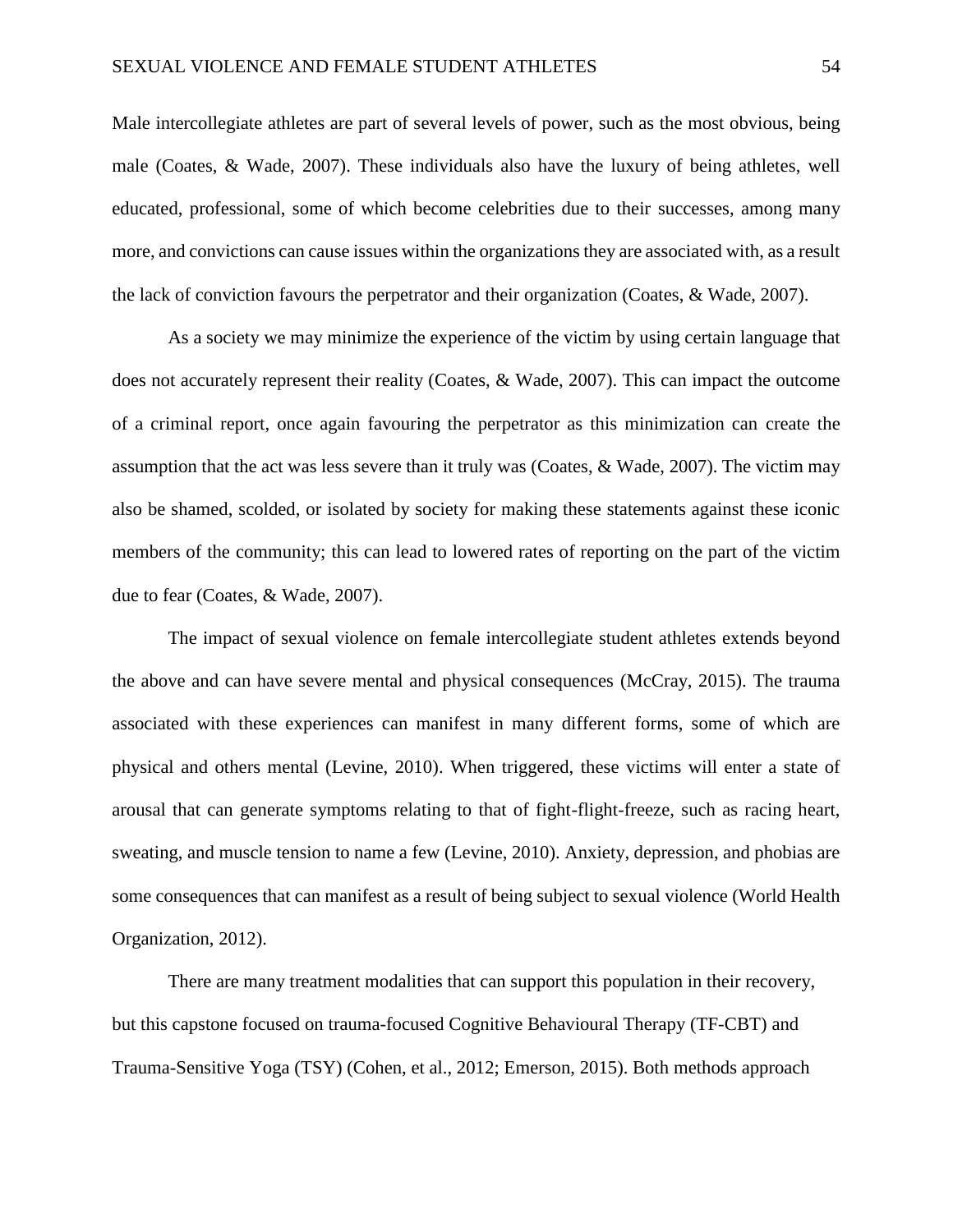Male intercollegiate athletes are part of several levels of power, such as the most obvious, being male (Coates, & Wade, 2007). These individuals also have the luxury of being athletes, well educated, professional, some of which become celebrities due to their successes, among many more, and convictions can cause issues within the organizations they are associated with, as a result the lack of conviction favours the perpetrator and their organization (Coates, & Wade, 2007).

As a society we may minimize the experience of the victim by using certain language that does not accurately represent their reality (Coates, & Wade, 2007). This can impact the outcome of a criminal report, once again favouring the perpetrator as this minimization can create the assumption that the act was less severe than it truly was (Coates, & Wade, 2007). The victim may also be shamed, scolded, or isolated by society for making these statements against these iconic members of the community; this can lead to lowered rates of reporting on the part of the victim due to fear (Coates, & Wade, 2007).

The impact of sexual violence on female intercollegiate student athletes extends beyond the above and can have severe mental and physical consequences (McCray, 2015). The trauma associated with these experiences can manifest in many different forms, some of which are physical and others mental (Levine, 2010). When triggered, these victims will enter a state of arousal that can generate symptoms relating to that of fight-flight-freeze, such as racing heart, sweating, and muscle tension to name a few (Levine, 2010). Anxiety, depression, and phobias are some consequences that can manifest as a result of being subject to sexual violence (World Health Organization, 2012).

There are many treatment modalities that can support this population in their recovery, but this capstone focused on trauma-focused Cognitive Behavioural Therapy (TF-CBT) and Trauma-Sensitive Yoga (TSY) (Cohen, et al., 2012; Emerson, 2015). Both methods approach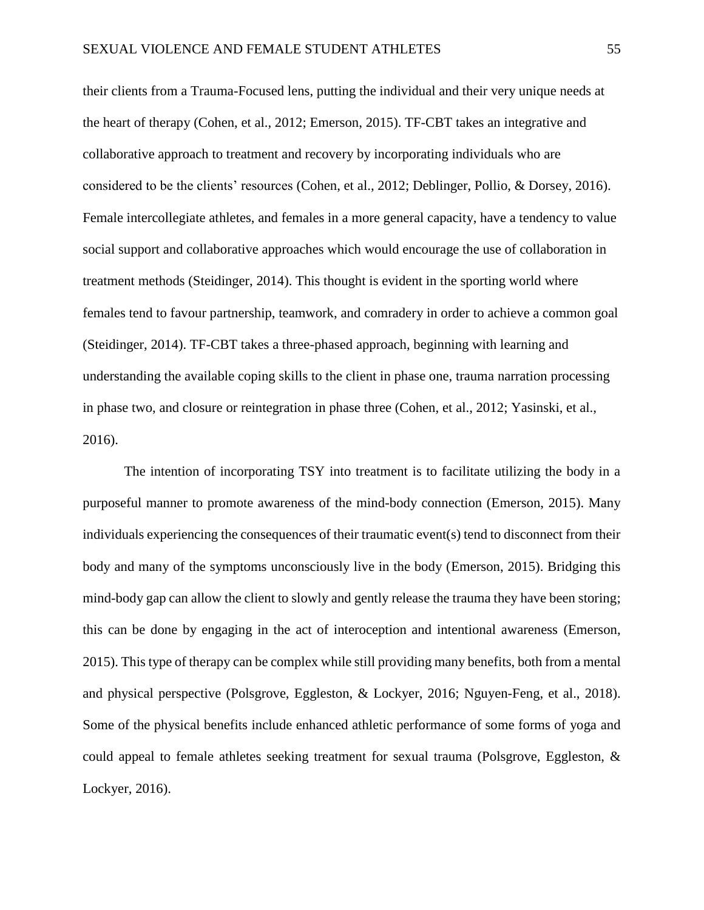their clients from a Trauma-Focused lens, putting the individual and their very unique needs at the heart of therapy (Cohen, et al., 2012; Emerson, 2015). TF-CBT takes an integrative and collaborative approach to treatment and recovery by incorporating individuals who are considered to be the clients' resources (Cohen, et al., 2012; Deblinger, Pollio, & Dorsey, 2016). Female intercollegiate athletes, and females in a more general capacity, have a tendency to value social support and collaborative approaches which would encourage the use of collaboration in treatment methods (Steidinger, 2014). This thought is evident in the sporting world where females tend to favour partnership, teamwork, and comradery in order to achieve a common goal (Steidinger, 2014). TF-CBT takes a three-phased approach, beginning with learning and understanding the available coping skills to the client in phase one, trauma narration processing in phase two, and closure or reintegration in phase three (Cohen, et al., 2012; Yasinski, et al., 2016).

The intention of incorporating TSY into treatment is to facilitate utilizing the body in a purposeful manner to promote awareness of the mind-body connection (Emerson, 2015). Many individuals experiencing the consequences of their traumatic event(s) tend to disconnect from their body and many of the symptoms unconsciously live in the body (Emerson, 2015). Bridging this mind-body gap can allow the client to slowly and gently release the trauma they have been storing; this can be done by engaging in the act of interoception and intentional awareness (Emerson, 2015). This type of therapy can be complex while still providing many benefits, both from a mental and physical perspective (Polsgrove, Eggleston, & Lockyer, 2016; Nguyen-Feng, et al., 2018). Some of the physical benefits include enhanced athletic performance of some forms of yoga and could appeal to female athletes seeking treatment for sexual trauma (Polsgrove, Eggleston, & Lockyer, 2016).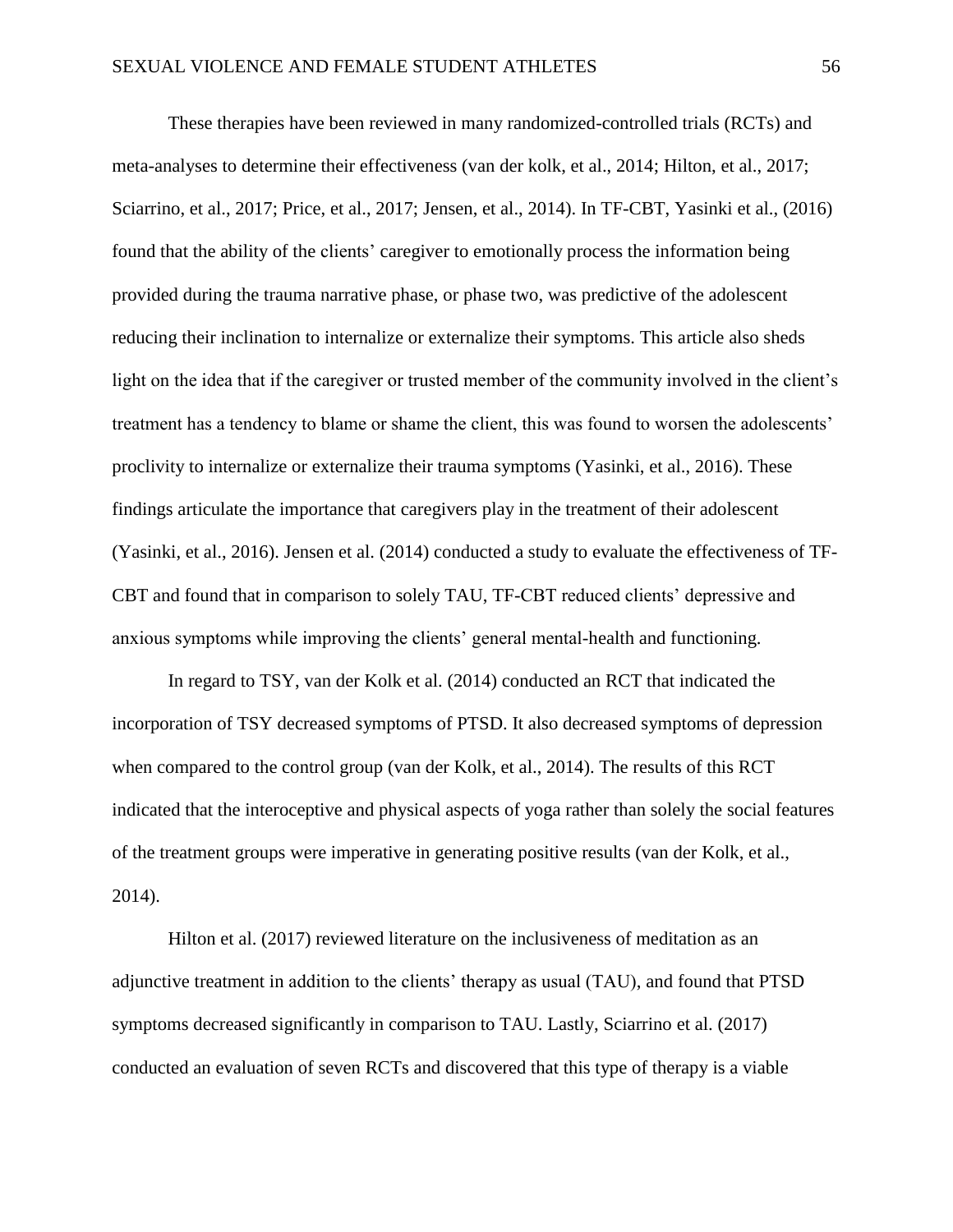These therapies have been reviewed in many randomized-controlled trials (RCTs) and meta-analyses to determine their effectiveness (van der kolk, et al., 2014; Hilton, et al., 2017; Sciarrino, et al., 2017; Price, et al., 2017; Jensen, et al., 2014). In TF-CBT, Yasinki et al., (2016) found that the ability of the clients' caregiver to emotionally process the information being provided during the trauma narrative phase, or phase two, was predictive of the adolescent reducing their inclination to internalize or externalize their symptoms. This article also sheds light on the idea that if the caregiver or trusted member of the community involved in the client's treatment has a tendency to blame or shame the client, this was found to worsen the adolescents' proclivity to internalize or externalize their trauma symptoms (Yasinki, et al., 2016). These findings articulate the importance that caregivers play in the treatment of their adolescent (Yasinki, et al., 2016). Jensen et al. (2014) conducted a study to evaluate the effectiveness of TF-CBT and found that in comparison to solely TAU, TF-CBT reduced clients' depressive and anxious symptoms while improving the clients' general mental-health and functioning.

In regard to TSY, van der Kolk et al. (2014) conducted an RCT that indicated the incorporation of TSY decreased symptoms of PTSD. It also decreased symptoms of depression when compared to the control group (van der Kolk, et al., 2014). The results of this RCT indicated that the interoceptive and physical aspects of yoga rather than solely the social features of the treatment groups were imperative in generating positive results (van der Kolk, et al., 2014).

Hilton et al. (2017) reviewed literature on the inclusiveness of meditation as an adjunctive treatment in addition to the clients' therapy as usual (TAU), and found that PTSD symptoms decreased significantly in comparison to TAU. Lastly, Sciarrino et al. (2017) conducted an evaluation of seven RCTs and discovered that this type of therapy is a viable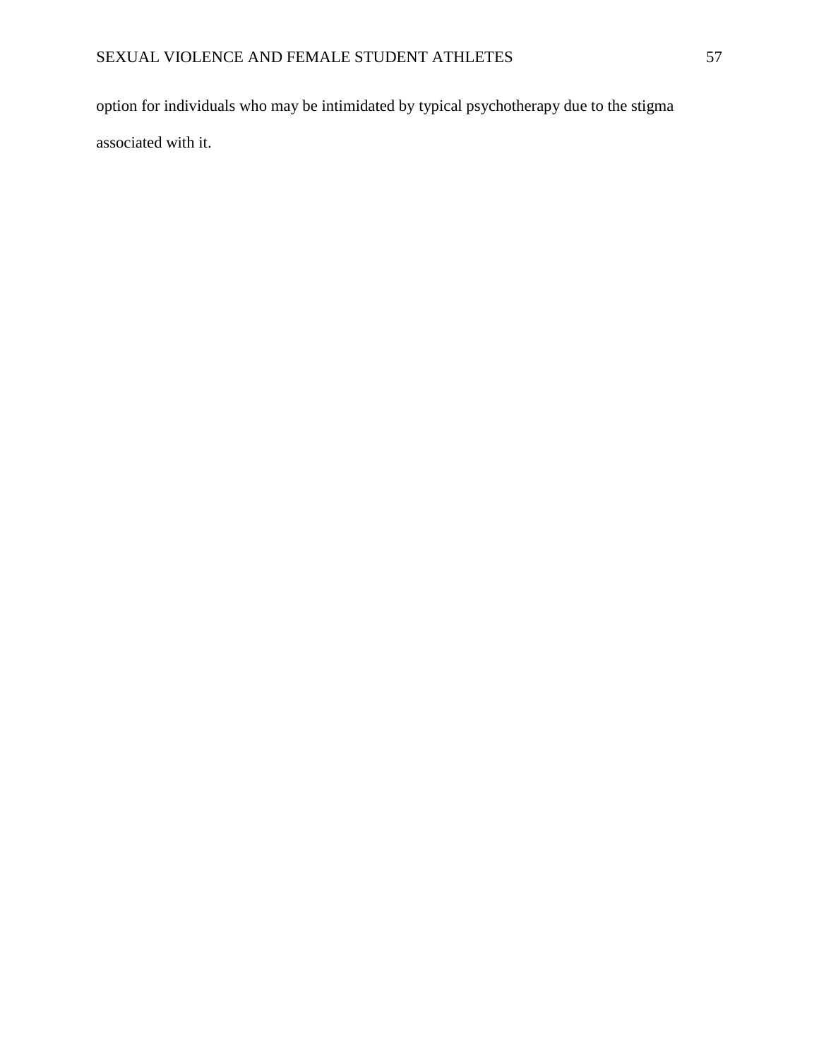option for individuals who may be intimidated by typical psychotherapy due to the stigma associated with it.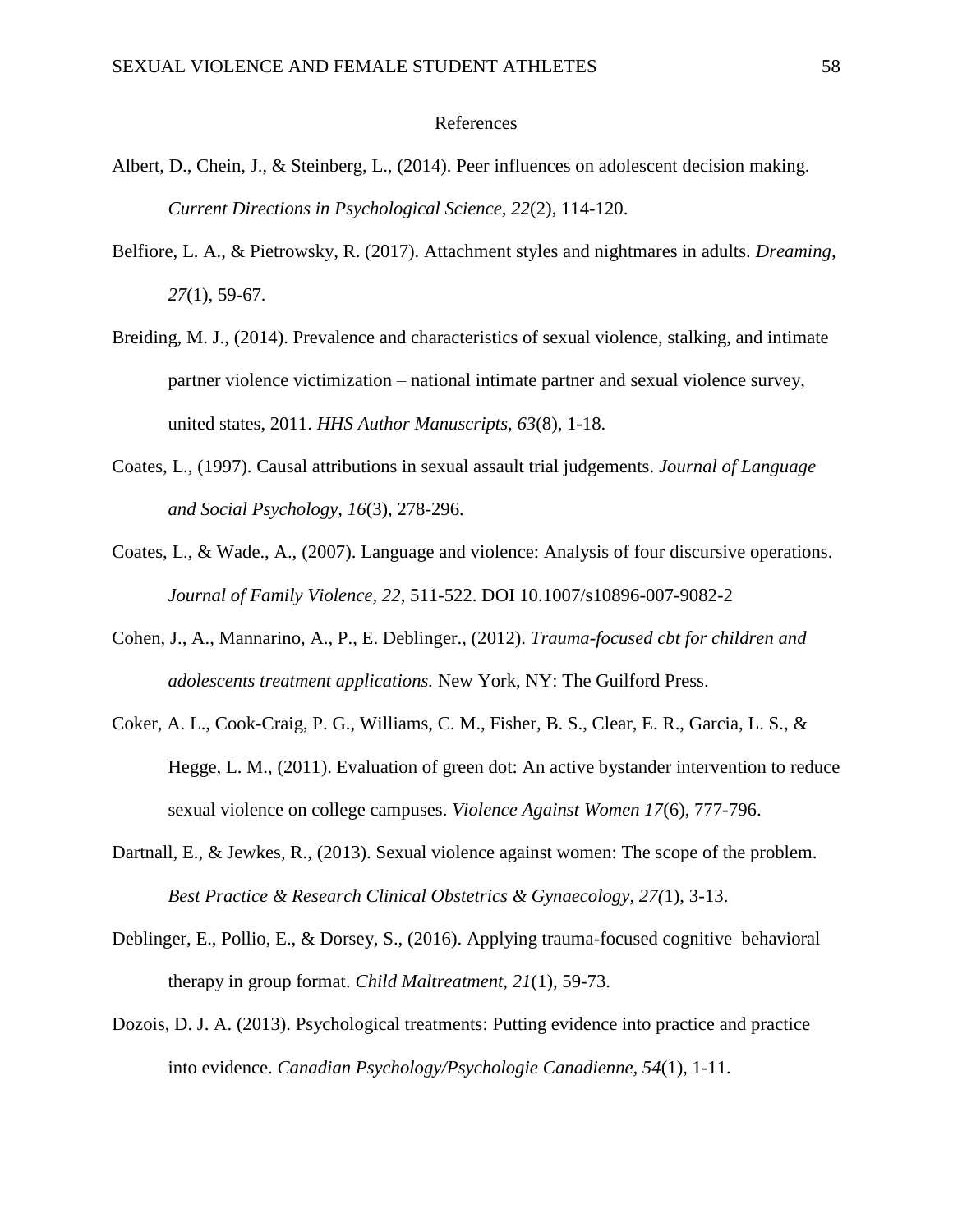# References

Albert, D., Chein, J., & Steinberg, L., (2014). Peer influences on adolescent decision making. *Current Directions in Psychological Science, 22*(2), 114-120.

Belfiore, L. A., & Pietrowsky, R. (2017). Attachment styles and nightmares in adults. *Dreaming, 27*(1), 59-67.

Breiding, M. J., (2014). Prevalence and characteristics of sexual violence, stalking, and intimate partner violence victimization – national intimate partner and sexual violence survey, united states, 2011. *HHS Author Manuscripts, 63*(8), 1-18.

Coates, L., (1997). Causal attributions in sexual assault trial judgements. *Journal of Language and Social Psychology, 16*(3), 278-296.

Coates, L., & Wade., A., (2007). Language and violence: Analysis of four discursive operations. *Journal of Family Violence, 22*, 511-522. DOI 10.1007/s10896-007-9082-2

Cohen, J., A., Mannarino, A., P., E. Deblinger., (2012). *Trauma-focused cbt for children and adolescents treatment applications.* New York, NY: The Guilford Press.

Coker, A. L., Cook-Craig, P. G., Williams, C. M., Fisher, B. S., Clear, E. R., Garcia, L. S., & Hegge, L. M., (2011). Evaluation of green dot: An active bystander intervention to reduce sexual violence on college campuses. *Violence Against Women 17*(6), 777-796.

Dartnall, E., & Jewkes, R., (2013). Sexual violence against women: The scope of the problem. *Best Practice & Research Clinical Obstetrics & Gynaecology, 27(*1), 3-13.

Deblinger, E., Pollio, E., & Dorsey, S., (2016). Applying trauma-focused cognitive–behavioral therapy in group format. *Child Maltreatment*, *21*(1), 59-73.

Dozois, D. J. A. (2013). Psychological treatments: Putting evidence into practice and practice into evidence. *Canadian Psychology/Psychologie Canadienne, 54*(1), 1-11.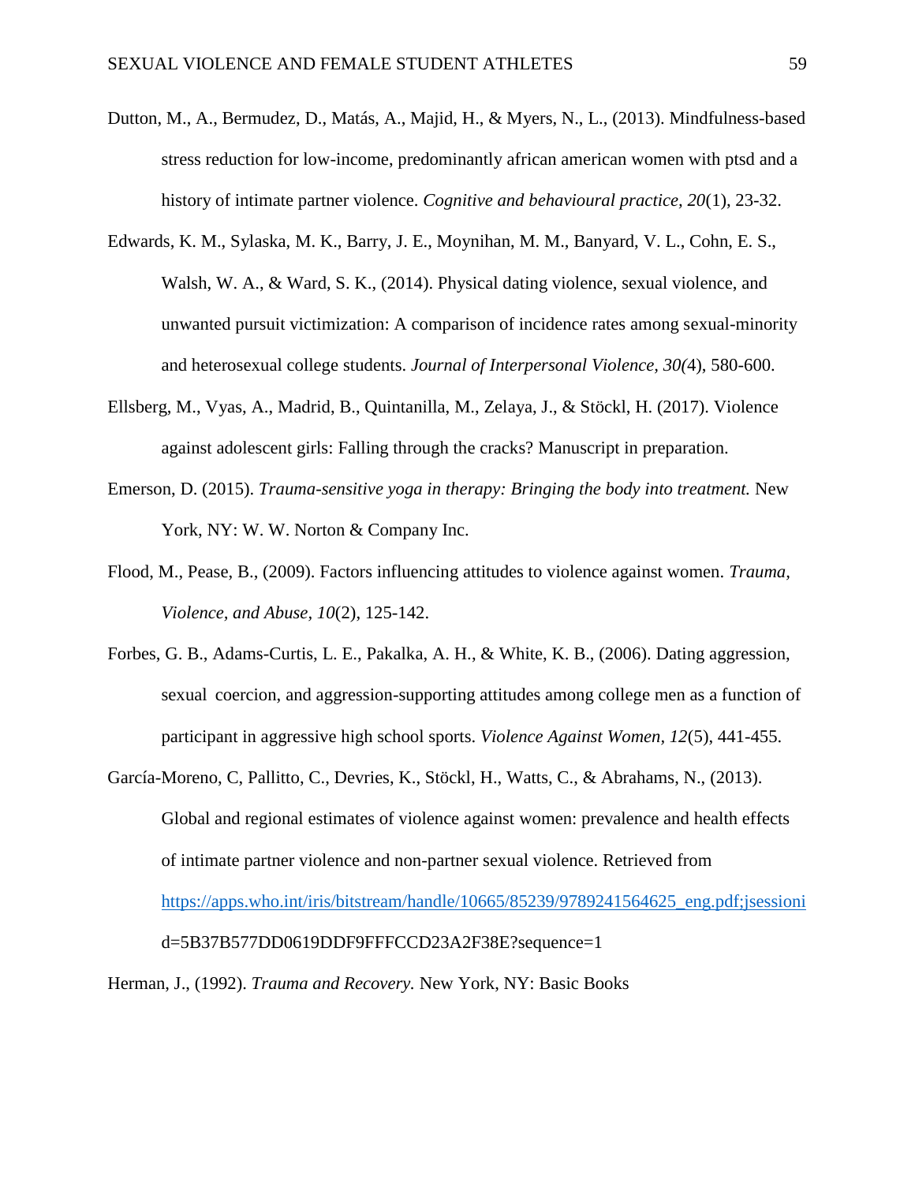Dutton, M., A., Bermudez, D., Matás, A., Majid, H., & Myers, N., L., (2013). Mindfulness-based stress reduction for low-income, predominantly african american women with ptsd and a history of intimate partner violence. *Cognitive and behavioural practice, 20*(1), 23-32.

Edwards, K. M., Sylaska, M. K., Barry, J. E., Moynihan, M. M., Banyard, V. L., Cohn, E. S., Walsh, W. A., & Ward, S. K., (2014). Physical dating violence, sexual violence, and unwanted pursuit victimization: A comparison of incidence rates among sexual-minority and heterosexual college students. *Journal of Interpersonal Violence, 30(*4), 580-600.

Ellsberg, M., Vyas, A., Madrid, B., Quintanilla, M., Zelaya, J., & Stöckl, H. (2017). Violence against adolescent girls: Falling through the cracks? Manuscript in preparation.

Emerson, D. (2015). *Trauma-sensitive yoga in therapy: Bringing the body into treatment.* New York, NY: W. W. Norton & Company Inc.

Flood, M., Pease, B., (2009). Factors influencing attitudes to violence against women. *Trauma, Violence, and Abuse*, *10*(2), 125-142.

Forbes, G. B., Adams-Curtis, L. E., Pakalka, A. H., & White, K. B., (2006). Dating aggression, sexual coercion, and aggression-supporting attitudes among college men as a function of participant in aggressive high school sports. *Violence Against Women*, *12*(5), 441-455.

García-Moreno, C, Pallitto, C., Devries, K., Stöckl, H., Watts, C., & Abrahams, N., (2013). Global and regional estimates of violence against women: prevalence and health effects of intimate partner violence and non-partner sexual violence. Retrieved from https://apps.who.int/iris/bitstream/handle/10665/85239/9789241564625_eng.pdf;jsessionid=5B37B577DD0619DDF9FFFCCD23A2F38E?sequence=1

Herman, J., (1992). *Trauma and Recovery.* New York, NY: Basic Books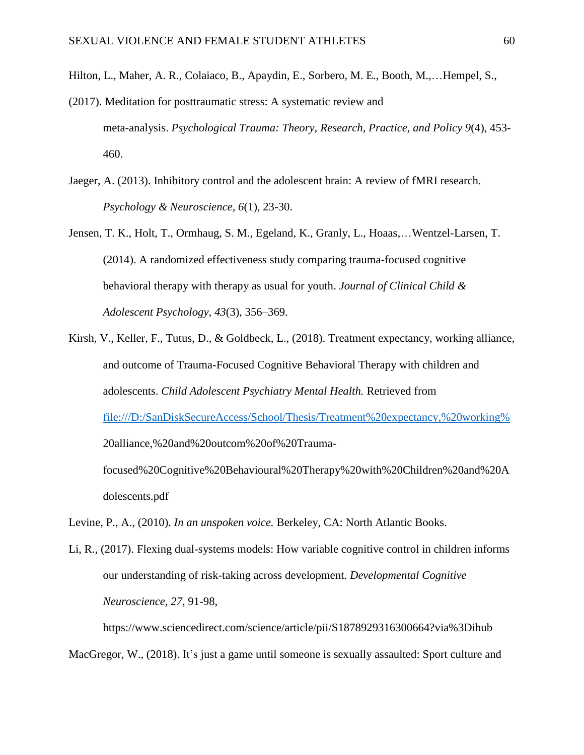Hilton, L., Maher, A. R., Colaiaco, B., Apaydin, E., Sorbero, M. E., Booth, M.,…Hempel, S., (2017). Meditation for posttraumatic stress: A systematic review and meta-analysis. *Psychological Trauma: Theory, Research, Practice, and Policy 9*(4), 453-460.

Jaeger, A. (2013). Inhibitory control and the adolescent brain: A review of fMRI research. *Psychology & Neuroscience*, *6*(1), 23-30.

Jensen, T. K., Holt, T., Ormhaug, S. M., Egeland, K., Granly, L., Hoaas,…Wentzel-Larsen, T. (2014). A randomized effectiveness study comparing trauma-focused cognitive behavioral therapy with therapy as usual for youth. *Journal of Clinical Child & Adolescent Psychology, 43*(3), 356–369.

Kirsh, V., Keller, F., Tutus, D., & Goldbeck, L., (2018). Treatment expectancy, working alliance, and outcome of Trauma-Focused Cognitive Behavioral Therapy with children and adolescents. *Child Adolescent Psychiatry Mental Health.* Retrieved from file:///D:/SanDiskSecureAccess/School/Thesis/Treatment%20expectancy,%20working%20alliance,%20and%20outcom%20of%20Trauma-focused%20Cognitive%20Behavioural%20Therapy%20with%20Children%20and%20Adolescents.pdf

Levine, P., A., (2010). *In an unspoken voice.* Berkeley, CA: North Atlantic Books.

Li, R., (2017). Flexing dual-systems models: How variable cognitive control in children informs our understanding of risk-taking across development. *Developmental Cognitive Neuroscience, 27*, 91-98, https://www.sciencedirect.com/science/article/pii/S1878929316300664?via%3Dihub

MacGregor, W., (2018). It's just a game until someone is sexually assaulted: Sport culture and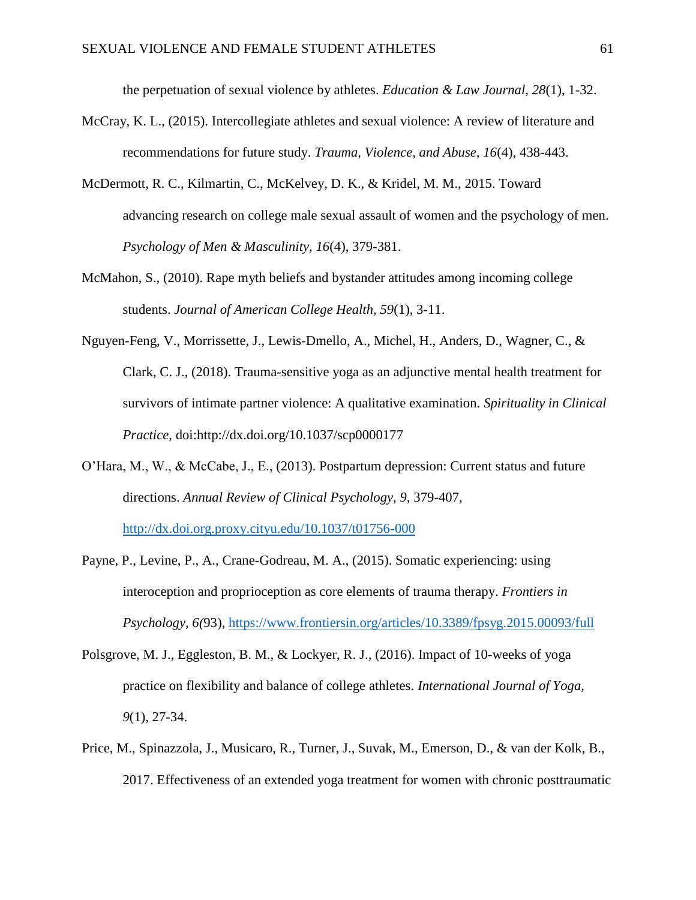the perpetuation of sexual violence by athletes. *Education & Law Journal*, *28*(1), 1-32.

McCray, K. L., (2015). Intercollegiate athletes and sexual violence: A review of literature and recommendations for future study. *Trauma, Violence, and Abuse*, *16*(4), 438-443.

McDermott, R. C., Kilmartin, C., McKelvey, D. K., & Kridel, M. M., 2015. Toward advancing research on college male sexual assault of women and the psychology of men. *Psychology of Men & Masculinity, 16*(4), 379-381.

McMahon, S., (2010). Rape myth beliefs and bystander attitudes among incoming college students. *Journal of American College Health, 59*(1), 3-11.

Nguyen-Feng, V., Morrissette, J., Lewis-Dmello, A., Michel, H., Anders, D., Wagner, C., & Clark, C. J., (2018). Trauma-sensitive yoga as an adjunctive mental health treatment for survivors of intimate partner violence: A qualitative examination. *Spirituality in Clinical Practice*, doi:http://dx.doi.org/10.1037/scp0000177

O'Hara, M., W., & McCabe, J., E., (2013). Postpartum depression: Current status and future directions. *Annual Review of Clinical Psychology, 9*, 379-407, http://dx.doi.org.proxy.cityu.edu/10.1037/t01756-000

Payne, P., Levine, P., A., Crane-Godreau, M. A., (2015). Somatic experiencing: using interoception and proprioception as core elements of trauma therapy. *Frontiers in Psychology, 6(*93), https://www.frontiersin.org/articles/10.3389/fpsyg.2015.00093/full

Polsgrove, M. J., Eggleston, B. M., & Lockyer, R. J., (2016). Impact of 10-weeks of yoga practice on flexibility and balance of college athletes. *International Journal of Yoga, 9*(1), 27-34.

Price, M., Spinazzola, J., Musicaro, R., Turner, J., Suvak, M., Emerson, D., & van der Kolk, B., 2017. Effectiveness of an extended yoga treatment for women with chronic posttraumatic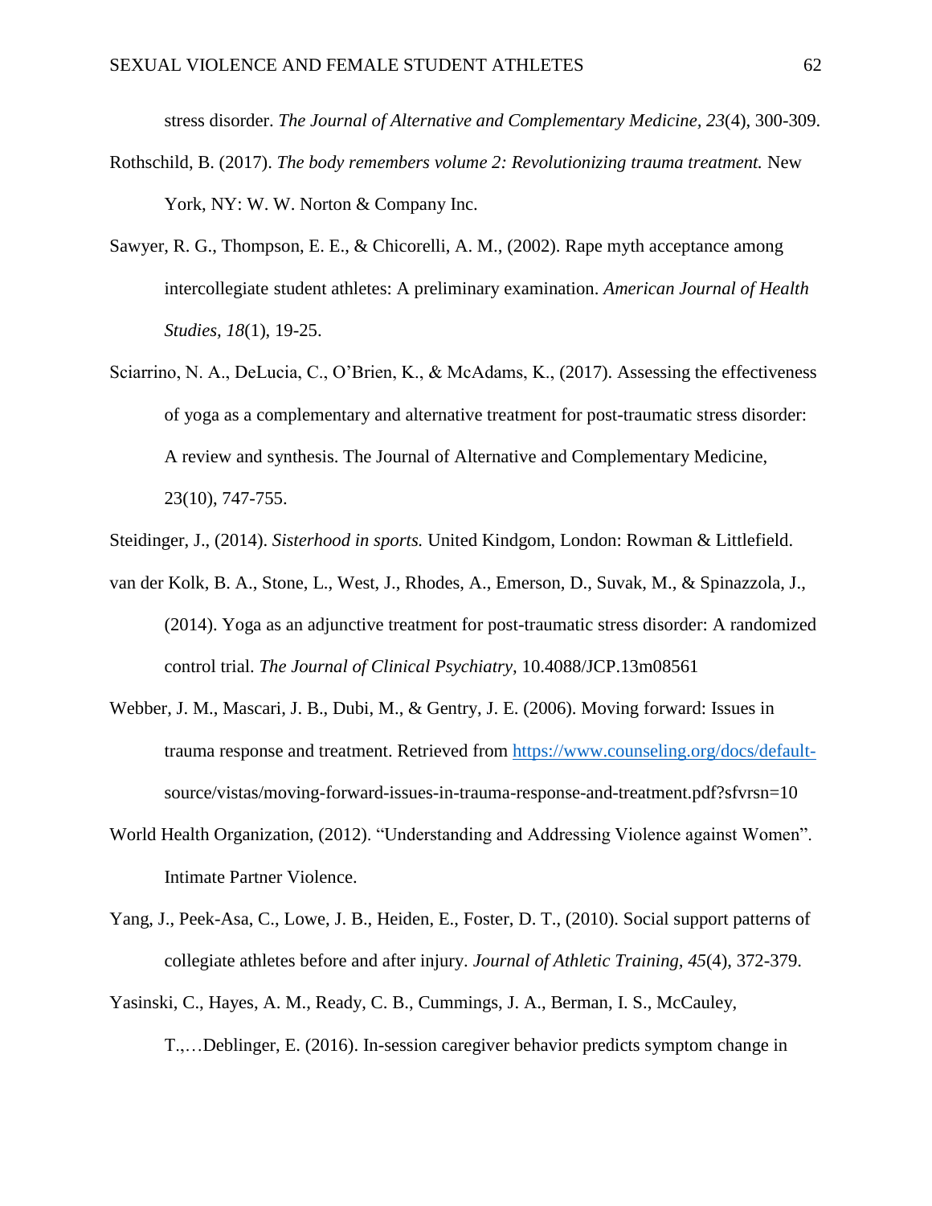stress disorder. *The Journal of Alternative and Complementary Medicine, 23*(4), 300-309.

Rothschild, B. (2017). *The body remembers volume 2: Revolutionizing trauma treatment.* New York, NY: W. W. Norton & Company Inc.

Sawyer, R. G., Thompson, E. E., & Chicorelli, A. M., (2002). Rape myth acceptance among intercollegiate student athletes: A preliminary examination. *American Journal of Health Studies, 18*(1), 19-25.

Sciarrino, N. A., DeLucia, C., O'Brien, K., & McAdams, K., (2017). Assessing the effectiveness of yoga as a complementary and alternative treatment for post-traumatic stress disorder: A review and synthesis. The Journal of Alternative and Complementary Medicine, 23(10), 747-755.

Steidinger, J., (2014). *Sisterhood in sports.* United Kindgom, London: Rowman & Littlefield.

van der Kolk, B. A., Stone, L., West, J., Rhodes, A., Emerson, D., Suvak, M., & Spinazzola, J., (2014). Yoga as an adjunctive treatment for post-traumatic stress disorder: A randomized control trial. *The Journal of Clinical Psychiatry,* 10.4088/JCP.13m08561

Webber, J. M., Mascari, J. B., Dubi, M., & Gentry, J. E. (2006). Moving forward: Issues in trauma response and treatment. Retrieved from https://www.counseling.org/docs/default-source/vistas/moving-forward-issues-in-trauma-response-and-treatment.pdf?sfvrsn=10

World Health Organization, (2012). "Understanding and Addressing Violence against Women". Intimate Partner Violence.

Yang, J., Peek-Asa, C., Lowe, J. B., Heiden, E., Foster, D. T., (2010). Social support patterns of collegiate athletes before and after injury. *Journal of Athletic Training, 45*(4), 372-379.

Yasinski, C., Hayes, A. M., Ready, C. B., Cummings, J. A., Berman, I. S., McCauley, T.,…Deblinger, E. (2016). In-session caregiver behavior predicts symptom change in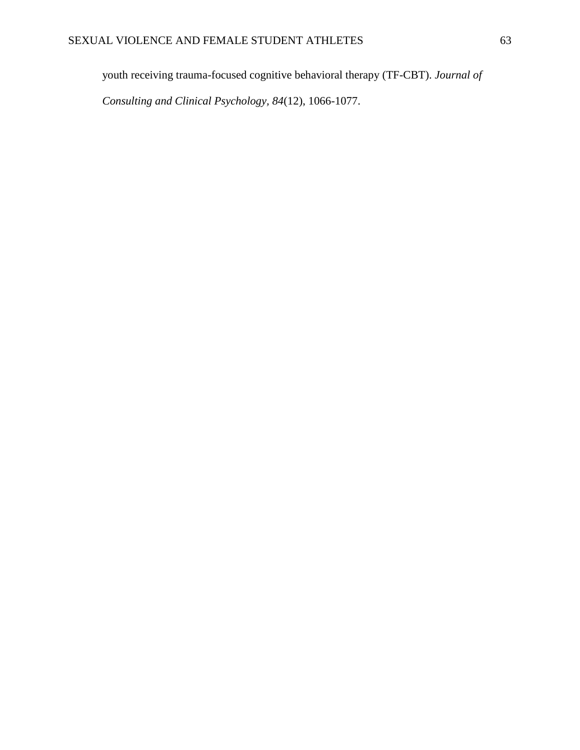youth receiving trauma-focused cognitive behavioral therapy (TF-CBT). *Journal of Consulting and Clinical Psychology, 84*(12), 1066-1077.